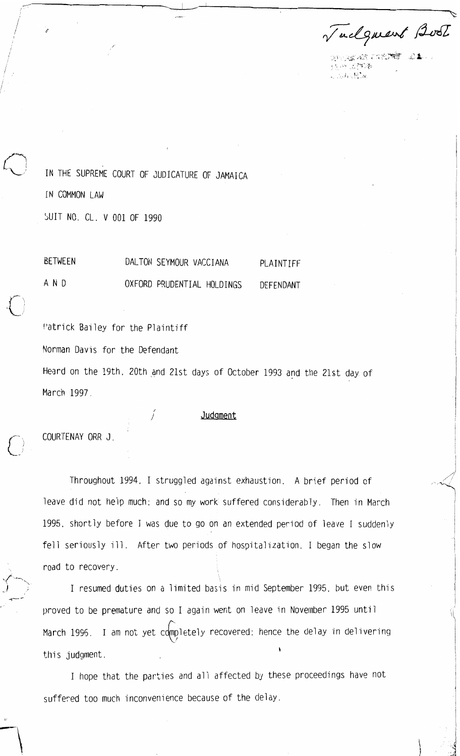Judgment Book

IN THE SUPREME COURT OF JUDICATURE OF JAMAICA

IN COMMON LAW

SUIT NO. CL. V 001 OF 1990

| | | |
|---|---|---|
| BETWEEN | DALTON SEYMOUR VACCIANA | PLAINTIFF |
| A N D | OXFORD PRUDENTIAL HOLDINGS | DEFENDANT |

Patrick Bailey for the Plaintiff

Norman Davis for the Defendant

Heard on the 19th, 20th and 21st days of October 1993 and the 21st day of March 1997.

## Judgment

COURTENAY ORR J.

Throughout 1994, I struggled against exhaustion. A brief period of leave did not help much; and so my work suffered considerably. Then in March 1995, shortly before I was due to go on an extended period of leave I suddenly fell seriously ill. After two periods of hospitalization, I began the slow road to recovery.

I resumed duties on a limited basis in mid September 1995, but even this proved to be premature and so I again went on leave in November 1995 until March 1996. I am not yet completely recovered; hence the delay in delivering this judgment.

I hope that the parties and all affected by these proceedings have not suffered too much inconvenience because of the delay.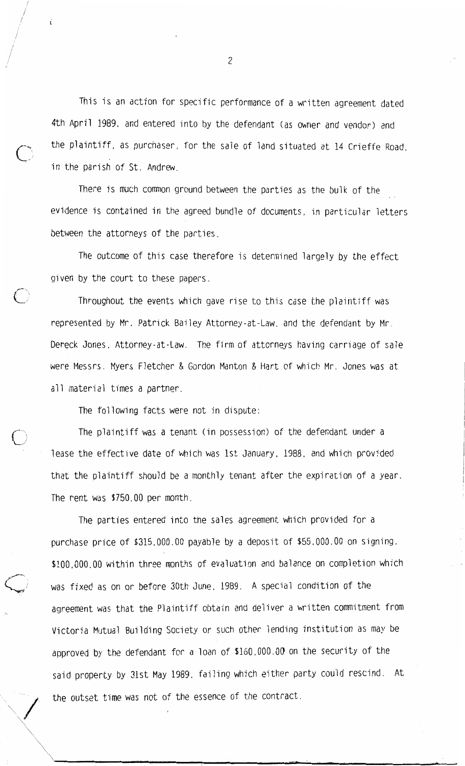This is an action for specific performance of a written agreement dated 4th April 1989, and entered into by the defendant (as owner and vendor) and the plaintiff, as purchaser, for the sale of land situated at 14 Crieffe Road, in the parish of St. Andrew.

There is much common ground between the parties as the bulk of the evidence is contained in the agreed bundle of documents, in particular letters between the attorneys of the parties.

The outcome of this case therefore is determined largely by the effect given by the court to these papers.

Throughout the events which gave rise to this case the plaintiff was represented by Mr. Patrick Bailey Attorney-at-Law, and the defendant by Mr. Dereck Jones, Attorney-at-Law. The firm of attorneys having carriage of sale were Messrs. Myers Fletcher & Gordon Manton & Hart of which Mr. Jones was at all material times a partner.

The following facts were not in dispute:

The plaintiff was a tenant (in possession) of the defendant under a lease the effective date of which was 1st January, 1988, and which provided that the plaintiff should be a monthly tenant after the expiration of a year. The rent was $750.00 per month.

The parties entered into the sales agreement which provided for a purchase price of $315,000.00 payable by a deposit of $55,000.00 on signing, $100,000.00 within three months of evaluation and balance on completion which was fixed as on or before 30th June, 1989. A special condition of the agreement was that the Plaintiff obtain and deliver a written commitment from Victoria Mutual Building Society or such other lending institution as may be approved by the defendant for a loan of $160,000.00 on the security of the said property by 31st May 1989, failing which either party could rescind. At the outset time was not of the essence of the contract.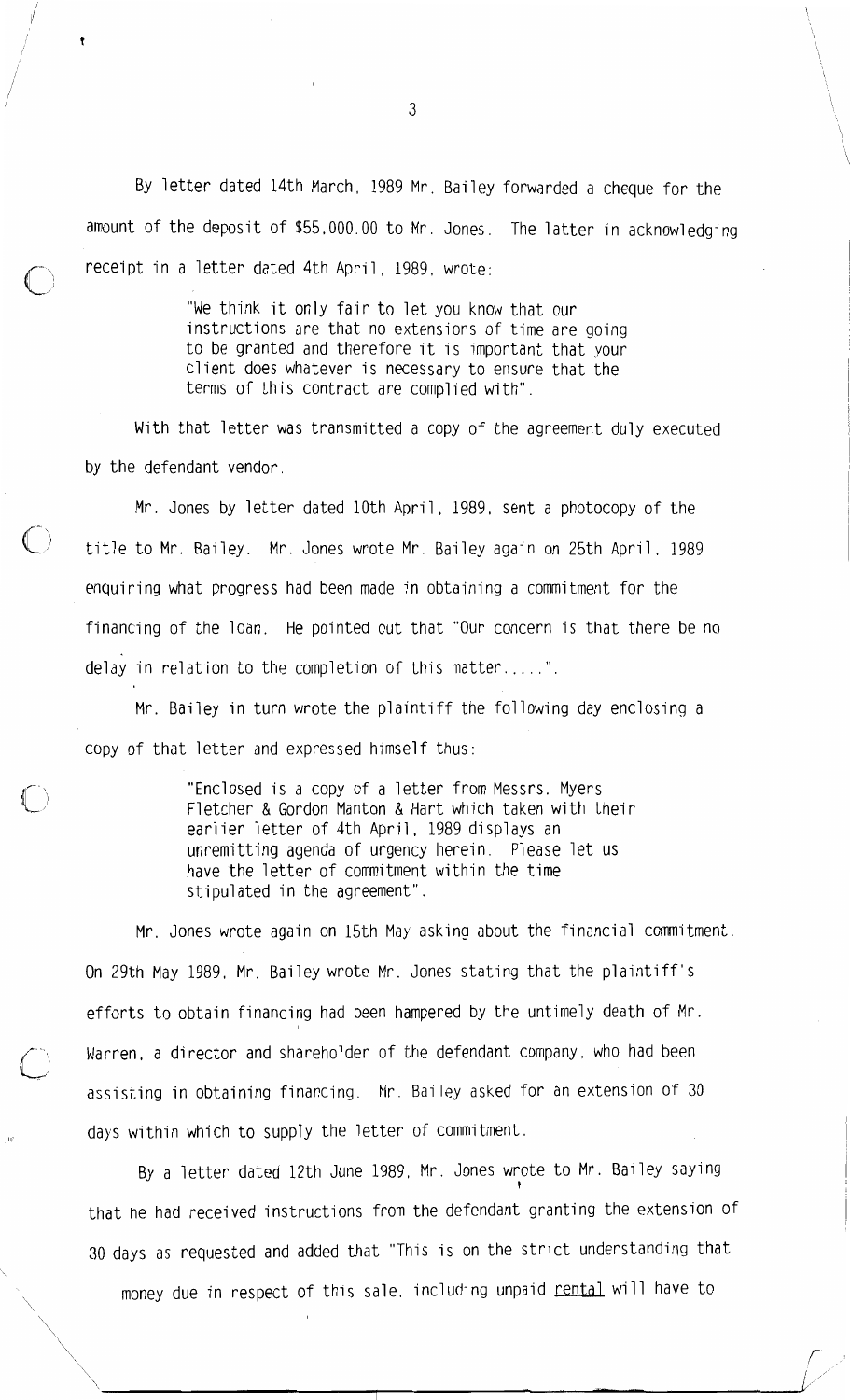By letter dated 14th March, 1989 Mr. Bailey forwarded a cheque for the amount of the deposit of $55,000.00 to Mr. Jones. The latter in acknowledging receipt in a letter dated 4th April, 1989, wrote:

> "We think it only fair to let you know that our instructions are that no extensions of time are going to be granted and therefore it is important that your client does whatever is necessary to ensure that the terms of this contract are complied with".

With that letter was transmitted a copy of the agreement duly executed by the defendant vendor.

Mr. Jones by letter dated 10th April, 1989, sent a photocopy of the title to Mr. Bailey. Mr. Jones wrote Mr. Bailey again on 25th April, 1989 enquiring what progress had been made in obtaining a commitment for the financing of the loan. He pointed out that "Our concern is that there be no delay in relation to the completion of this matter.....".

Mr. Bailey in turn wrote the plaintiff the following day enclosing a copy of that letter and expressed himself thus:

> "Enclosed is a copy of a letter from Messrs. Myers Fletcher & Gordon Manton & Hart which taken with their earlier letter of 4th April, 1989 displays an unremitting agenda of urgency herein. Please let us have the letter of commitment within the time stipulated in the agreement".

Mr. Jones wrote again on 15th May asking about the financial commitment. On 29th May 1989, Mr. Bailey wrote Mr. Jones stating that the plaintiff's efforts to obtain financing had been hampered by the untimely death of Mr. Warren, a director and shareholder of the defendant company, who had been assisting in obtaining financing. Mr. Bailey asked for an extension of 30 days within which to supply the letter of commitment.

By a letter dated 12th June 1989, Mr. Jones wrote to Mr. Bailey saying that he had received instructions from the defendant granting the extension of 30 days as requested and added that "This is on the strict understanding that money due in respect of this sale, including unpaid <u>rental</u> will have to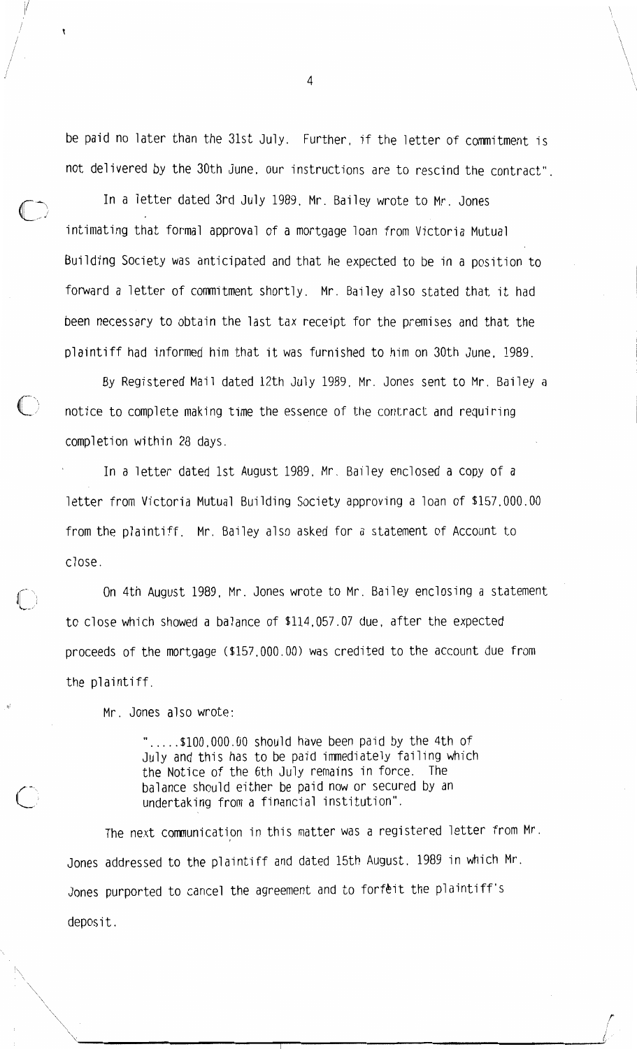be paid no later than the 31st July. Further, if the letter of commitment is not delivered by the 30th June, our instructions are to rescind the contract".

In a letter dated 3rd July 1989, Mr. Bailey wrote to Mr. Jones intimating that formal approval of a mortgage loan from Victoria Mutual Building Society was anticipated and that he expected to be in a position to forward a letter of commitment shortly. Mr. Bailey also stated that it had been necessary to obtain the last tax receipt for the premises and that the plaintiff had informed him that it was furnished to him on 30th June, 1989.

By Registered Mail dated 12th July 1989, Mr. Jones sent to Mr. Bailey a notice to complete making time the essence of the contract and requiring completion within 28 days.

In a letter dated 1st August 1989, Mr. Bailey enclosed a copy of a letter from Victoria Mutual Building Society approving a loan of $157,000.00 from the plaintiff. Mr. Bailey also asked for a statement of Account to close.

On 4th August 1989, Mr. Jones wrote to Mr. Bailey enclosing a statement to close which showed a balance of $114,057.07 due, after the expected proceeds of the mortgage ($157,000.00) was credited to the account due from the plaintiff.

Mr. Jones also wrote:

> ".....$100,000.00 should have been paid by the 4th of July and this has to be paid immediately failing which the Notice of the 6th July remains in force. The balance should either be paid now or secured by an undertaking from a financial institution".

The next communication in this matter was a registered letter from Mr. Jones addressed to the plaintiff and dated 15th August, 1989 in which Mr. Jones purported to cancel the agreement and to forfeit the plaintiff's deposit.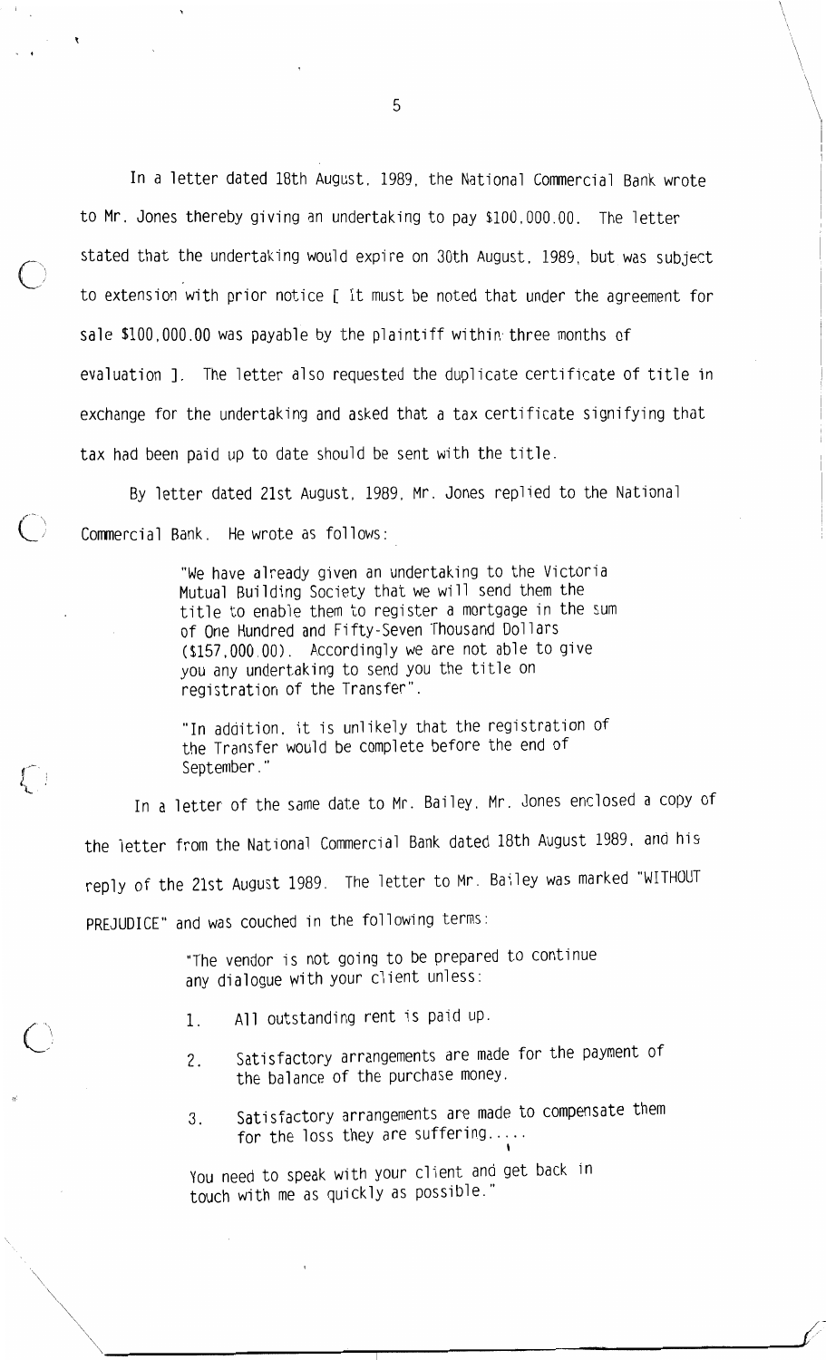In a letter dated 18th August, 1989, the National Commercial Bank wrote to Mr. Jones thereby giving an undertaking to pay $100,000.00. The letter stated that the undertaking would expire on 30th August, 1989, but was subject to extension with prior notice [ It must be noted that under the agreement for sale $100,000.00 was payable by the plaintiff within three months of evaluation ]. The letter also requested the duplicate certificate of title in exchange for the undertaking and asked that a tax certificate signifying that tax had been paid up to date should be sent with the title.

By letter dated 21st August, 1989, Mr. Jones replied to the National Commercial Bank. He wrote as follows:

> "We have already given an undertaking to the Victoria Mutual Building Society that we will send them the title to enable them to register a mortgage in the sum of One Hundred and Fifty-Seven Thousand Dollars ($157,000.00). Accordingly we are not able to give you any undertaking to send you the title on registration of the Transfer".
>
> "In addition, it is unlikely that the registration of the Transfer would be complete before the end of September."

In a letter of the same date to Mr. Bailey, Mr. Jones enclosed a copy of the letter from the National Commercial Bank dated 18th August 1989, and his reply of the 21st August 1989. The letter to Mr. Bailey was marked "WITHOUT PREJUDICE" and was couched in the following terms:

> "The vendor is not going to be prepared to continue any dialogue with your client unless:
>
> 1. All outstanding rent is paid up.
> 2. Satisfactory arrangements are made for the payment of the balance of the purchase money.
> 3. Satisfactory arrangements are made to compensate them for the loss they are suffering.....
>
> You need to speak with your client and get back in touch with me as quickly as possible."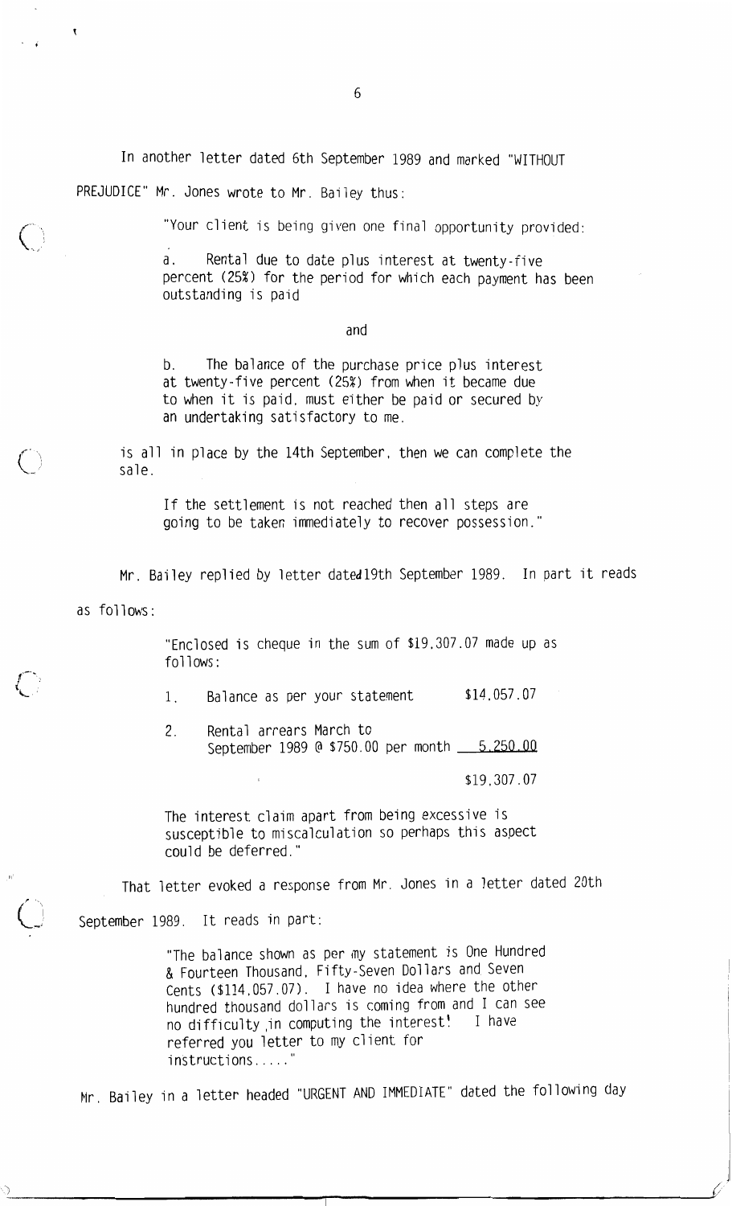In another letter dated 6th September 1989 and marked "WITHOUT PREJUDICE" Mr. Jones wrote to Mr. Bailey thus:

> "Your client is being given one final opportunity provided:
>
> a. Rental due to date plus interest at twenty-five percent (25%) for the period for which each payment has been outstanding is paid
>
> and
>
> b. The balance of the purchase price plus interest at twenty-five percent (25%) from when it became due to when it is paid, must either be paid or secured by an undertaking satisfactory to me.
>
> is all in place by the 14th September, then we can complete the sale.
>
> If the settlement is not reached then all steps are going to be taken immediately to recover possession."

Mr. Bailey replied by letter dated 19th September 1989. In part it reads as follows:

> "Enclosed is cheque in the sum of $19,307.07 made up as follows:
>
> | | | |
> |---|---|---|
> | 1. | Balance as per your statement | $14,057.07 |
> | 2. | Rental arrears March to September 1989 @ $750.00 per month | 5,250.00 |
> | | | $19,307.07 |
>
> The interest claim apart from being excessive is susceptible to miscalculation so perhaps this aspect could be deferred."

That letter evoked a response from Mr. Jones in a letter dated 20th September 1989. It reads in part:

> "The balance shown as per my statement is One Hundred & Fourteen Thousand, Fifty-Seven Dollars and Seven Cents ($114,057.07). I have no idea where the other hundred thousand dollars is coming from and I can see no difficulty in computing the interest! I have referred you letter to my client for instructions....."

Mr. Bailey in a letter headed "URGENT AND IMMEDIATE" dated the following day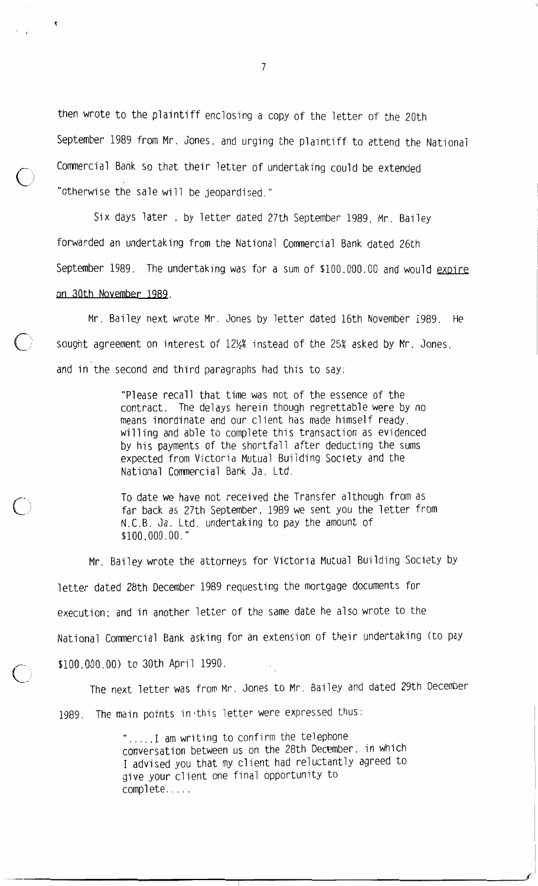then wrote to the plaintiff enclosing a copy of the letter of the 20th September 1989 from Mr. Jones, and urging the plaintiff to attend the National Commercial Bank so that their letter of undertaking could be extended "otherwise the sale will be jeopardised."

Six days later , by letter dated 27th September 1989, Mr. Bailey forwarded an undertaking from the National Commercial Bank dated 26th September 1989. The undertaking was for a sum of $100,000.00 and would expire on 30th November 1989.

Mr. Bailey next wrote Mr. Jones by letter dated 16th November 1989. He sought agreement on interest of 12½% instead of the 25% asked by Mr. Jones, and in the second and third paragraphs had this to say:

> "Please recall that time was not of the essence of the contract. The delays herein though regrettable were by no means inordinate and our client has made himself ready, willing and able to complete this transaction as evidenced by his payments of the shortfall after deducting the sums expected from Victoria Mutual Building Society and the National Commercial Bank Ja. Ltd.
>
> To date we have not received the Transfer although from as far back as 27th September, 1989 we sent you the letter from N.C.B. Ja. Ltd. undertaking to pay the amount of $100,000.00."

Mr. Bailey wrote the attorneys for Victoria Mutual Building Society by letter dated 28th December 1989 requesting the mortgage documents for execution; and in another letter of the same date he also wrote to the National Commercial Bank asking for an extension of their undertaking (to pay $100,000.00) to 30th April 1990.

The next letter was from Mr. Jones to Mr. Bailey and dated 29th December 1989. The main points in this letter were expressed thus:

> ".....I am writing to confirm the telephone conversation between us on the 28th December, in which I advised you that my client had reluctantly agreed to give your client one final opportunity to complete.....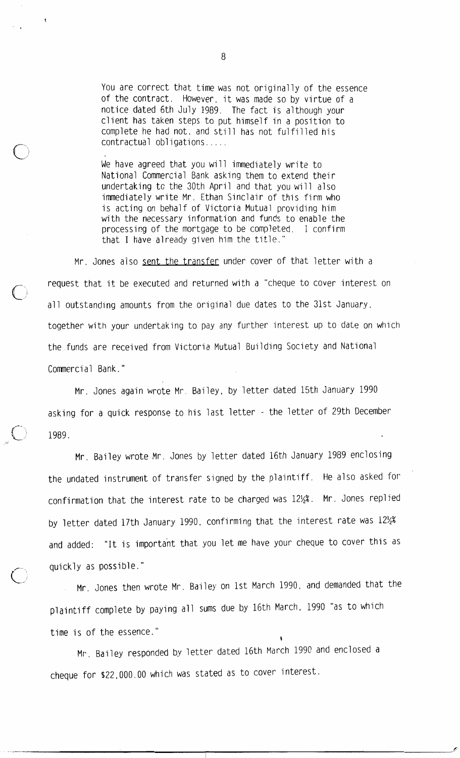> You are correct that time was not originally of the essence of the contract. However, it was made so by virtue of a notice dated 6th July 1989. The fact is although your client has taken steps to put himself in a position to complete he had not, and still has not fulfilled his contractual obligations.....
>
> We have agreed that you will immediately write to National Commercial Bank asking them to extend their undertaking to the 30th April and that you will also immediately write Mr. Ethan Sinclair of this firm who is acting on behalf of Victoria Mutual providing him with the necessary information and funds to enable the processing of the mortgage to be completed. I confirm that I have already given him the title."

Mr. Jones also <u>sent the transfer</u> under cover of that letter with a request that it be executed and returned with a "cheque to cover interest on all outstanding amounts from the original due dates to the 31st January, together with your undertaking to pay any further interest up to date on which the funds are received from Victoria Mutual Building Society and National Commercial Bank."

Mr. Jones again wrote Mr. Bailey, by letter dated 15th January 1990 asking for a quick response to his last letter - the letter of 29th December 1989.

Mr. Bailey wrote Mr. Jones by letter dated 16th January 1989 enclosing the undated instrument of transfer signed by the plaintiff. He also asked for confirmation that the interest rate to be charged was 12½%. Mr. Jones replied by letter dated 17th January 1990, confirming that the interest rate was 12½% and added: "It is important that you let me have your cheque to cover this as quickly as possible."

Mr. Jones then wrote Mr. Bailey on 1st March 1990, and demanded that the plaintiff complete by paying all sums due by 16th March, 1990 "as to which time is of the essence."

Mr. Bailey responded by letter dated 16th March 1990 and enclosed a cheque for $22,000.00 which was stated as to cover interest.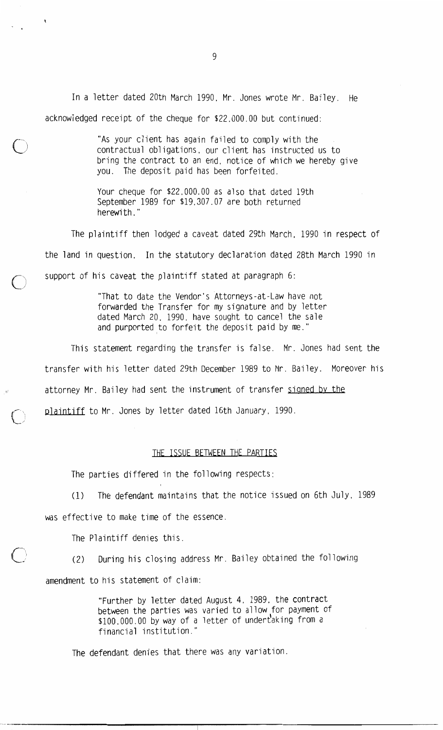In a letter dated 20th March 1990, Mr. Jones wrote Mr. Bailey. He acknowledged receipt of the cheque for $22,000.00 but continued:

> "As your client has again failed to comply with the contractual obligations, our client has instructed us to bring the contract to an end, notice of which we hereby give you. The deposit paid has been forfeited.
>
> Your cheque for $22,000.00 as also that dated 19th September 1989 for $19,307.07 are both returned herewith."

The plaintiff then lodged a caveat dated 29th March, 1990 in respect of the land in question. In the statutory declaration dated 28th March 1990 in support of his caveat the plaintiff stated at paragraph 6:

> "That to date the Vendor's Attorneys-at-Law have not forwarded the Transfer for my signature and by letter dated March 20, 1990, have sought to cancel the sale and purported to forfeit the deposit paid by me."

This statement regarding the transfer is false. Mr. Jones had sent the transfer with his letter dated 29th December 1989 to Mr. Bailey. Moreover his attorney Mr. Bailey had sent the instrument of transfer <u>signed by the plaintiff</u> to Mr. Jones by letter dated 16th January, 1990.

## THE ISSUE BETWEEN THE PARTIES

The parties differed in the following respects:

(1) The defendant maintains that the notice issued on 6th July, 1989 was effective to make time of the essence.

The Plaintiff denies this.

(2) During his closing address Mr. Bailey obtained the following amendment to his statement of claim:

> "Further by letter dated August 4, 1989, the contract between the parties was varied to allow for payment of $100,000.00 by way of a letter of undertaking from a financial institution."

The defendant denies that there was any variation.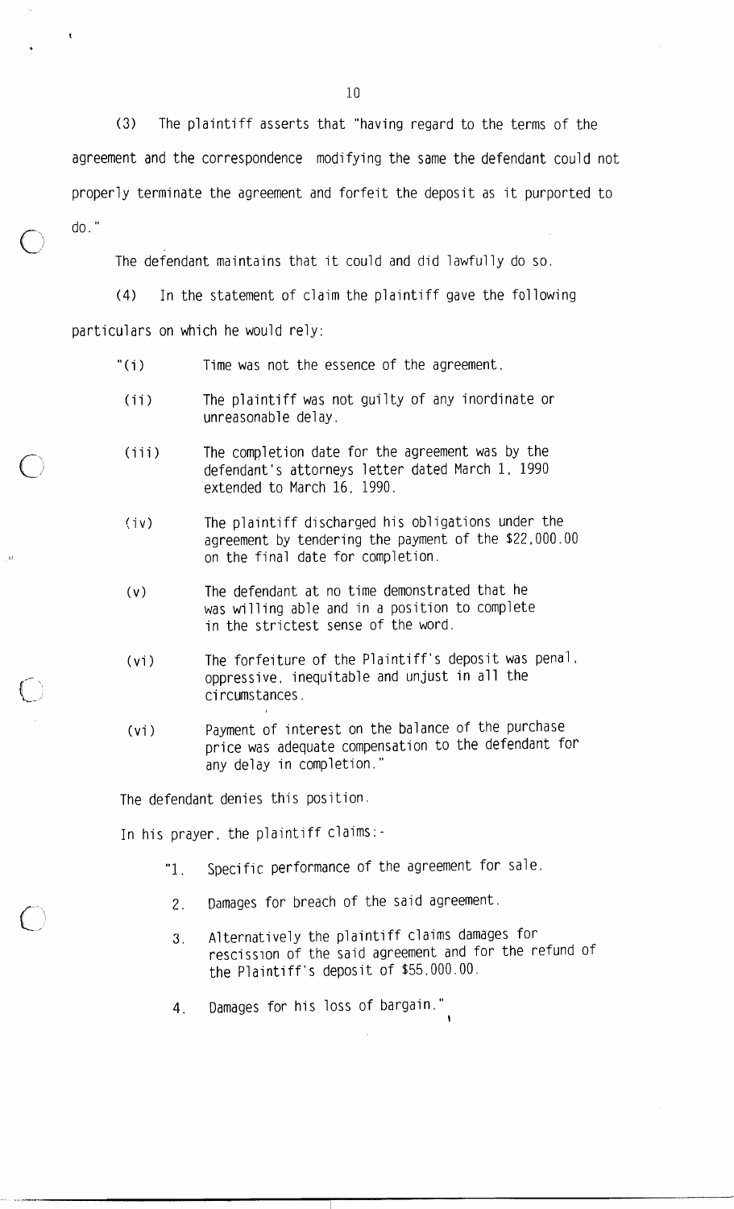(3) The plaintiff asserts that "having regard to the terms of the agreement and the correspondence modifying the same the defendant could not properly terminate the agreement and forfeit the deposit as it purported to do."

The defendant maintains that it could and did lawfully do so.

(4) In the statement of claim the plaintiff gave the following particulars on which he would rely:

"(i) Time was not the essence of the agreement.

(ii) The plaintiff was not guilty of any inordinate or unreasonable delay.

(iii) The completion date for the agreement was by the defendant's attorneys letter dated March 1, 1990 extended to March 16, 1990.

(iv) The plaintiff discharged his obligations under the agreement by tendering the payment of the $22,000.00 on the final date for completion.

(v) The defendant at no time demonstrated that he was willing able and in a position to complete in the strictest sense of the word.

(vi) The forfeiture of the Plaintiff's deposit was penal, oppressive, inequitable and unjust in all the circumstances.

(vi) Payment of interest on the balance of the purchase price was adequate compensation to the defendant for any delay in completion."

The defendant denies this position.

In his prayer, the plaintiff claims:-

"1. Specific performance of the agreement for sale.

2. Damages for breach of the said agreement.

3. Alternatively the plaintiff claims damages for rescission of the said agreement and for the refund of the Plaintiff's deposit of $55,000.00.

4. Damages for his loss of bargain."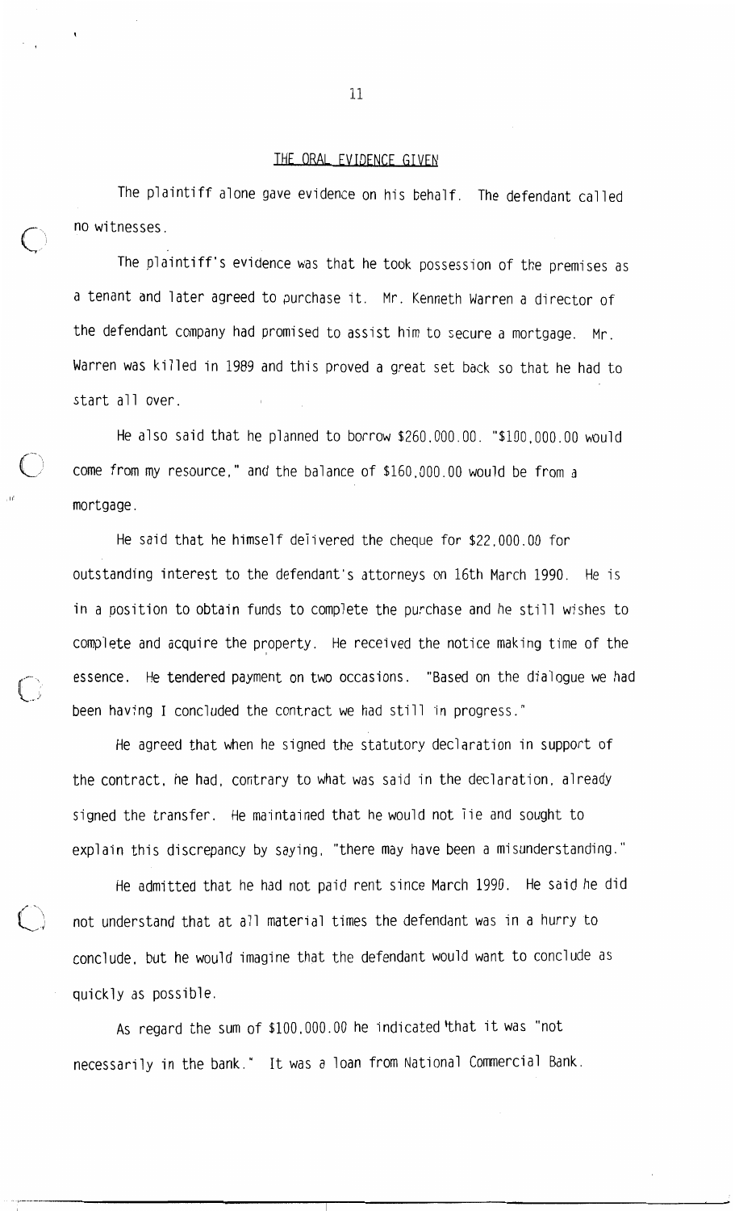## THE ORAL EVIDENCE GIVEN

The plaintiff alone gave evidence on his behalf. The defendant called no witnesses.

The plaintiff's evidence was that he took possession of the premises as a tenant and later agreed to purchase it. Mr. Kenneth Warren a director of the defendant company had promised to assist him to secure a mortgage. Mr. Warren was killed in 1989 and this proved a great set back so that he had to start all over.

He also said that he planned to borrow $260,000.00. "$100,000.00 would come from my resource," and the balance of $160,000.00 would be from a mortgage.

He said that he himself delivered the cheque for $22,000.00 for outstanding interest to the defendant's attorneys on 16th March 1990. He is in a position to obtain funds to complete the purchase and he still wishes to complete and acquire the property. He received the notice making time of the essence. He tendered payment on two occasions. "Based on the dialogue we had been having I concluded the contract we had still in progress."

He agreed that when he signed the statutory declaration in support of the contract, he had, contrary to what was said in the declaration, already signed the transfer. He maintained that he would not lie and sought to explain this discrepancy by saying, "there may have been a misunderstanding."

He admitted that he had not paid rent since March 1990. He said he did not understand that at all material times the defendant was in a hurry to conclude, but he would imagine that the defendant would want to conclude as quickly as possible.

As regard the sum of $100,000.00 he indicated that it was "not necessarily in the bank." It was a loan from National Commercial Bank.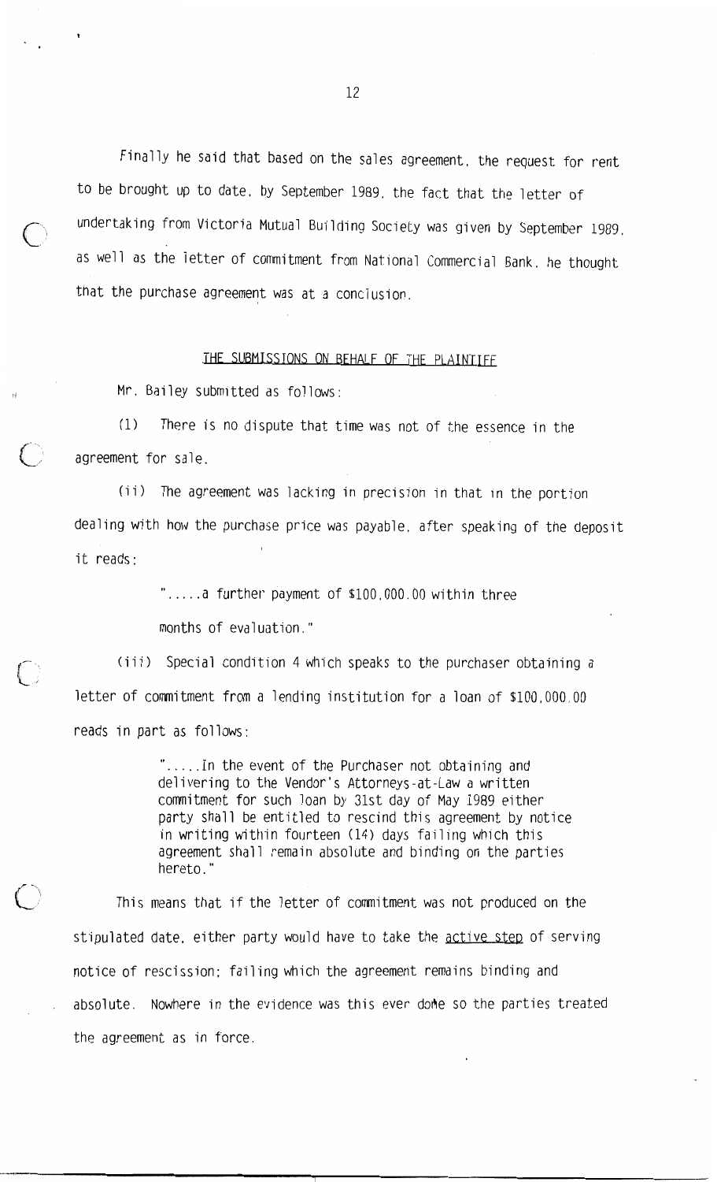Finally he said that based on the sales agreement, the request for rent to be brought up to date, by September 1989, the fact that the letter of undertaking from Victoria Mutual Building Society was given by September 1989, as well as the letter of commitment from National Commercial Bank, he thought that the purchase agreement was at a conclusion.

## THE SUBMISSIONS ON BEHALF OF THE PLAINTIFF

Mr. Bailey submitted as follows:

(1) There is no dispute that time was not of the essence in the agreement for sale.

(ii) The agreement was lacking in precision in that in the portion dealing with how the purchase price was payable, after speaking of the deposit it reads:

> ".....a further payment of $100,000.00 within three months of evaluation."

(iii) Special condition 4 which speaks to the purchaser obtaining a letter of commitment from a lending institution for a loan of $100,000.00 reads in part as follows:

> ".....In the event of the Purchaser not obtaining and delivering to the Vendor's Attorneys-at-Law a written commitment for such loan by 31st day of May 1989 either party shall be entitled to rescind this agreement by notice in writing within fourteen (14) days failing which this agreement shall remain absolute and binding on the parties hereto."

This means that if the letter of commitment was not produced on the stipulated date, either party would have to take the <u>active step</u> of serving notice of rescission; failing which the agreement remains binding and absolute. Nowhere in the evidence was this ever done so the parties treated the agreement as in force.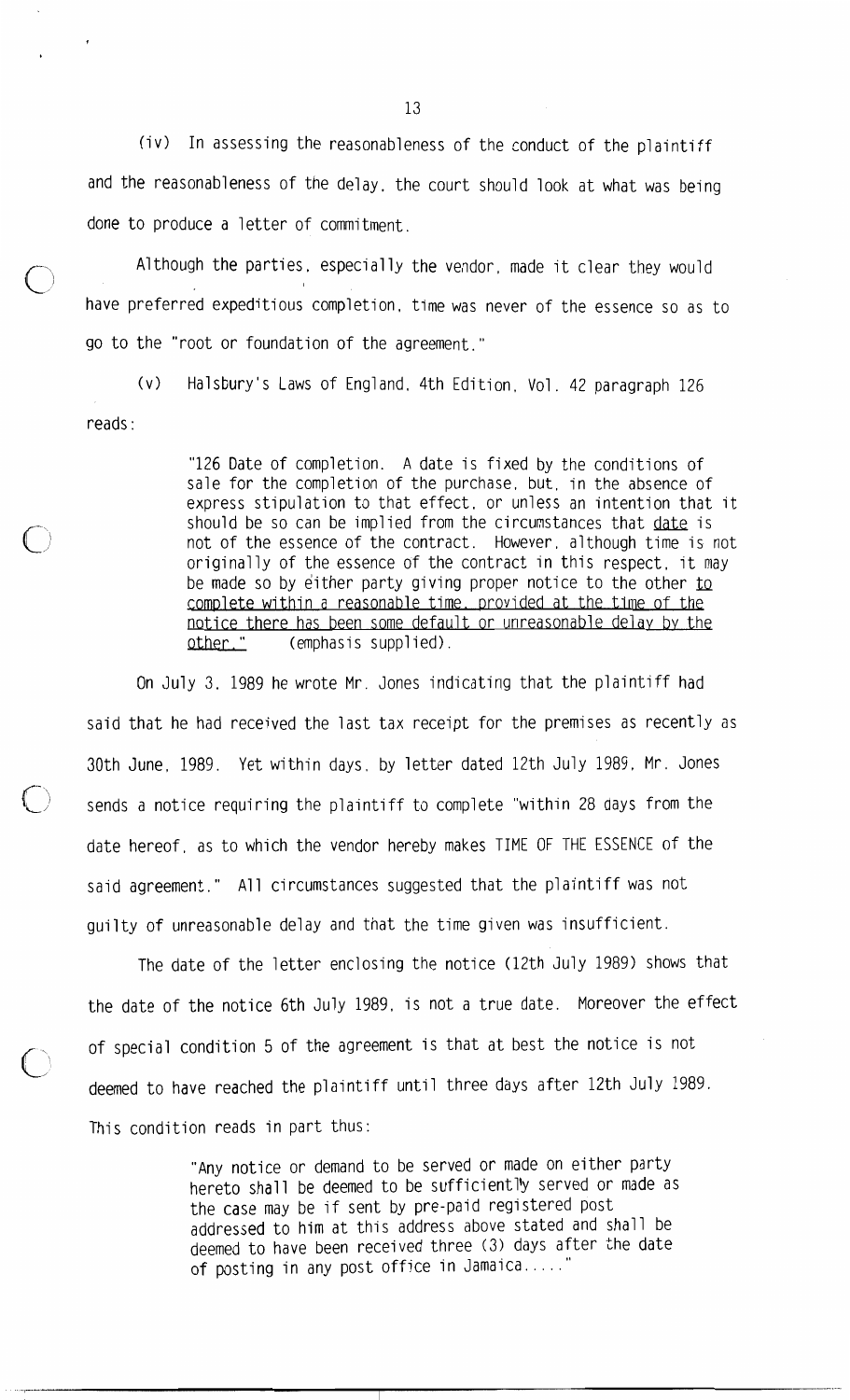(iv) In assessing the reasonableness of the conduct of the plaintiff and the reasonableness of the delay, the court should look at what was being done to produce a letter of commitment.

Although the parties, especially the vendor, made it clear they would have preferred expeditious completion, time was never of the essence so as to go to the "root or foundation of the agreement."

(v) Halsbury's Laws of England, 4th Edition, Vol. 42 paragraph 126 reads:

> "126 Date of completion. A date is fixed by the conditions of sale for the completion of the purchase, but, in the absence of express stipulation to that effect, or unless an intention that it should be so can be implied from the circumstances that <u>date</u> is not of the essence of the contract. However, although time is not originally of the essence of the contract in this respect, it may be made so by either party giving proper notice to the other <u>to complete within a reasonable time, provided at the time of the notice there has been some default or unreasonable delay by the other.</u>" (emphasis supplied).

On July 3, 1989 he wrote Mr. Jones indicating that the plaintiff had said that he had received the last tax receipt for the premises as recently as 30th June, 1989. Yet within days, by letter dated 12th July 1989, Mr. Jones sends a notice requiring the plaintiff to complete "within 28 days from the date hereof, as to which the vendor hereby makes TIME OF THE ESSENCE of the said agreement." All circumstances suggested that the plaintiff was not guilty of unreasonable delay and that the time given was insufficient.

The date of the letter enclosing the notice (12th July 1989) shows that the date of the notice 6th July 1989, is not a true date. Moreover the effect of special condition 5 of the agreement is that at best the notice is not deemed to have reached the plaintiff until three days after 12th July 1989. This condition reads in part thus:

> "Any notice or demand to be served or made on either party hereto shall be deemed to be sufficiently served or made as the case may be if sent by pre-paid registered post addressed to him at this address above stated and shall be deemed to have been received three (3) days after the date of posting in any post office in Jamaica....."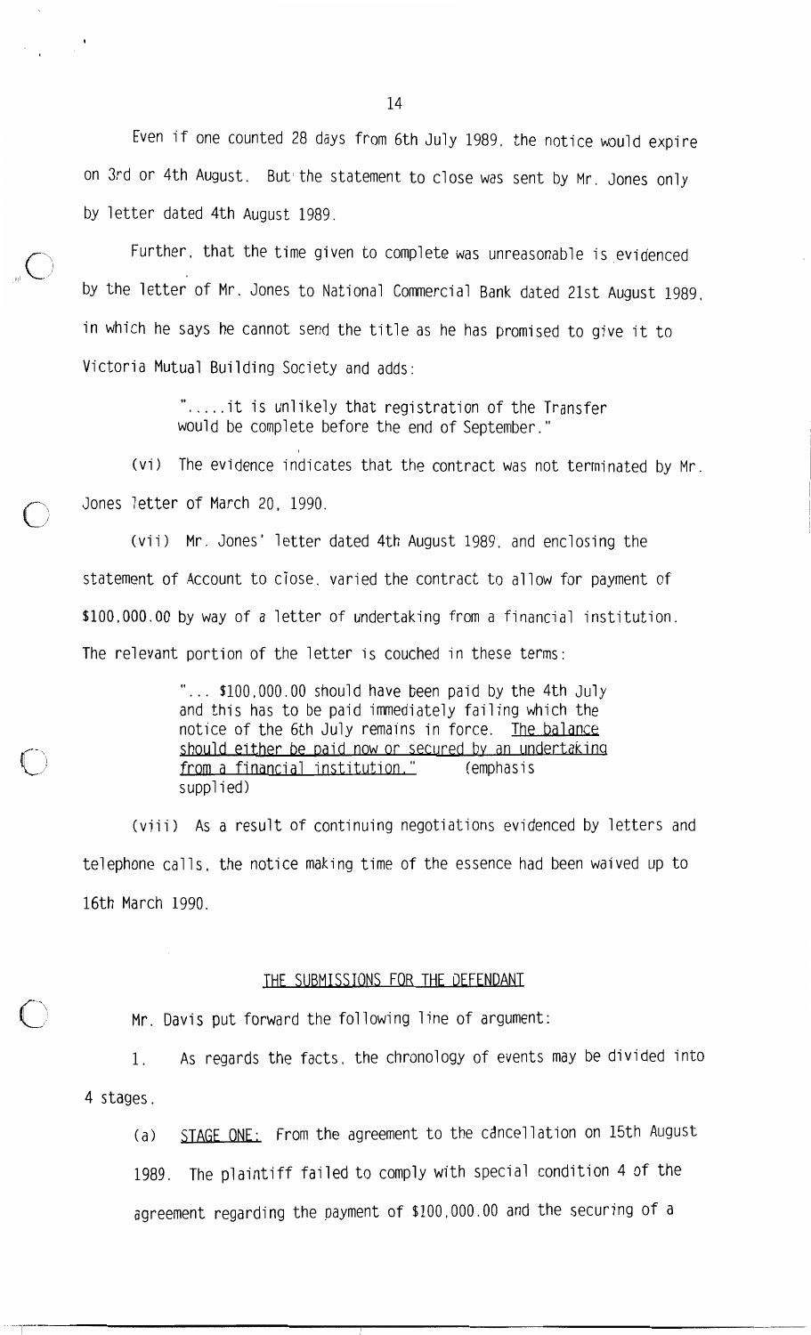Even if one counted 28 days from 6th July 1989, the notice would expire on 3rd or 4th August. But the statement to close was sent by Mr. Jones only by letter dated 4th August 1989.

Further, that the time given to complete was unreasonable is evidenced by the letter of Mr. Jones to National Commercial Bank dated 21st August 1989, in which he says he cannot send the title as he has promised to give it to Victoria Mutual Building Society and adds:

> ".....it is unlikely that registration of the Transfer would be complete before the end of September."

(vi) The evidence indicates that the contract was not terminated by Mr. Jones letter of March 20, 1990.

(vii) Mr. Jones' letter dated 4th August 1989, and enclosing the statement of Account to close, varied the contract to allow for payment of $100,000.00 by way of a letter of undertaking from a financial institution. The relevant portion of the letter is couched in these terms:

> "... $100,000.00 should have been paid by the 4th July and this has to be paid immediately failing which the notice of the 6th July remains in force. <u>The balance should either be paid now or secured by an undertaking from a financial institution.</u>" (emphasis supplied)

(viii) As a result of continuing negotiations evidenced by letters and telephone calls, the notice making time of the essence had been waived up to 16th March 1990.

## THE SUBMISSIONS FOR THE DEFENDANT

Mr. Davis put forward the following line of argument:

1. As regards the facts, the chronology of events may be divided into 4 stages.

(a) <u>STAGE ONE:</u> From the agreement to the cancellation on 15th August 1989. The plaintiff failed to comply with special condition 4 of the agreement regarding the payment of $100,000.00 and the securing of a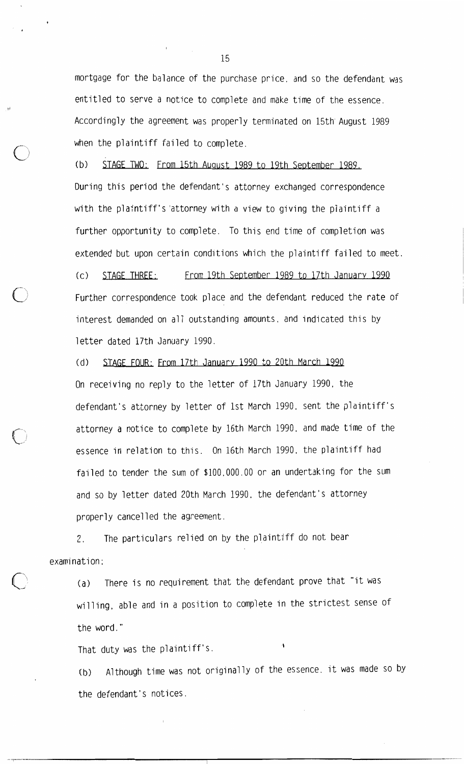mortgage for the balance of the purchase price, and so the defendant was entitled to serve a notice to complete and make time of the essence. Accordingly the agreement was properly terminated on 15th August 1989 when the plaintiff failed to complete.

(b) <u>STAGE TWO: From 15th August 1989 to 19th September 1989.</u>

During this period the defendant's attorney exchanged correspondence with the plaintiff's attorney with a view to giving the plaintiff a further opportunity to complete. To this end time of completion was extended but upon certain conditions which the plaintiff failed to meet.

(c) <u>STAGE THREE:</u> <u>From 19th September 1989 to 17th January 1990</u>

Further correspondence took place and the defendant reduced the rate of interest demanded on all outstanding amounts, and indicated this by letter dated 17th January 1990.

(d) <u>STAGE FOUR: From 17th January 1990 to 20th March 1990</u>

On receiving no reply to the letter of 17th January 1990, the defendant's attorney by letter of 1st March 1990, sent the plaintiff's attorney a notice to complete by 16th March 1990, and made time of the essence in relation to this. On 16th March 1990, the plaintiff had failed to tender the sum of $100,000.00 or an undertaking for the sum and so by letter dated 20th March 1990, the defendant's attorney properly cancelled the agreement.

2. The particulars relied on by the plaintiff do not bear examination:

(a) There is no requirement that the defendant prove that "it was willing, able and in a position to complete in the strictest sense of the word."

That duty was the plaintiff's.

(b) Although time was not originally of the essence, it was made so by the defendant's notices.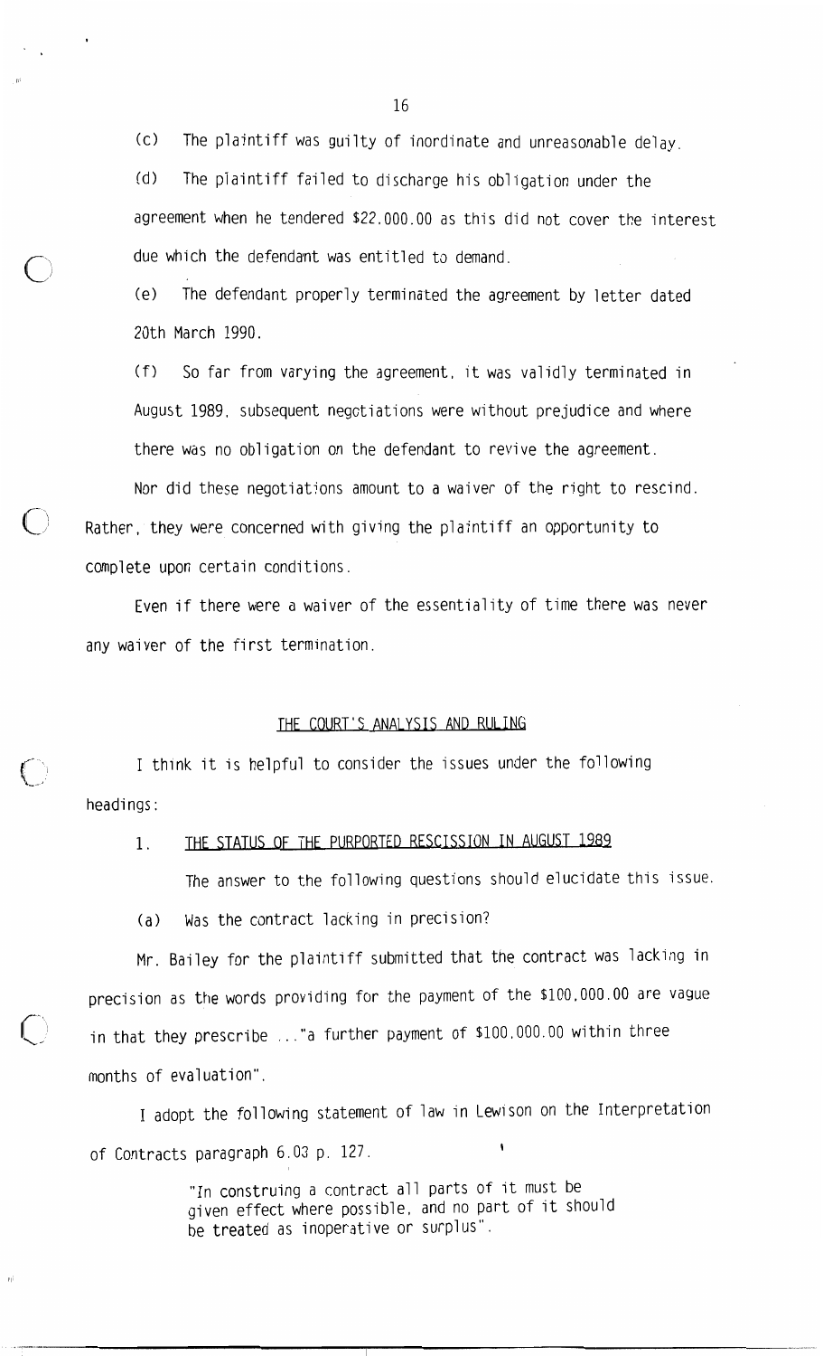(c) The plaintiff was guilty of inordinate and unreasonable delay.

(d) The plaintiff failed to discharge his obligation under the agreement when he tendered $22,000.00 as this did not cover the interest due which the defendant was entitled to demand.

(e) The defendant properly terminated the agreement by letter dated 20th March 1990.

(f) So far from varying the agreement, it was validly terminated in August 1989, subsequent negotiations were without prejudice and where there was no obligation on the defendant to revive the agreement.

Nor did these negotiations amount to a waiver of the right to rescind. Rather, they were concerned with giving the plaintiff an opportunity to complete upon certain conditions.

Even if there were a waiver of the essentiality of time there was never any waiver of the first termination.

## THE COURT'S ANALYSIS AND RULING

I think it is helpful to consider the issues under the following headings:

### 1. THE STATUS OF THE PURPORTED RESCISSION IN AUGUST 1989

The answer to the following questions should elucidate this issue.

(a) Was the contract lacking in precision?

Mr. Bailey for the plaintiff submitted that the contract was lacking in precision as the words providing for the payment of the $100,000.00 are vague in that they prescribe ..."a further payment of $100,000.00 within three months of evaluation".

I adopt the following statement of law in Lewison on the Interpretation of Contracts paragraph 6.03 p. 127.

> "In construing a contract all parts of it must be given effect where possible, and no part of it should be treated as inoperative or surplus".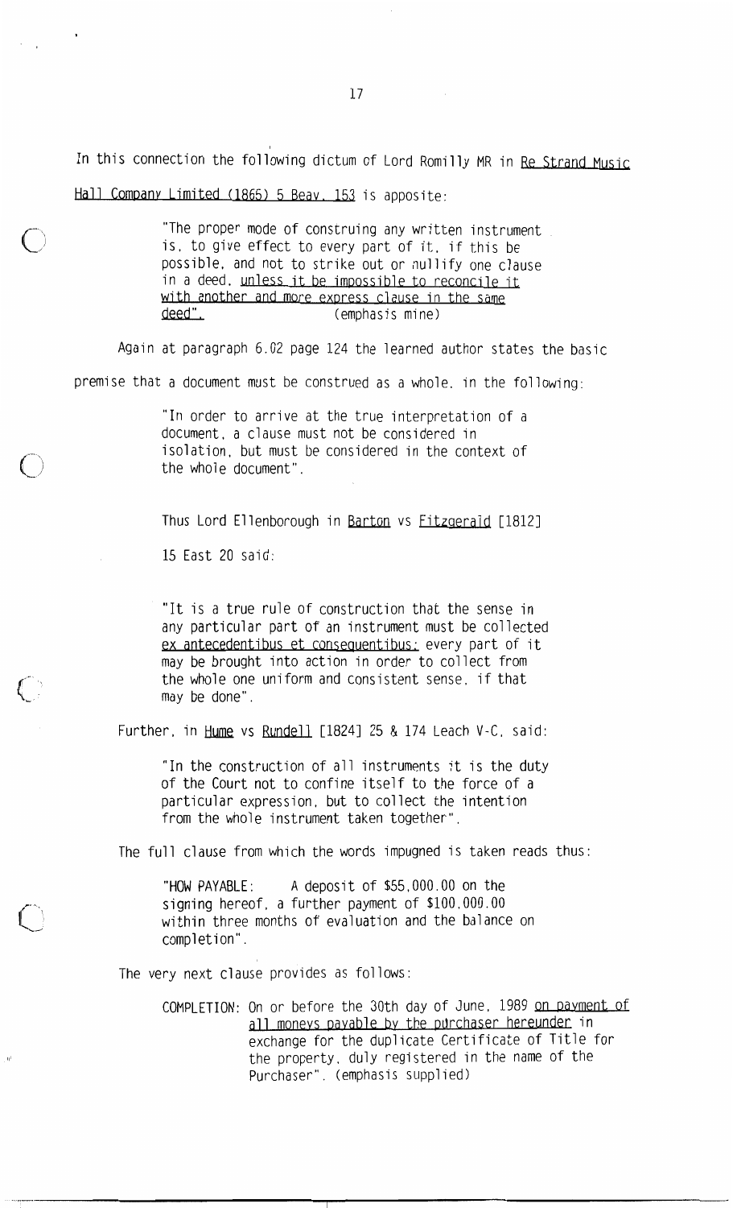In this connection the following dictum of Lord Romilly MR in Re Strand Music Hall Company Limited (1865) 5 Beav. 153 is apposite:

> "The proper mode of construing any written instrument is, to give effect to every part of it, if this be possible, and not to strike out or nullify one clause in a deed, unless it be impossible to reconcile it with another and more express clause in the same deed". (emphasis mine)

Again at paragraph 6.02 page 124 the learned author states the basic premise that a document must be construed as a whole, in the following:

> "In order to arrive at the true interpretation of a document, a clause must not be considered in isolation, but must be considered in the context of the whole document".

Thus Lord Ellenborough in Barton vs Fitzgerald [1812] 15 East 20 said:

> "It is a true rule of construction that the sense in any particular part of an instrument must be collected ex antecedentibus et consequentibus; every part of it may be brought into action in order to collect from the whole one uniform and consistent sense, if that may be done".

Further, in Hume vs Rundell [1824] 25 & 174 Leach V-C, said:

> "In the construction of all instruments it is the duty of the Court not to confine itself to the force of a particular expression, but to collect the intention from the whole instrument taken together".

The full clause from which the words impugned is taken reads thus:

> "HOW PAYABLE: A deposit of $55,000.00 on the signing hereof, a further payment of $100,000.00 within three months of evaluation and the balance on completion".

The very next clause provides as follows:

> COMPLETION: On or before the 30th day of June, 1989 on payment of all moneys payable by the purchaser hereunder in exchange for the duplicate Certificate of Title for the property, duly registered in the name of the Purchaser". (emphasis supplied)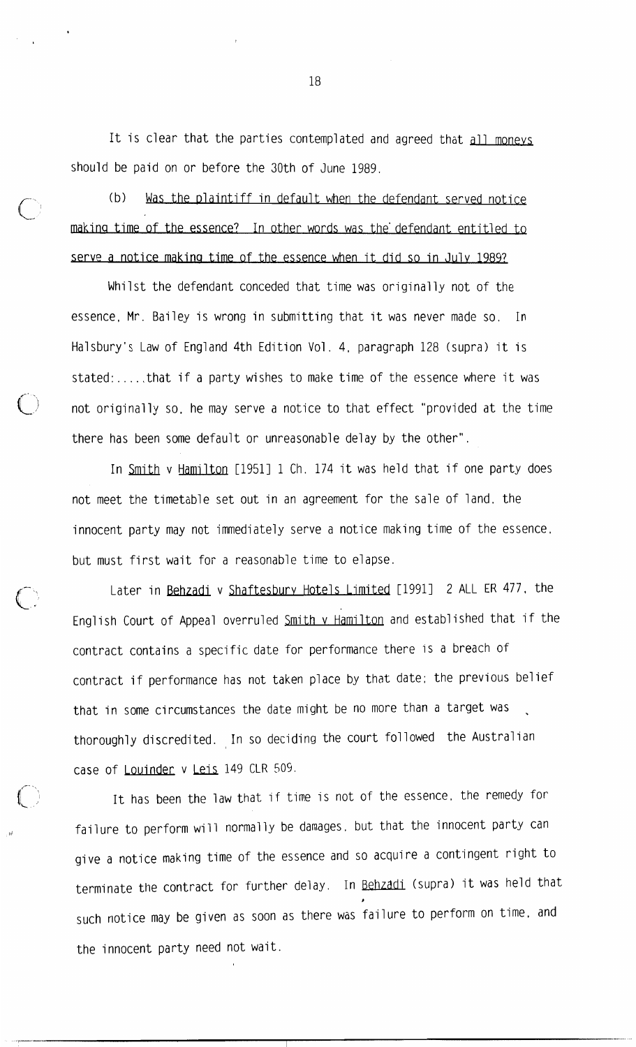It is clear that the parties contemplated and agreed that <u>all moneys</u> should be paid on or before the 30th of June 1989.

(b) <u>Was the plaintiff in default when the defendant served notice making time of the essence? In other words was the defendant entitled to serve a notice making time of the essence when it did so in July 1989?</u>

Whilst the defendant conceded that time was originally not of the essence, Mr. Bailey is wrong in submitting that it was never made so. In Halsbury's Law of England 4th Edition Vol. 4, paragraph 128 (supra) it is stated:.....that if a party wishes to make time of the essence where it was not originally so, he may serve a notice to that effect "provided at the time there has been some default or unreasonable delay by the other".

In <u>Smith</u> v <u>Hamilton</u> [1951] 1 Ch. 174 it was held that if one party does not meet the timetable set out in an agreement for the sale of land, the innocent party may not immediately serve a notice making time of the essence, but must first wait for a reasonable time to elapse.

Later in <u>Behzadi</u> v <u>Shaftesbury Hotels Limited</u> [1991] 2 ALL ER 477, the English Court of Appeal overruled <u>Smith v Hamilton</u> and established that if the contract contains a specific date for performance there is a breach of contract if performance has not taken place by that date; the previous belief that in some circumstances the date might be no more than a target was thoroughly discredited. In so deciding the court followed the Australian case of <u>Louinder</u> v <u>Leis</u> 149 CLR 509.

It has been the law that if time is not of the essence, the remedy for failure to perform will normally be damages, but that the innocent party can give a notice making time of the essence and so acquire a contingent right to terminate the contract for further delay. In <u>Behzadi</u> (supra) it was held that such notice may be given as soon as there was failure to perform on time, and the innocent party need not wait.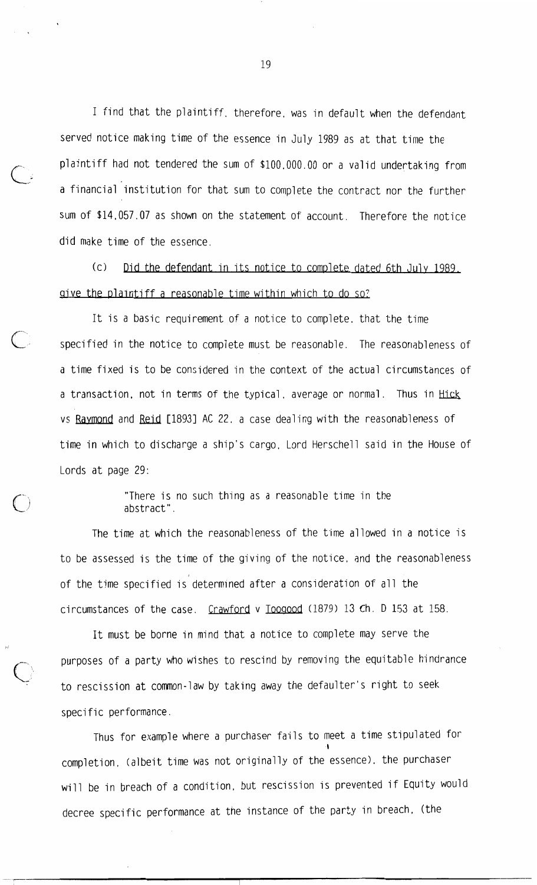I find that the plaintiff, therefore, was in default when the defendant served notice making time of the essence in July 1989 as at that time the plaintiff had not tendered the sum of $100,000.00 or a valid undertaking from a financial institution for that sum to complete the contract nor the further sum of $14,057.07 as shown on the statement of account. Therefore the notice did make time of the essence.

(c) Did the defendant in its notice to complete dated 6th July 1989, give the plaintiff a reasonable time within which to do so?

It is a basic requirement of a notice to complete, that the time specified in the notice to complete must be reasonable. The reasonableness of a time fixed is to be considered in the context of the actual circumstances of a transaction, not in terms of the typical, average or normal. Thus in Hick vs Raymond and Reid [1893] AC 22, a case dealing with the reasonableness of time in which to discharge a ship's cargo, Lord Herschell said in the House of Lords at page 29:

> "There is no such thing as a reasonable time in the abstract".

The time at which the reasonableness of the time allowed in a notice is to be assessed is the time of the giving of the notice, and the reasonableness of the time specified is determined after a consideration of all the circumstances of the case. Crawford v Toogood (1879) 13 Ch. D 153 at 158.

It must be borne in mind that a notice to complete may serve the purposes of a party who wishes to rescind by removing the equitable hindrance to rescission at common-law by taking away the defaulter's right to seek specific performance.

Thus for example where a purchaser fails to meet a time stipulated for completion, (albeit time was not originally of the essence), the purchaser will be in breach of a condition, but rescission is prevented if Equity would decree specific performance at the instance of the party in breach, (the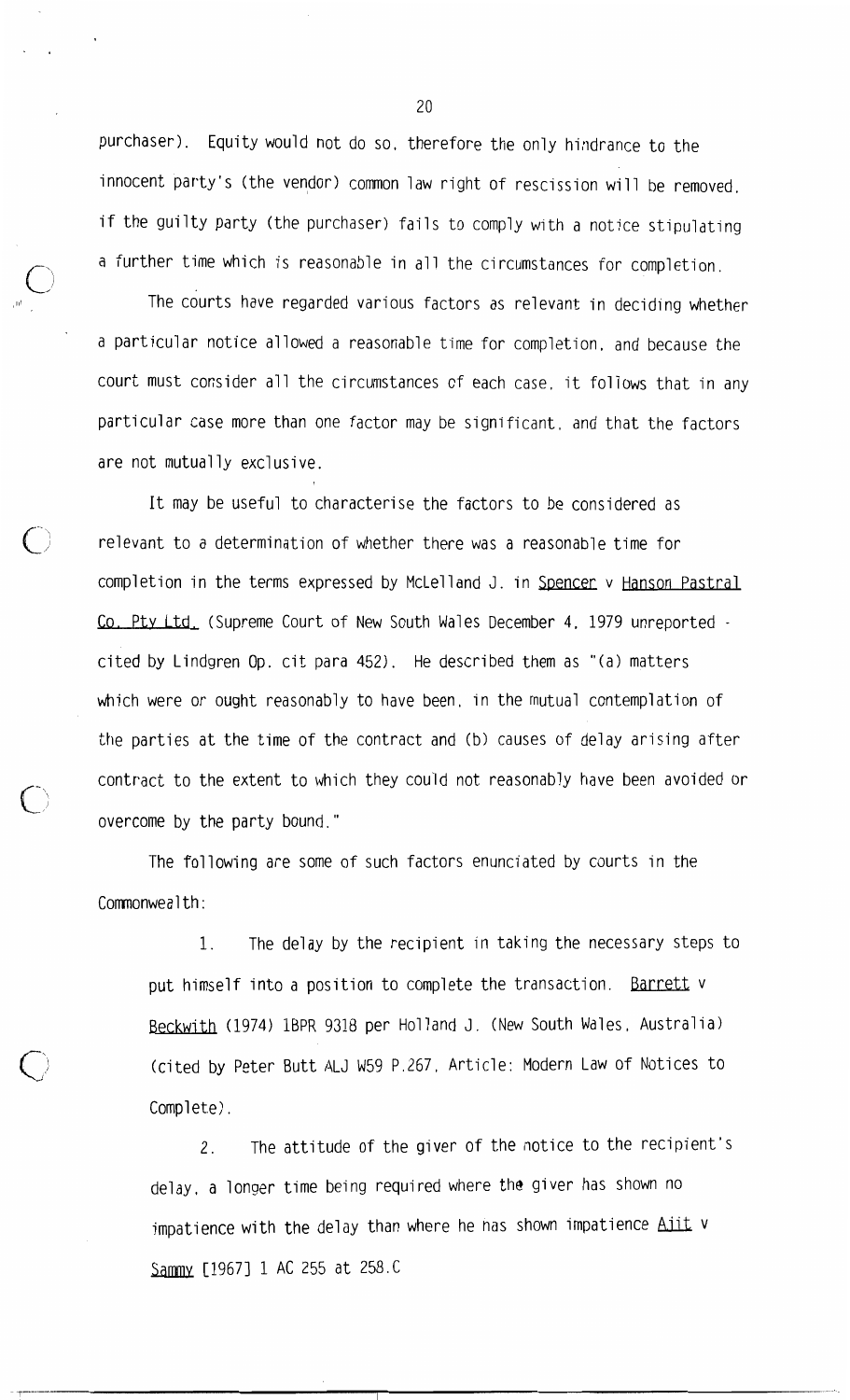purchaser). Equity would not do so, therefore the only hindrance to the innocent party's (the vendor) common law right of rescission will be removed, if the guilty party (the purchaser) fails to comply with a notice stipulating a further time which is reasonable in all the circumstances for completion.

The courts have regarded various factors as relevant in deciding whether a particular notice allowed a reasonable time for completion, and because the court must consider all the circumstances of each case, it follows that in any particular case more than one factor may be significant, and that the factors are not mutually exclusive.

It may be useful to characterise the factors to be considered as relevant to a determination of whether there was a reasonable time for completion in the terms expressed by McLelland J. in Spencer v Hanson Pastral Co. Pty Ltd. (Supreme Court of New South Wales December 4, 1979 unreported - cited by Lindgren Op. cit para 452). He described them as "(a) matters which were or ought reasonably to have been, in the mutual contemplation of the parties at the time of the contract and (b) causes of delay arising after contract to the extent to which they could not reasonably have been avoided or overcome by the party bound."

The following are some of such factors enunciated by courts in the Commonwealth:

1. The delay by the recipient in taking the necessary steps to put himself into a position to complete the transaction. Barrett v Beckwith (1974) 1BPR 9318 per Holland J. (New South Wales, Australia) (cited by Peter Butt ALJ W59 P.267, Article: Modern Law of Notices to Complete).

2. The attitude of the giver of the notice to the recipient's delay, a longer time being required where the giver has shown no impatience with the delay than where he has shown impatience Ajit v Sammy [1967] 1 AC 255 at 258.C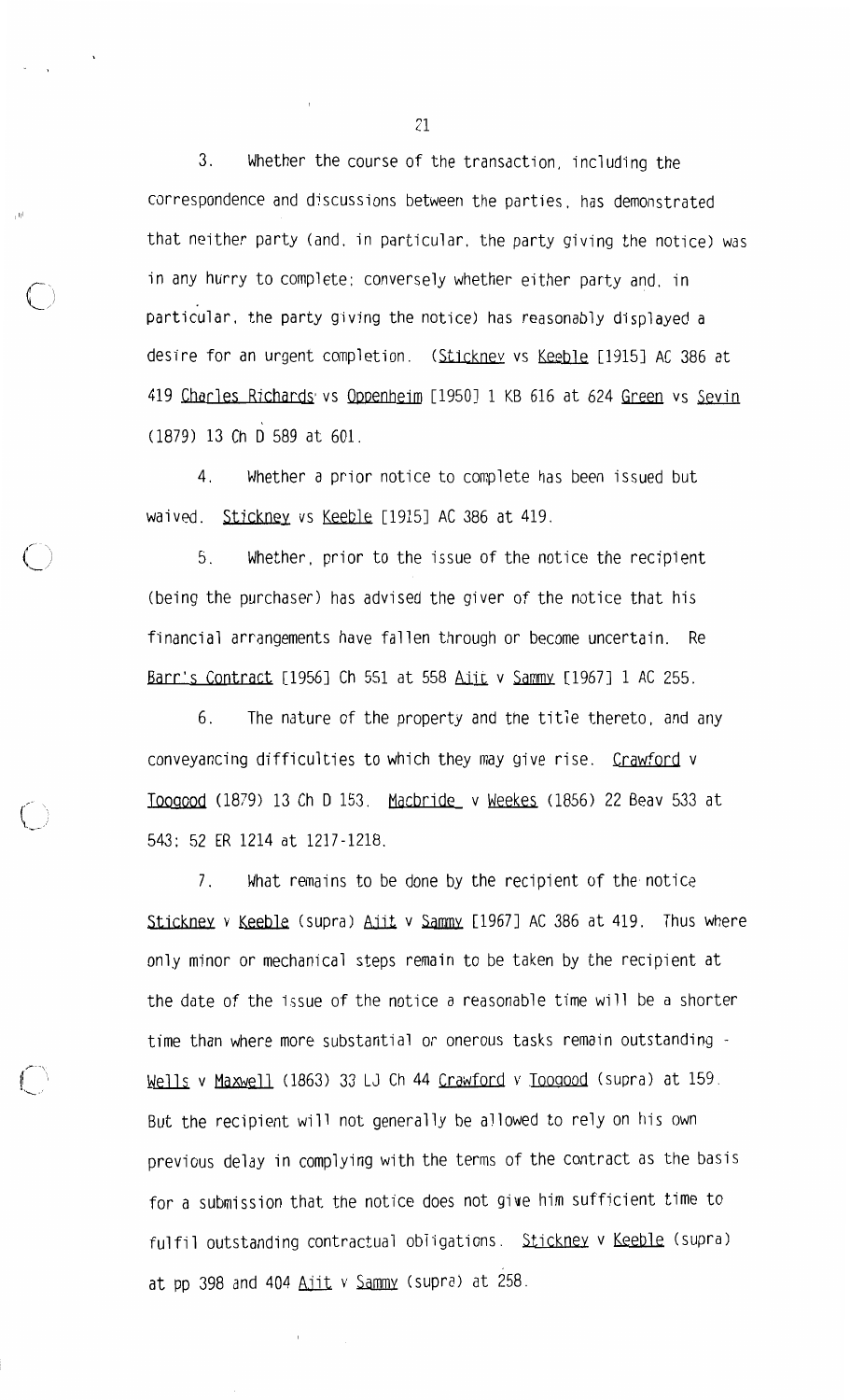3. Whether the course of the transaction, including the correspondence and discussions between the parties, has demonstrated that neither party (and, in particular, the party giving the notice) was in any hurry to complete; conversely whether either party and, in particular, the party giving the notice) has reasonably displayed a desire for an urgent completion. (Stickney vs Keeble [1915] AC 386 at 419 Charles Richards vs Oppenheim [1950] 1 KB 616 at 624 Green vs Sevin (1879) 13 Ch D 589 at 601.

4. Whether a prior notice to complete has been issued but waived. Stickney vs Keeble [1915] AC 386 at 419.

5. Whether, prior to the issue of the notice the recipient (being the purchaser) has advised the giver of the notice that his financial arrangements have fallen through or become uncertain. Re Barr's Contract [1956] Ch 551 at 558 Ajit v Sammy [1967] 1 AC 255.

6. The nature of the property and the title thereto, and any conveyancing difficulties to which they may give rise. Crawford v Toogood (1879) 13 Ch D 153. Macbride v Weekes (1856) 22 Beav 533 at 543; 52 ER 1214 at 1217-1218.

7. What remains to be done by the recipient of the notice Stickney v Keeble (supra) Ajit v Sammy [1967] AC 386 at 419. Thus where only minor or mechanical steps remain to be taken by the recipient at the date of the issue of the notice a reasonable time will be a shorter time than where more substantial or onerous tasks remain outstanding - Wells v Maxwell (1863) 33 LJ Ch 44 Crawford v Toogood (supra) at 159. But the recipient will not generally be allowed to rely on his own previous delay in complying with the terms of the contract as the basis for a submission that the notice does not give him sufficient time to fulfil outstanding contractual obligations. Stickney v Keeble (supra) at pp 398 and 404 Ajit v Sammy (supra) at 258.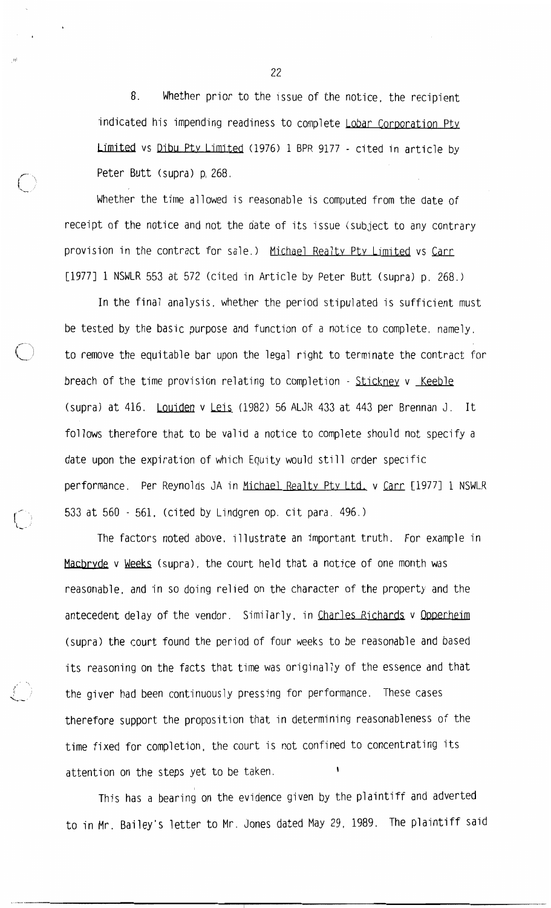8. Whether prior to the issue of the notice, the recipient indicated his impending readiness to complete Lobar Corporation Pty Limited vs Dibu Pty Limited (1976) 1 BPR 9177 - cited in article by Peter Butt (supra) p. 268.

Whether the time allowed is reasonable is computed from the date of receipt of the notice and not the date of its issue (subject to any contrary provision in the contract for sale.) Michael Realty Pty Limited vs Carr [1977] 1 NSWLR 553 at 572 (cited in Article by Peter Butt (supra) p. 268.)

In the final analysis, whether the period stipulated is sufficient must be tested by the basic purpose and function of a notice to complete, namely, to remove the equitable bar upon the legal right to terminate the contract for breach of the time provision relating to completion - Stickney v Keeble (supra) at 416. Louiden v Leis (1982) 56 ALJR 433 at 443 per Brennan J. It follows therefore that to be valid a notice to complete should not specify a date upon the expiration of which Equity would still order specific performance. Per Reynolds JA in Michael Realty Pty Ltd. v Carr [1977] 1 NSWLR 533 at 560 - 561, (cited by Lindgren op. cit para. 496.)

The factors noted above, illustrate an important truth. For example in Macbryde v Weeks (supra), the court held that a notice of one month was reasonable, and in so doing relied on the character of the property and the antecedent delay of the vendor. Similarly, in Charles Richards v Opperheim (supra) the court found the period of four weeks to be reasonable and based its reasoning on the facts that time was originally of the essence and that the giver had been continuously pressing for performance. These cases therefore support the proposition that in determining reasonableness of the time fixed for completion, the court is not confined to concentrating its attention on the steps yet to be taken.

This has a bearing on the evidence given by the plaintiff and adverted to in Mr. Bailey's letter to Mr. Jones dated May 29, 1989. The plaintiff said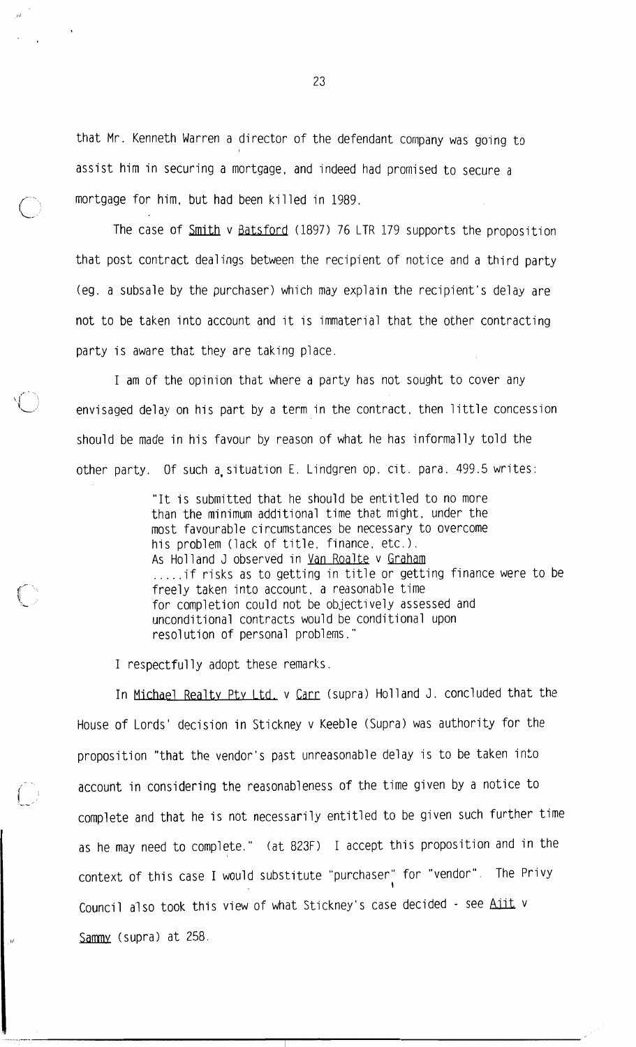that Mr. Kenneth Warren a director of the defendant company was going to assist him in securing a mortgage, and indeed had promised to secure a mortgage for him, but had been killed in 1989.

The case of Smith v Batsford (1897) 76 LTR 179 supports the proposition that post contract dealings between the recipient of notice and a third party (eg. a subsale by the purchaser) which may explain the recipient's delay are not to be taken into account and it is immaterial that the other contracting party is aware that they are taking place.

I am of the opinion that where a party has not sought to cover any envisaged delay on his part by a term in the contract, then little concession should be made in his favour by reason of what he has informally told the other party. Of such a situation E. Lindgren op. cit. para. 499.5 writes:

> "It is submitted that he should be entitled to no more than the minimum additional time that might, under the most favourable circumstances be necessary to overcome his problem (lack of title, finance, etc.).
> As Holland J observed in Van Roalte v Graham
> .....if risks as to getting in title or getting finance were to be freely taken into account, a reasonable time for completion could not be objectively assessed and unconditional contracts would be conditional upon resolution of personal problems."

I respectfully adopt these remarks.

In Michael Realty Pty Ltd. v Carr (supra) Holland J. concluded that the House of Lords' decision in Stickney v Keeble (Supra) was authority for the proposition "that the vendor's past unreasonable delay is to be taken into account in considering the reasonableness of the time given by a notice to complete and that he is not necessarily entitled to be given such further time as he may need to complete." (at 823F) I accept this proposition and in the context of this case I would substitute "purchaser" for "vendor". The Privy Council also took this view of what Stickney's case decided - see Ajit v Sammy (supra) at 258.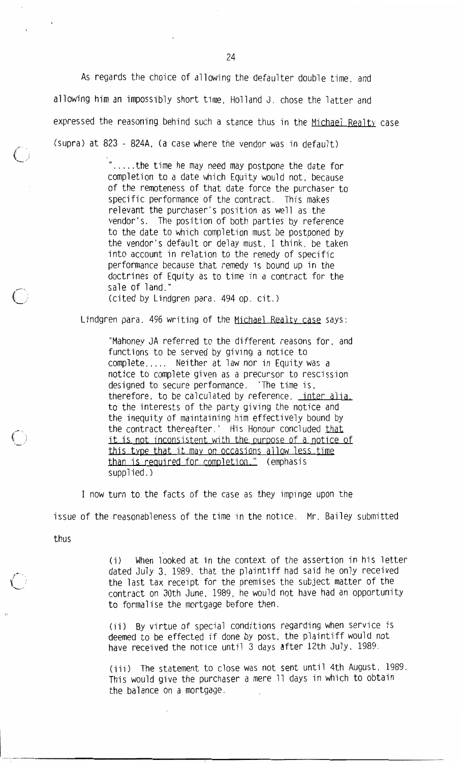As regards the choice of allowing the defaulter double time, and allowing him an impossibly short time, Holland J. chose the latter and expressed the reasoning behind such a stance thus in the <u>Michael Realty</u> case (supra) at 823 - 824A, (a case where the vendor was in default)

> ".....the time he may need may postpone the date for completion to a date which Equity would not, because of the remoteness of that date force the purchaser to specific performance of the contract. This makes relevant the purchaser's position as well as the vendor's. The position of both parties by reference to the date to which completion must be postponed by the vendor's default or delay must, I think, be taken into account in relation to the remedy of specific performance because that remedy is bound up in the doctrines of Equity as to time in a contract for the sale of land."
> (cited by Lindgren para. 494 op. cit.)

Lindgren para. 496 writing of the <u>Michael Realty case</u> says:

> "Mahoney JA referred to the different reasons for, and functions to be served by giving a notice to complete..... Neither at law nor in Equity was a notice to complete given as a precursor to rescission designed to secure performance. 'The time is, therefore, to be calculated by reference, <u>inter alia</u>, to the interests of the party giving the notice and the inequity of maintaining him effectively bound by the contract thereafter.' His Honour concluded <u>that it is not inconsistent with the purpose of a notice of this type that it may on occasions allow less time than is required for completion.</u>" (emphasis supplied.)

I now turn to the facts of the case as they impinge upon the issue of the reasonableness of the time in the notice. Mr. Bailey submitted thus

> (i) When looked at in the context of the assertion in his letter dated July 3, 1989, that the plaintiff had said he only received the last tax receipt for the premises the subject matter of the contract on 30th June, 1989, he would not have had an opportunity to formalise the mortgage before then.
>
> (ii) By virtue of special conditions regarding when service is deemed to be effected if done by post, the plaintiff would not have received the notice until 3 days after 12th July, 1989.
>
> (iii) The statement to close was not sent until 4th August, 1989. This would give the purchaser a mere 11 days in which to obtain the balance on a mortgage.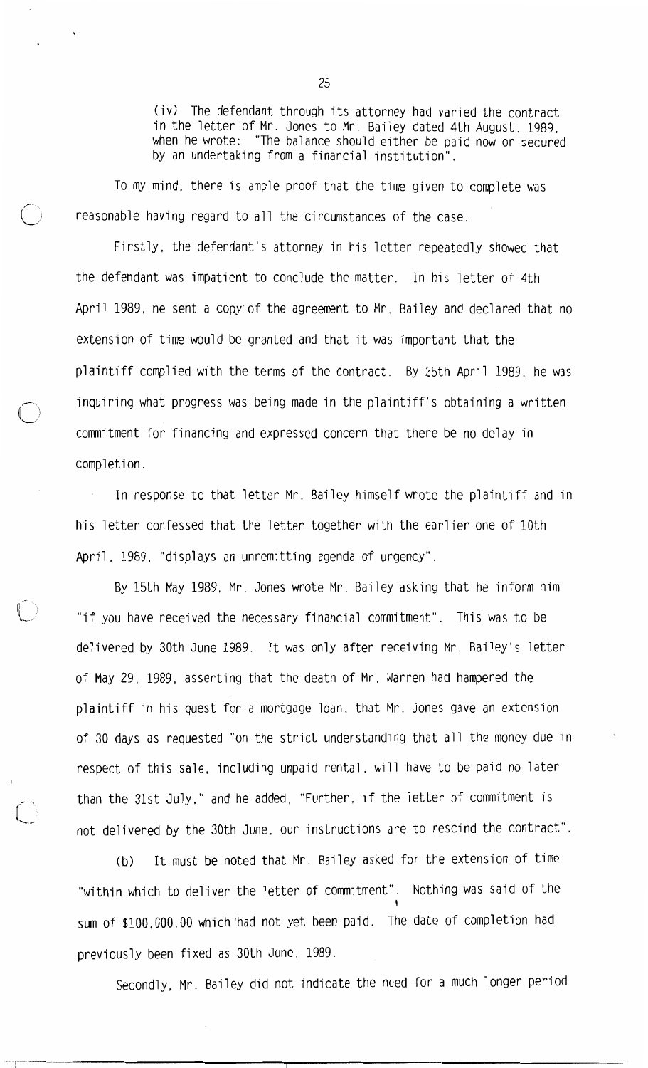(iv) The defendant through its attorney had varied the contract in the letter of Mr. Jones to Mr. Bailey dated 4th August, 1989, when he wrote: "The balance should either be paid now or secured by an undertaking from a financial institution".

To my mind, there is ample proof that the time given to complete was reasonable having regard to all the circumstances of the case.

Firstly, the defendant's attorney in his letter repeatedly showed that the defendant was impatient to conclude the matter. In his letter of 4th April 1989, he sent a copy of the agreement to Mr. Bailey and declared that no extension of time would be granted and that it was important that the plaintiff complied with the terms of the contract. By 25th April 1989, he was inquiring what progress was being made in the plaintiff's obtaining a written commitment for financing and expressed concern that there be no delay in completion.

In response to that letter Mr. Bailey himself wrote the plaintiff and in his letter confessed that the letter together with the earlier one of 10th April, 1989, "displays an unremitting agenda of urgency".

By 15th May 1989, Mr. Jones wrote Mr. Bailey asking that he inform him "if you have received the necessary financial commitment". This was to be delivered by 30th June 1989. It was only after receiving Mr. Bailey's letter of May 29, 1989, asserting that the death of Mr. Warren had hampered the plaintiff in his quest for a mortgage loan, that Mr. Jones gave an extension of 30 days as requested "on the strict understanding that all the money due in respect of this sale, including unpaid rental, will have to be paid no later than the 31st July," and he added, "Further, if the letter of commitment is not delivered by the 30th June, our instructions are to rescind the contract".

(b) It must be noted that Mr. Bailey asked for the extension of time "within which to deliver the letter of commitment". Nothing was said of the sum of $100,000.00 which had not yet been paid. The date of completion had previously been fixed as 30th June, 1989.

Secondly, Mr. Bailey did not indicate the need for a much longer period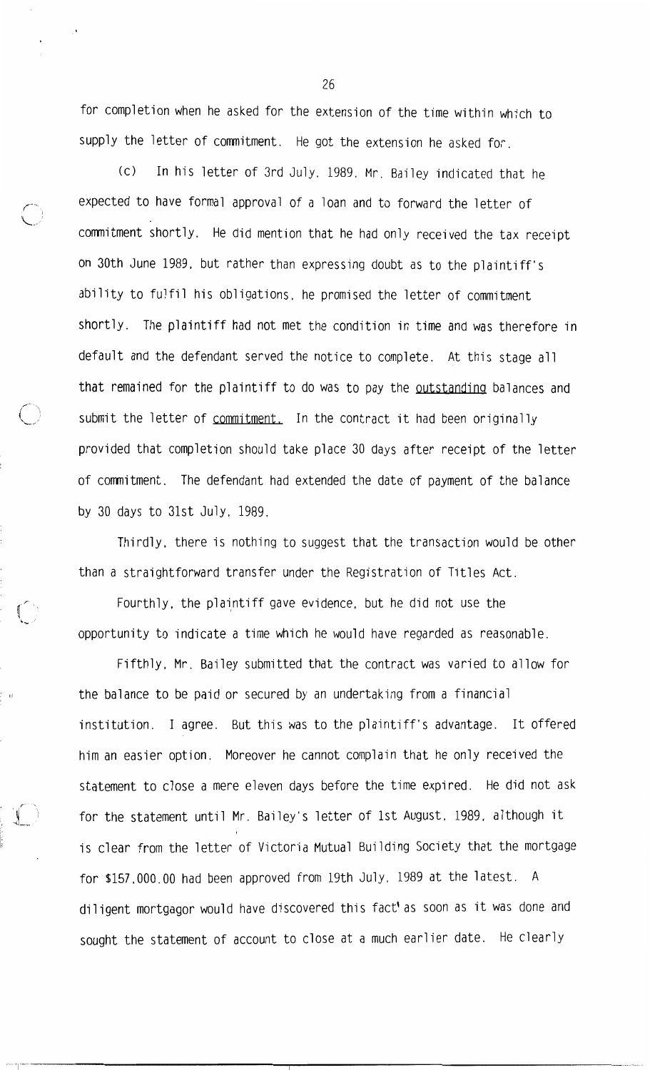for completion when he asked for the extension of the time within which to supply the letter of commitment. He got the extension he asked for.

(c) In his letter of 3rd July, 1989, Mr. Bailey indicated that he expected to have formal approval of a loan and to forward the letter of commitment shortly. He did mention that he had only received the tax receipt on 30th June 1989, but rather than expressing doubt as to the plaintiff's ability to fulfil his obligations, he promised the letter of commitment shortly. The plaintiff had not met the condition in time and was therefore in default and the defendant served the notice to complete. At this stage all that remained for the plaintiff to do was to pay the <u>outstanding</u> balances and submit the letter of <u>commitment.</u> In the contract it had been originally provided that completion should take place 30 days after receipt of the letter of commitment. The defendant had extended the date of payment of the balance by 30 days to 31st July, 1989.

Thirdly, there is nothing to suggest that the transaction would be other than a straightforward transfer under the Registration of Titles Act.

Fourthly, the plaintiff gave evidence, but he did not use the opportunity to indicate a time which he would have regarded as reasonable.

Fifthly, Mr. Bailey submitted that the contract was varied to allow for the balance to be paid or secured by an undertaking from a financial institution. I agree. But this was to the plaintiff's advantage. It offered him an easier option. Moreover he cannot complain that he only received the statement to close a mere eleven days before the time expired. He did not ask for the statement until Mr. Bailey's letter of 1st August, 1989, although it is clear from the letter of Victoria Mutual Building Society that the mortgage for $157,000.00 had been approved from 19th July, 1989 at the latest. A diligent mortgagor would have discovered this fact as soon as it was done and sought the statement of account to close at a much earlier date. He clearly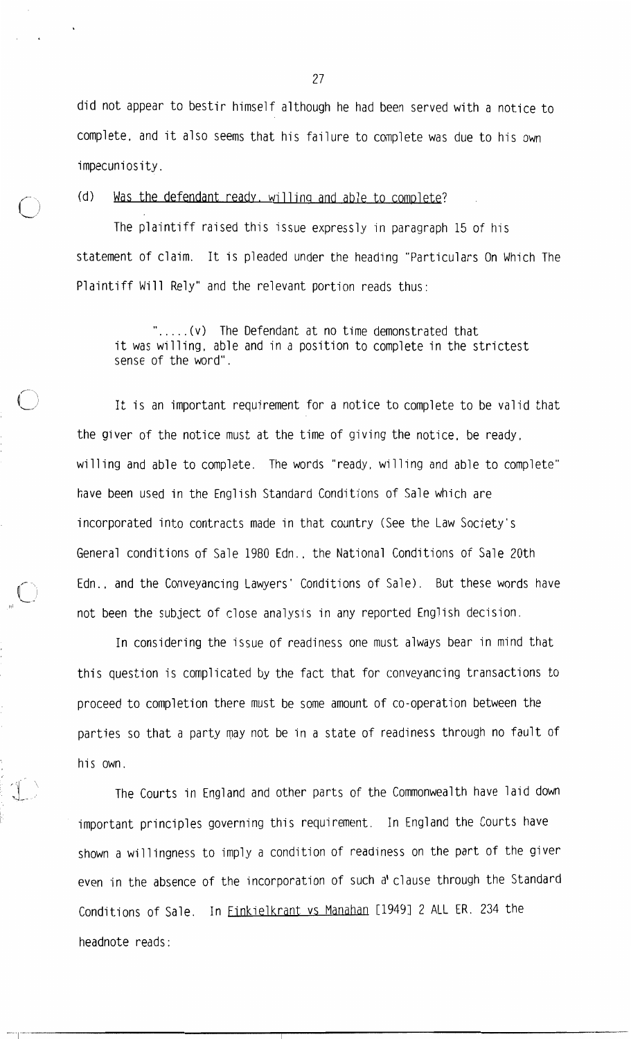did not appear to bestir himself although he had been served with a notice to complete, and it also seems that his failure to complete was due to his own impecuniosity.

(d) Was the defendant ready, willing and able to complete?

The plaintiff raised this issue expressly in paragraph 15 of his statement of claim. It is pleaded under the heading "Particulars On Which The Plaintiff Will Rely" and the relevant portion reads thus:

> ".....(v) The Defendant at no time demonstrated that it was willing, able and in a position to complete in the strictest sense of the word".

It is an important requirement for a notice to complete to be valid that the giver of the notice must at the time of giving the notice, be ready, willing and able to complete. The words "ready, willing and able to complete" have been used in the English Standard Conditions of Sale which are incorporated into contracts made in that country (See the Law Society's General conditions of Sale 1980 Edn., the National Conditions of Sale 20th Edn., and the Conveyancing Lawyers' Conditions of Sale). But these words have not been the subject of close analysis in any reported English decision.

In considering the issue of readiness one must always bear in mind that this question is complicated by the fact that for conveyancing transactions to proceed to completion there must be some amount of co-operation between the parties so that a party may not be in a state of readiness through no fault of his own.

The Courts in England and other parts of the Commonwealth have laid down important principles governing this requirement. In England the Courts have shown a willingness to imply a condition of readiness on the part of the giver even in the absence of the incorporation of such a clause through the Standard Conditions of Sale. In Finkielkrant vs Manahan [1949] 2 ALL ER. 234 the headnote reads: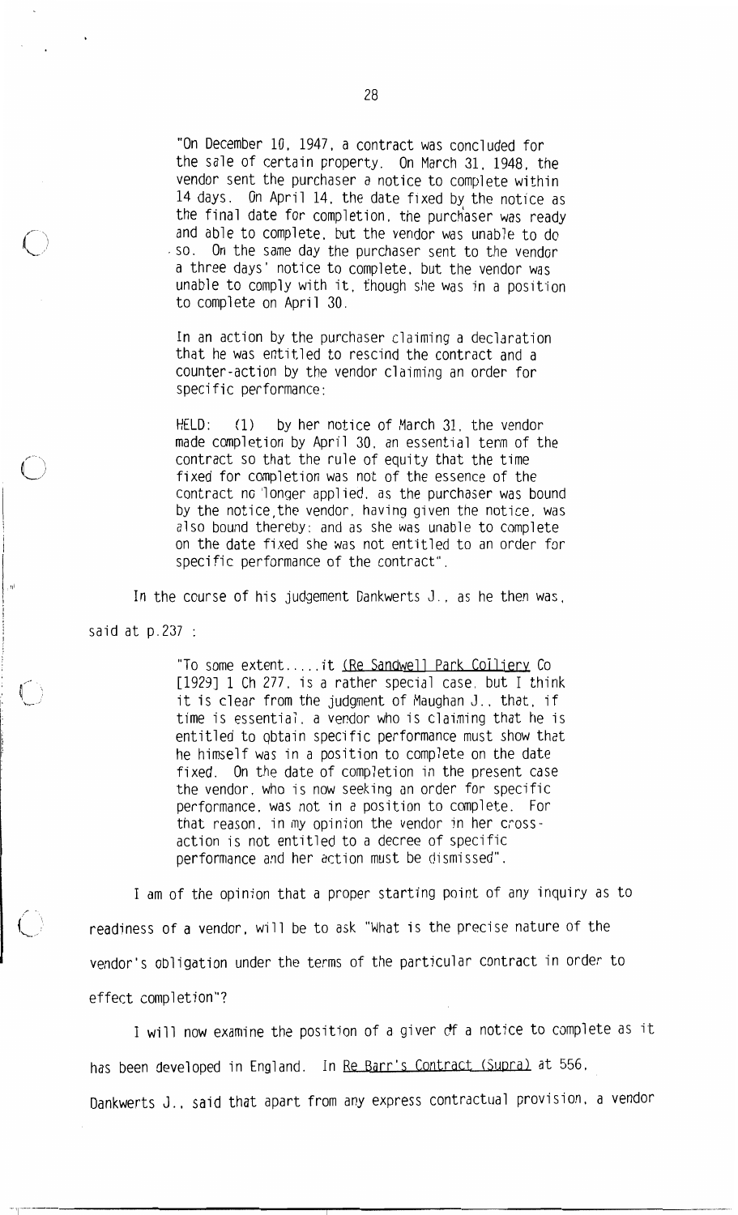> "On December 10, 1947, a contract was concluded for the sale of certain property. On March 31, 1948, the vendor sent the purchaser a notice to complete within 14 days. On April 14, the date fixed by the notice as the final date for completion, the purchaser was ready and able to complete, but the vendor was unable to do so. On the same day the purchaser sent to the vendor a three days' notice to complete, but the vendor was unable to comply with it, though she was in a position to complete on April 30.
>
> In an action by the purchaser claiming a declaration that he was entitled to rescind the contract and a counter-action by the vendor claiming an order for specific performance:
>
> HELD: (1) by her notice of March 31, the vendor made completion by April 30, an essential term of the contract so that the rule of equity that the time fixed for completion was not of the essence of the contract no longer applied, as the purchaser was bound by the notice, the vendor, having given the notice, was also bound thereby; and as she was unable to complete on the date fixed she was not entitled to an order for specific performance of the contract".

In the course of his judgement Dankwerts J., as he then was, said at p.237 :

> "To some extent.....it (Re Sandwell Park Colliery Co [1929] 1 Ch 277, is a rather special case, but I think it is clear from the judgment of Maughan J., that, if time is essential, a vendor who is claiming that he is entitled to obtain specific performance must show that he himself was in a position to complete on the date fixed. On the date of completion in the present case the vendor, who is now seeking an order for specific performance, was not in a position to complete. For that reason, in my opinion the vendor in her cross-action is not entitled to a decree of specific performance and her action must be dismissed".

I am of the opinion that a proper starting point of any inquiry as to readiness of a vendor, will be to ask "What is the precise nature of the vendor's obligation under the terms of the particular contract in order to effect completion"?

I will now examine the position of a giver of a notice to complete as it has been developed in England. In Re Barr's Contract (Supra) at 556, Dankwerts J., said that apart from any express contractual provision, a vendor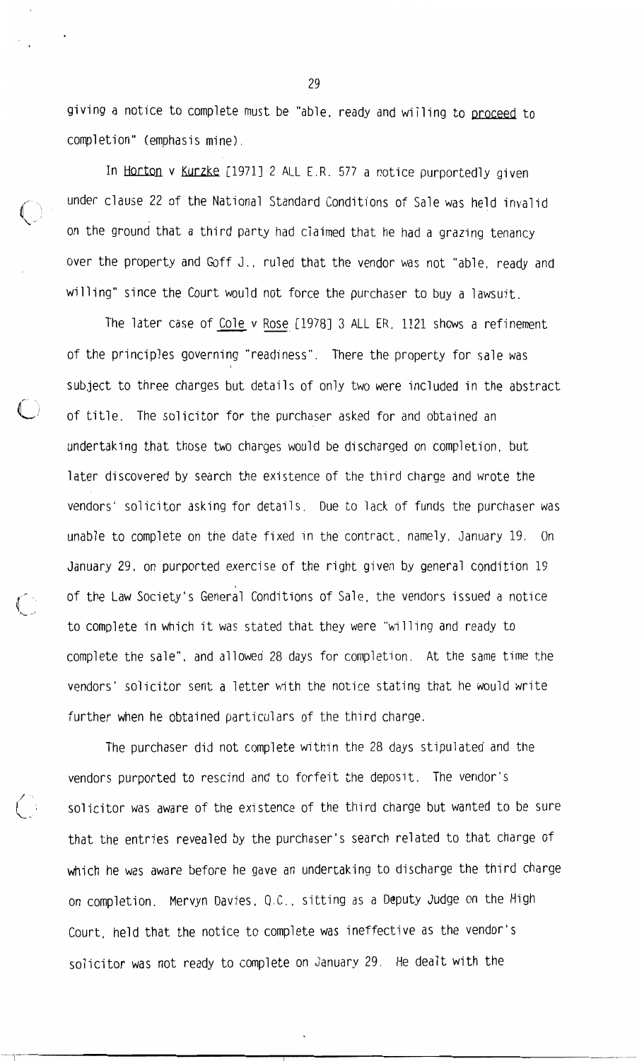giving a notice to complete must be "able, ready and willing to proceed to completion" (emphasis mine).

In Horton v Kurzke [1971] 2 ALL E.R. 577 a notice purportedly given under clause 22 of the National Standard Conditions of Sale was held invalid on the ground that a third party had claimed that he had a grazing tenancy over the property and Goff J., ruled that the vendor was not "able, ready and willing" since the Court would not force the purchaser to buy a lawsuit.

The later case of Cole v Rose [1978] 3 ALL ER. 1121 shows a refinement of the principles governing "readiness". There the property for sale was subject to three charges but details of only two were included in the abstract of title. The solicitor for the purchaser asked for and obtained an undertaking that those two charges would be discharged on completion, but later discovered by search the existence of the third charge and wrote the vendors' solicitor asking for details. Due to lack of funds the purchaser was unable to complete on the date fixed in the contract, namely, January 19. On January 29, on purported exercise of the right given by general condition 19 of the Law Society's General Conditions of Sale, the vendors issued a notice to complete in which it was stated that they were "willing and ready to complete the sale", and allowed 28 days for completion. At the same time the vendors' solicitor sent a letter with the notice stating that he would write further when he obtained particulars of the third charge.

The purchaser did not complete within the 28 days stipulated and the vendors purported to rescind and to forfeit the deposit. The vendor's solicitor was aware of the existence of the third charge but wanted to be sure that the entries revealed by the purchaser's search related to that charge of which he was aware before he gave an undertaking to discharge the third charge on completion. Mervyn Davies, Q.C., sitting as a Deputy Judge on the High Court, held that the notice to complete was ineffective as the vendor's solicitor was not ready to complete on January 29. He dealt with the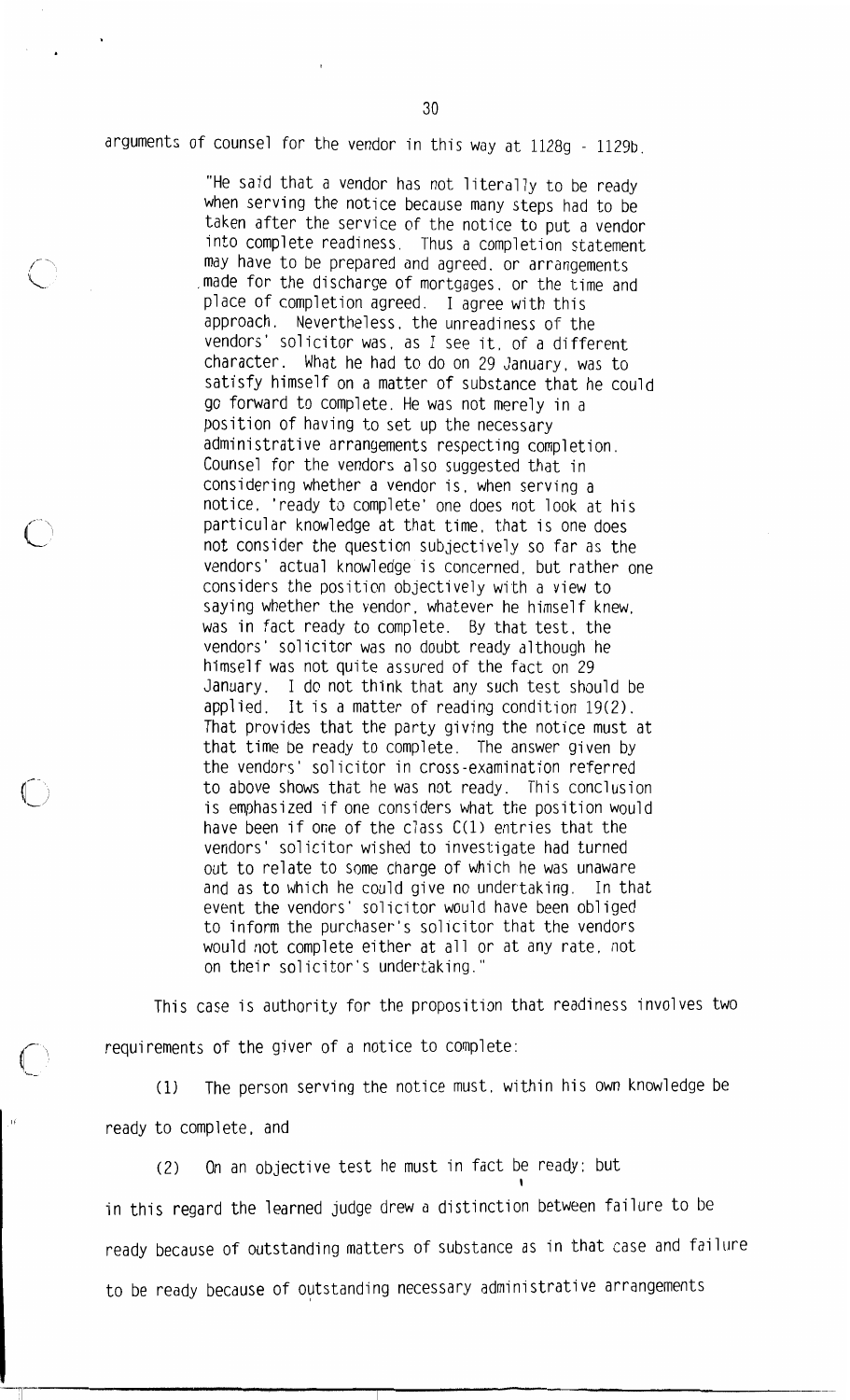arguments of counsel for the vendor in this way at 1128g - 1129b.

> "He said that a vendor has not literally to be ready when serving the notice because many steps had to be taken after the service of the notice to put a vendor into complete readiness. Thus a completion statement may have to be prepared and agreed, or arrangements made for the discharge of mortgages, or the time and place of completion agreed. I agree with this approach. Nevertheless, the unreadiness of the vendors' solicitor was, as I see it, of a different character. What he had to do on 29 January, was to satisfy himself on a matter of substance that he could go forward to complete. He was not merely in a position of having to set up the necessary administrative arrangements respecting completion. Counsel for the vendors also suggested that in considering whether a vendor is, when serving a notice, 'ready to complete' one does not look at his particular knowledge at that time, that is one does not consider the question subjectively so far as the vendors' actual knowledge is concerned, but rather one considers the position objectively with a view to saying whether the vendor, whatever he himself knew, was in fact ready to complete. By that test, the vendors' solicitor was no doubt ready although he himself was not quite assured of the fact on 29 January. I do not think that any such test should be applied. It is a matter of reading condition 19(2). That provides that the party giving the notice must at that time be ready to complete. The answer given by the vendors' solicitor in cross-examination referred to above shows that he was not ready. This conclusion is emphasized if one considers what the position would have been if one of the class C(1) entries that the vendors' solicitor wished to investigate had turned out to relate to some charge of which he was unaware and as to which he could give no undertaking. In that event the vendors' solicitor would have been obliged to inform the purchaser's solicitor that the vendors would not complete either at all or at any rate, not on their solicitor's undertaking."

This case is authority for the proposition that readiness involves two requirements of the giver of a notice to complete:

(1) The person serving the notice must, within his own knowledge be ready to complete, and

(2) On an objective test he must in fact be ready; but in this regard the learned judge drew a distinction between failure to be ready because of outstanding matters of substance as in that case and failure to be ready because of outstanding necessary administrative arrangements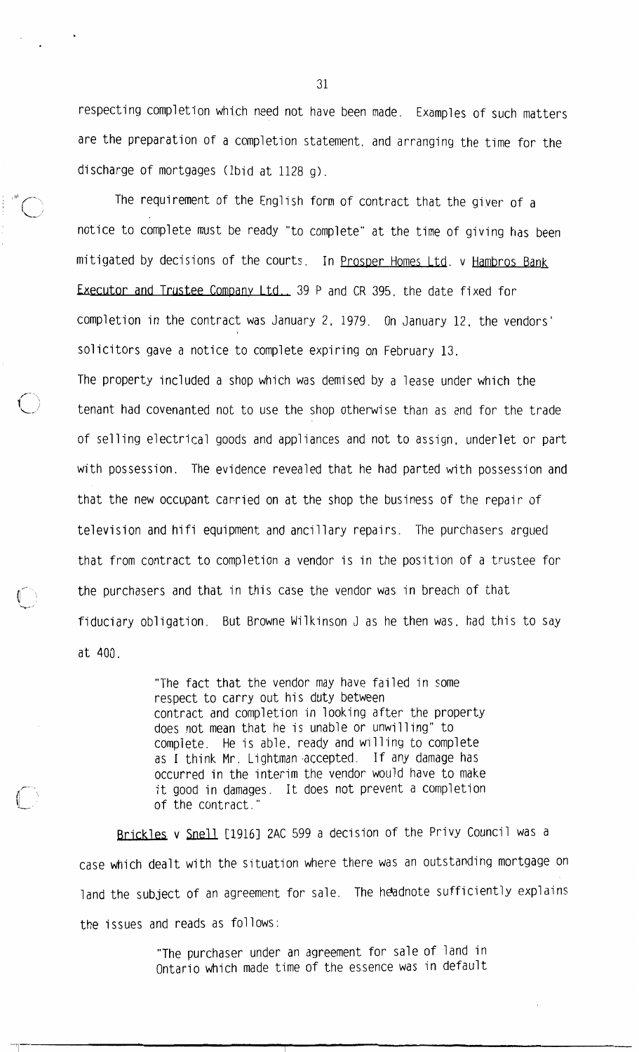respecting completion which need not have been made. Examples of such matters are the preparation of a completion statement, and arranging the time for the discharge of mortgages (Ibid at 1128 g).

The requirement of the English form of contract that the giver of a notice to complete must be ready "to complete" at the time of giving has been mitigated by decisions of the courts. In Prosper Homes Ltd. v Hambros Bank Executor and Trustee Company Ltd., 39 P and CR 395, the date fixed for completion in the contract was January 2, 1979. On January 12, the vendors' solicitors gave a notice to complete expiring on February 13. The property included a shop which was demised by a lease under which the tenant had covenanted not to use the shop otherwise than as and for the trade of selling electrical goods and appliances and not to assign, underlet or part with possession. The evidence revealed that he had parted with possession and that the new occupant carried on at the shop the business of the repair of television and hifi equipment and ancillary repairs. The purchasers argued that from contract to completion a vendor is in the position of a trustee for the purchasers and that in this case the vendor was in breach of that fiduciary obligation. But Browne Wilkinson J as he then was, had this to say at 400.

> "The fact that the vendor may have failed in some respect to carry out his duty between contract and completion in looking after the property does not mean that he is unable or unwilling" to complete. He is able, ready and willing to complete as I think Mr. Lightman accepted. If any damage has occurred in the interim the vendor would have to make it good in damages. It does not prevent a completion of the contract."

Brickles v Snell [1916] 2AC 599 a decision of the Privy Council was a case which dealt with the situation where there was an outstanding mortgage on land the subject of an agreement for sale. The headnote sufficiently explains the issues and reads as follows:

> "The purchaser under an agreement for sale of land in Ontario which made time of the essence was in default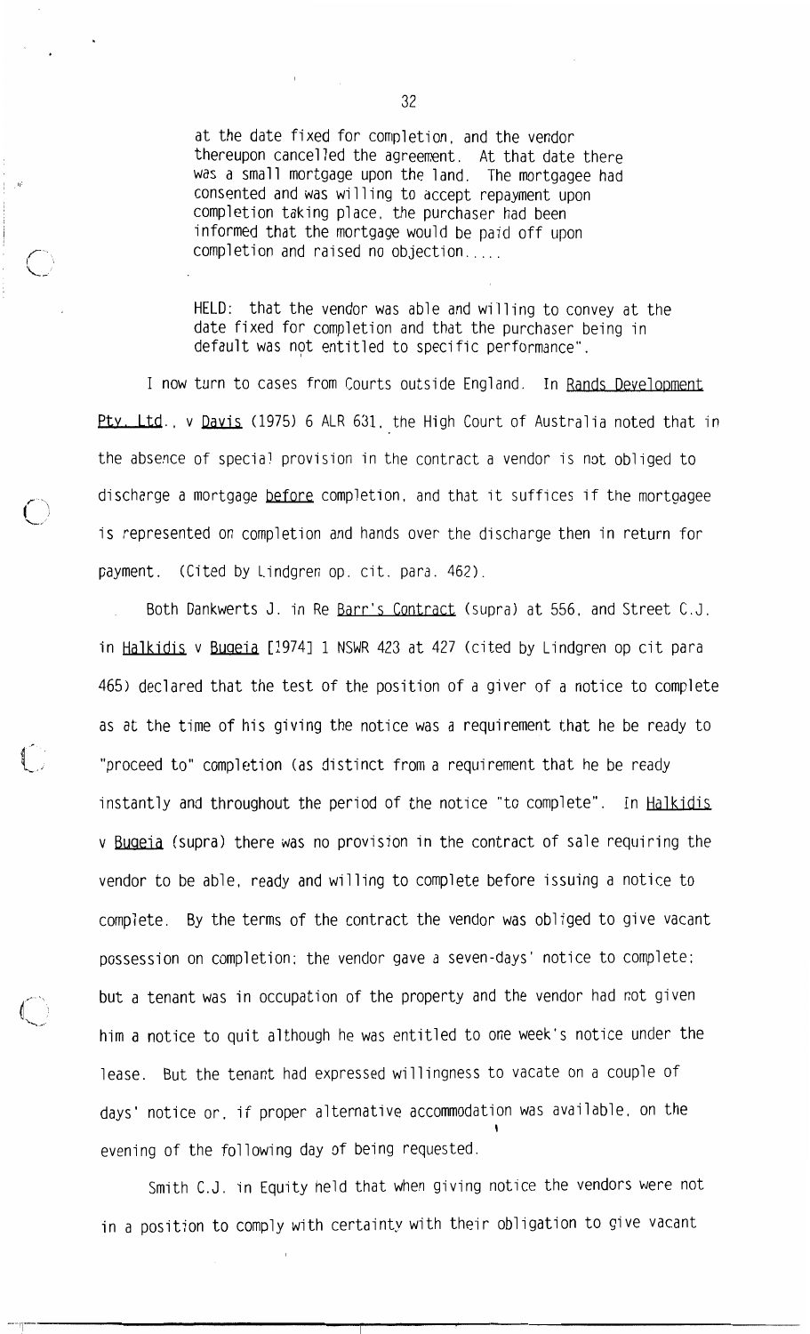at the date fixed for completion, and the vendor thereupon cancelled the agreement. At that date there was a small mortgage upon the land. The mortgagee had consented and was willing to accept repayment upon completion taking place, the purchaser had been informed that the mortgage would be paid off upon completion and raised no objection.....

HELD: that the vendor was able and willing to convey at the date fixed for completion and that the purchaser being in default was not entitled to specific performance".

I now turn to cases from Courts outside England. In Rands Development Pty. Ltd., v Davis (1975) 6 ALR 631, the High Court of Australia noted that in the absence of special provision in the contract a vendor is not obliged to discharge a mortgage before completion, and that it suffices if the mortgagee is represented on completion and hands over the discharge then in return for payment. (Cited by Lindgren op. cit. para. 462).

Both Dankwerts J. in Re Barr's Contract (supra) at 556, and Street C.J. in Halkidis v Bugeia [1974] 1 NSWR 423 at 427 (cited by Lindgren op cit para 465) declared that the test of the position of a giver of a notice to complete as at the time of his giving the notice was a requirement that he be ready to "proceed to" completion (as distinct from a requirement that he be ready instantly and throughout the period of the notice "to complete". In Halkidis v Bugeia (supra) there was no provision in the contract of sale requiring the vendor to be able, ready and willing to complete before issuing a notice to complete. By the terms of the contract the vendor was obliged to give vacant possession on completion; the vendor gave a seven-days' notice to complete; but a tenant was in occupation of the property and the vendor had not given him a notice to quit although he was entitled to one week's notice under the lease. But the tenant had expressed willingness to vacate on a couple of days' notice or, if proper alternative accommodation was available, on the evening of the following day of being requested.

Smith C.J. in Equity held that when giving notice the vendors were not in a position to comply with certainty with their obligation to give vacant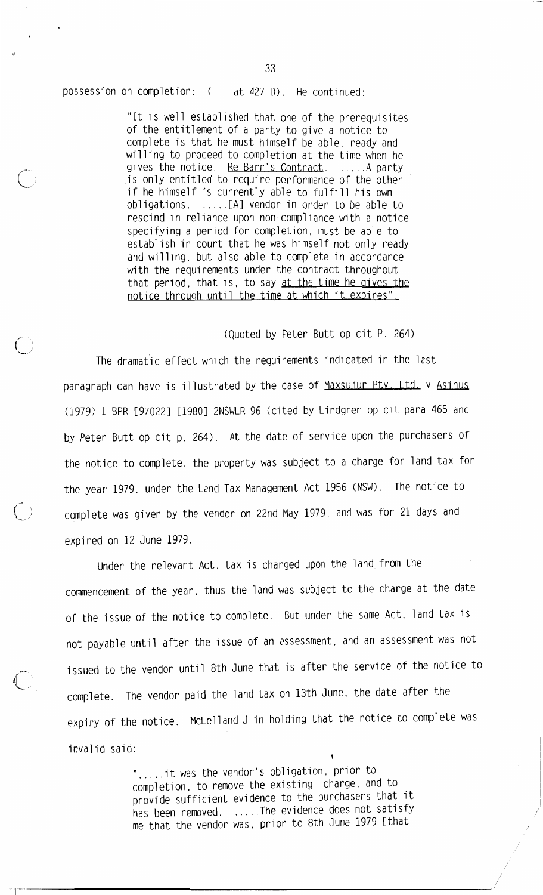possession on completion: (     at 427 D). He continued:

> "It is well established that one of the prerequisites of the entitlement of a party to give a notice to complete is that he must himself be able, ready and willing to proceed to completion at the time when he gives the notice. Re Barr's Contract. .....A party is only entitled to require performance of the other if he himself is currently able to fulfill his own obligations. .....[A] vendor in order to be able to rescind in reliance upon non-compliance with a notice specifying a period for completion, must be able to establish in court that he was himself not only ready and willing, but also able to complete in accordance with the requirements under the contract throughout that period, that is, to say <u>at the time he gives the notice through until the time at which it expires</u>".

(Quoted by Peter Butt op cit P. 264)

The dramatic effect which the requirements indicated in the last paragraph can have is illustrated by the case of <u>Maxsujur Pty. Ltd.</u> v <u>Asinus</u> (1979) 1 BPR [97022] [1980] 2NSWLR 96 (cited by Lindgren op cit para 465 and by Peter Butt op cit p. 264). At the date of service upon the purchasers of the notice to complete, the property was subject to a charge for land tax for the year 1979, under the Land Tax Management Act 1956 (NSW). The notice to complete was given by the vendor on 22nd May 1979, and was for 21 days and expired on 12 June 1979.

Under the relevant Act, tax is charged upon the land from the commencement of the year, thus the land was subject to the charge at the date of the issue of the notice to complete. But under the same Act, land tax is not payable until after the issue of an assessment, and an assessment was not issued to the vendor until 8th June that is after the service of the notice to complete. The vendor paid the land tax on 13th June, the date after the expiry of the notice. McLelland J in holding that the notice to complete was invalid said:

> ".....it was the vendor's obligation, prior to completion, to remove the existing charge, and to provide sufficient evidence to the purchasers that it has been removed. .....The evidence does not satisfy me that the vendor was, prior to 8th June 1979 [that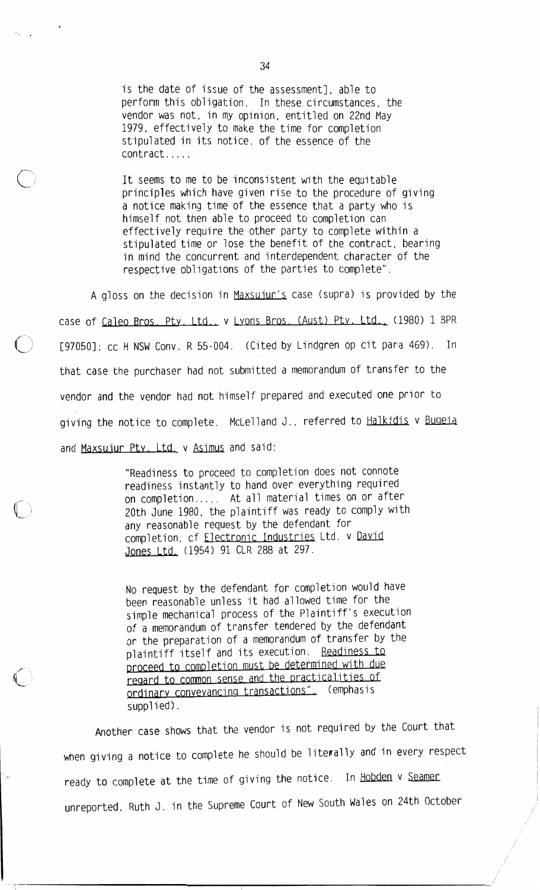> is the date of issue of the assessment], able to perform this obligation. In these circumstances, the vendor was not, in my opinion, entitled on 22nd May 1979, effectively to make the time for completion stipulated in its notice, of the essence of the contract.....
>
> It seems to me to be inconsistent with the equitable principles which have given rise to the procedure of giving a notice making time of the essence that a party who is himself not then able to proceed to completion can effectively require the other party to complete within a stipulated time or lose the benefit of the contract, bearing in mind the concurrent and interdependent character of the respective obligations of the parties to complete".

A gloss on the decision in Maxsujur's case (supra) is provided by the case of Caleo Bros. Pty. Ltd. v Lyons Bros. (Aust) Pty. Ltd. (1980) 1 BPR [97050]; cc H NSW Conv. R 55-004. (Cited by Lindgren op cit para 469). In that case the purchaser had not submitted a memorandum of transfer to the vendor and the vendor had not himself prepared and executed one prior to giving the notice to complete. McLelland J., referred to Halkidis v Bugeia and Maxsujur Pty. Ltd. v Asimus and said:

> "Readiness to proceed to completion does not connote readiness instantly to hand over everything required on completion..... At all material times on or after 20th June 1980, the plaintiff was ready to comply with any reasonable request by the defendant for completion; cf Electronic Industries Ltd. v David Jones Ltd. (1954) 91 CLR 288 at 297.
>
> No request by the defendant for completion would have been reasonable unless it had allowed time for the simple mechanical process of the Plaintiff's execution of a memorandum of transfer tendered by the defendant or the preparation of a memorandum of transfer by the plaintiff itself and its execution. Readiness to proceed to completion must be determined with due regard to common sense and the practicalities of ordinary conveyancing transactions". (emphasis supplied).

Another case shows that the vendor is not required by the Court that when giving a notice to complete he should be literally and in every respect ready to complete at the time of giving the notice. In Hobden v Seamer unreported, Ruth J. in the Supreme Court of New South Wales on 24th October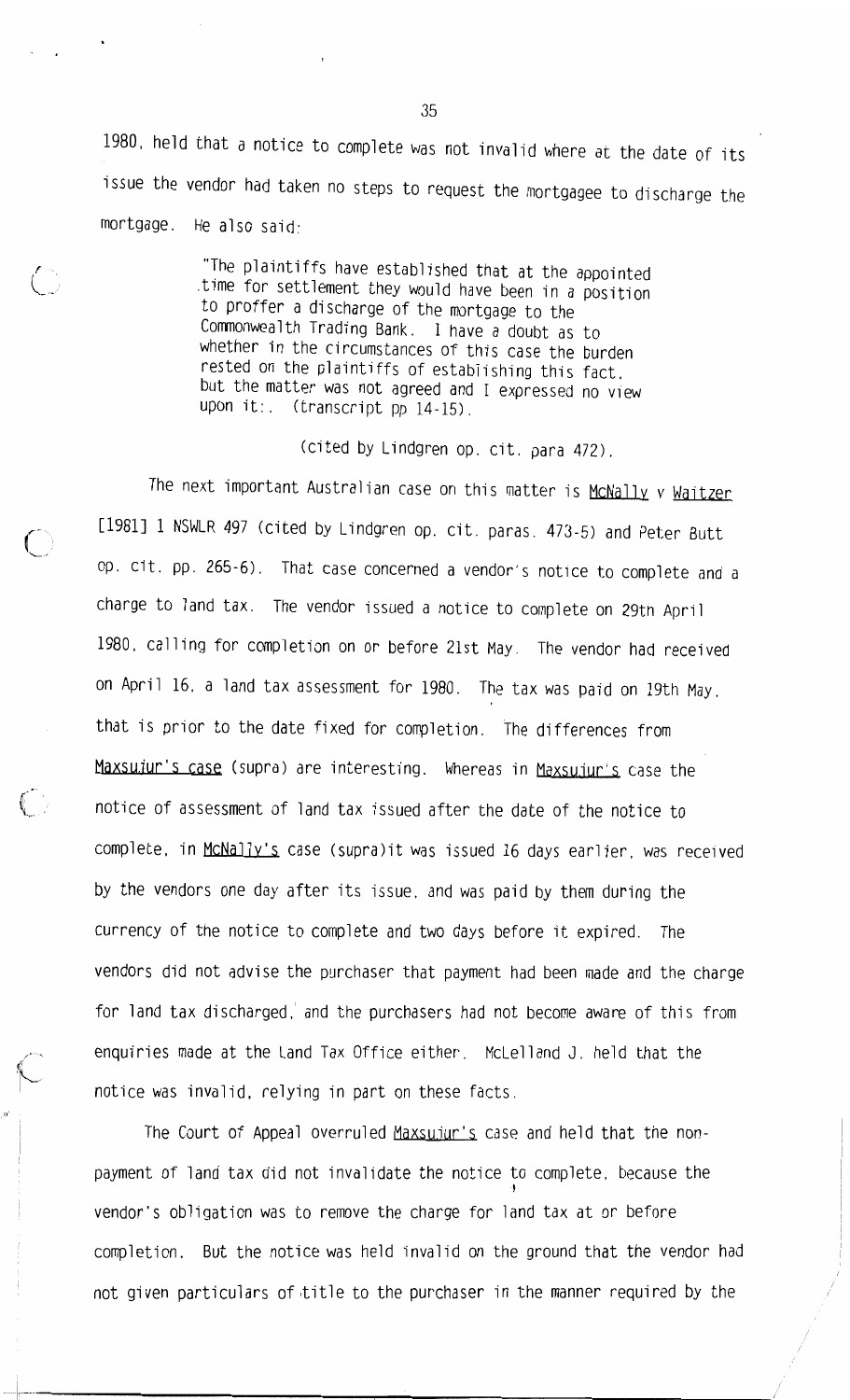1980, held that a notice to complete was not invalid where at the date of its issue the vendor had taken no steps to request the mortgagee to discharge the mortgage. He also said:

> "The plaintiffs have established that at the appointed time for settlement they would have been in a position to proffer a discharge of the mortgage to the Commonwealth Trading Bank. I have a doubt as to whether in the circumstances of this case the burden rested on the plaintiffs of establishing this fact, but the matter was not agreed and I expressed no view upon it:. (transcript pp 14-15).

(cited by Lindgren op. cit. para 472).

The next important Australian case on this matter is McNally v Waitzer [1981] 1 NSWLR 497 (cited by Lindgren op. cit. paras. 473-5) and Peter Butt op. cit. pp. 265-6). That case concerned a vendor's notice to complete and a charge to land tax. The vendor issued a notice to complete on 29th April 1980, calling for completion on or before 21st May. The vendor had received on April 16, a land tax assessment for 1980. The tax was paid on 19th May, that is prior to the date fixed for completion. The differences from Maxsujur's case (supra) are interesting. Whereas in Maxsujur's case the notice of assessment of land tax issued after the date of the notice to complete, in McNally's case (supra)it was issued 16 days earlier, was received by the vendors one day after its issue, and was paid by them during the currency of the notice to complete and two days before it expired. The vendors did not advise the purchaser that payment had been made and the charge for land tax discharged, and the purchasers had not become aware of this from enquiries made at the Land Tax Office either. McLelland J. held that the notice was invalid, relying in part on these facts.

The Court of Appeal overruled Maxsujur's case and held that the non-payment of land tax did not invalidate the notice to complete, because the vendor's obligation was to remove the charge for land tax at or before completion. But the notice was held invalid on the ground that the vendor had not given particulars of title to the purchaser in the manner required by the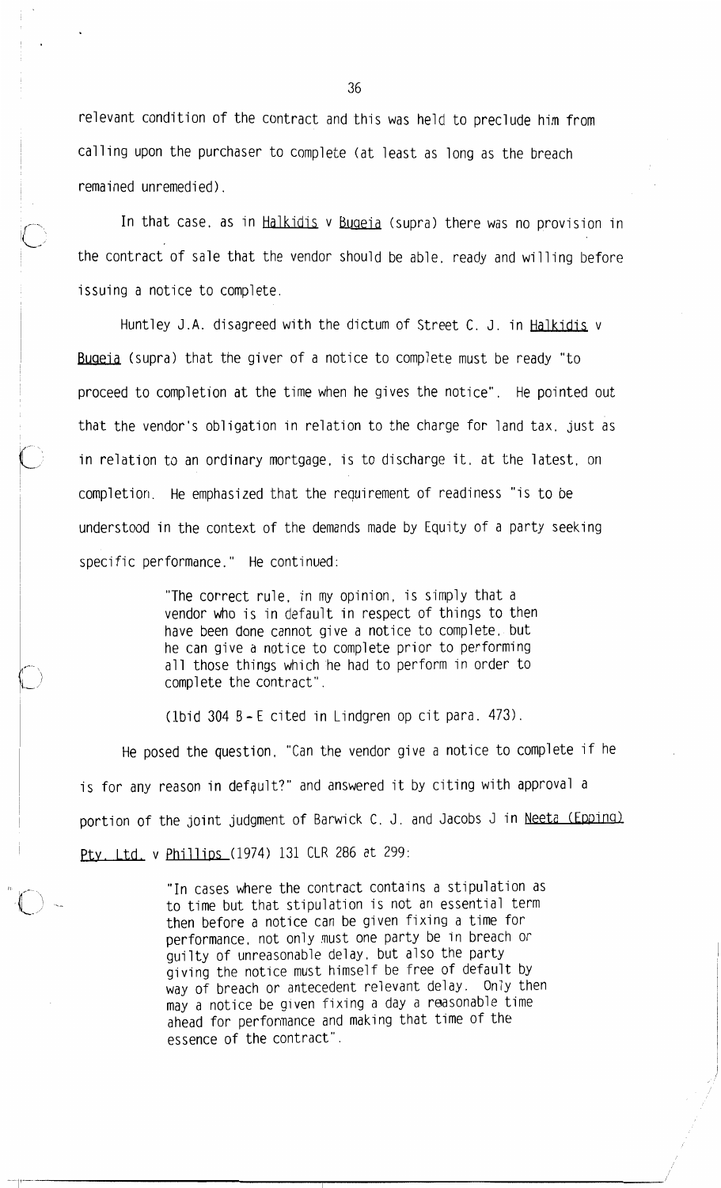relevant condition of the contract and this was held to preclude him from calling upon the purchaser to complete (at least as long as the breach remained unremedied).

In that case, as in Halkidis v Bugeia (supra) there was no provision in the contract of sale that the vendor should be able, ready and willing before issuing a notice to complete.

Huntley J.A. disagreed with the dictum of Street C. J. in Halkidis v Bugeia (supra) that the giver of a notice to complete must be ready "to proceed to completion at the time when he gives the notice". He pointed out that the vendor's obligation in relation to the charge for land tax, just as in relation to an ordinary mortgage, is to discharge it, at the latest, on completion. He emphasized that the requirement of readiness "is to be understood in the context of the demands made by Equity of a party seeking specific performance." He continued:

> "The correct rule, in my opinion, is simply that a vendor who is in default in respect of things to then have been done cannot give a notice to complete, but he can give a notice to complete prior to performing all those things which he had to perform in order to complete the contract".

(Ibid 304 B - E cited in Lindgren op cit para. 473).

He posed the question, "Can the vendor give a notice to complete if he is for any reason in default?" and answered it by citing with approval a portion of the joint judgment of Barwick C. J. and Jacobs J in Neeta (Epping) Pty. Ltd. v Phillips (1974) 131 CLR 286 at 299:

> "In cases where the contract contains a stipulation as to time but that stipulation is not an essential term then before a notice can be given fixing a time for performance, not only must one party be in breach or guilty of unreasonable delay, but also the party giving the notice must himself be free of default by way of breach or antecedent relevant delay. Only then may a notice be given fixing a day a reasonable time ahead for performance and making that time of the essence of the contract".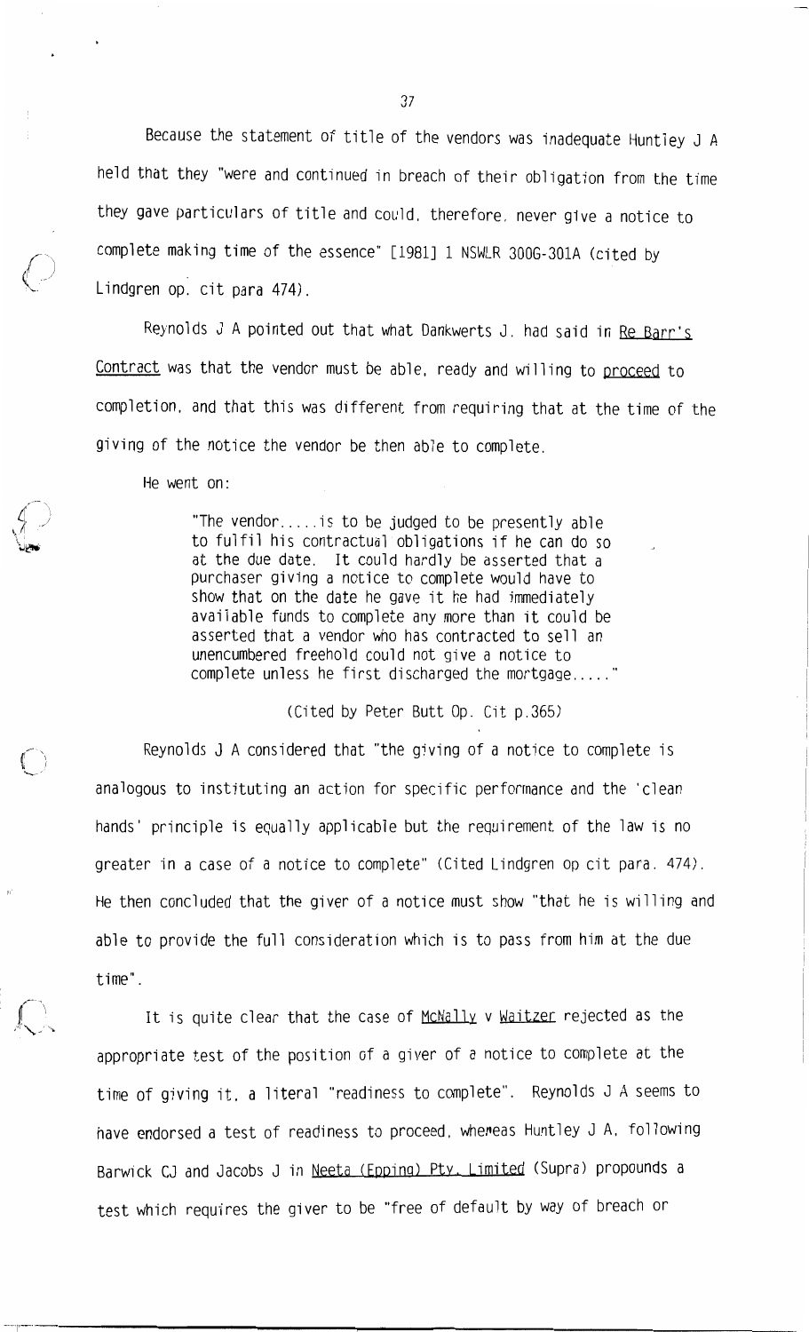Because the statement of title of the vendors was inadequate Huntley J A held that they "were and continued in breach of their obligation from the time they gave particulars of title and could, therefore, never give a notice to complete making time of the essence" [1981] 1 NSWLR 300G-301A (cited by Lindgren op. cit para 474).

Reynolds J A pointed out that what Dankwerts J. had said in Re Barr's Contract was that the vendor must be able, ready and willing to proceed to completion, and that this was different from requiring that at the time of the giving of the notice the vendor be then able to complete.

He went on:

> "The vendor.....is to be judged to be presently able to fulfil his contractual obligations if he can do so at the due date. It could hardly be asserted that a purchaser giving a notice to complete would have to show that on the date he gave it he had immediately available funds to complete any more than it could be asserted that a vendor who has contracted to sell an unencumbered freehold could not give a notice to complete unless he first discharged the mortgage....."
>
> (Cited by Peter Butt Op. Cit p.365)

Reynolds J A considered that "the giving of a notice to complete is analogous to instituting an action for specific performance and the 'clean hands' principle is equally applicable but the requirement of the law is no greater in a case of a notice to complete" (Cited Lindgren op cit para. 474). He then concluded that the giver of a notice must show "that he is willing and able to provide the full consideration which is to pass from him at the due time".

It is quite clear that the case of McNally v Waitzer rejected as the appropriate test of the position of a giver of a notice to complete at the time of giving it, a literal "readiness to complete". Reynolds J A seems to have endorsed a test of readiness to proceed, whereas Huntley J A, following Barwick CJ and Jacobs J in Neeta (Epping) Pty. Limited (Supra) propounds a test which requires the giver to be "free of default by way of breach or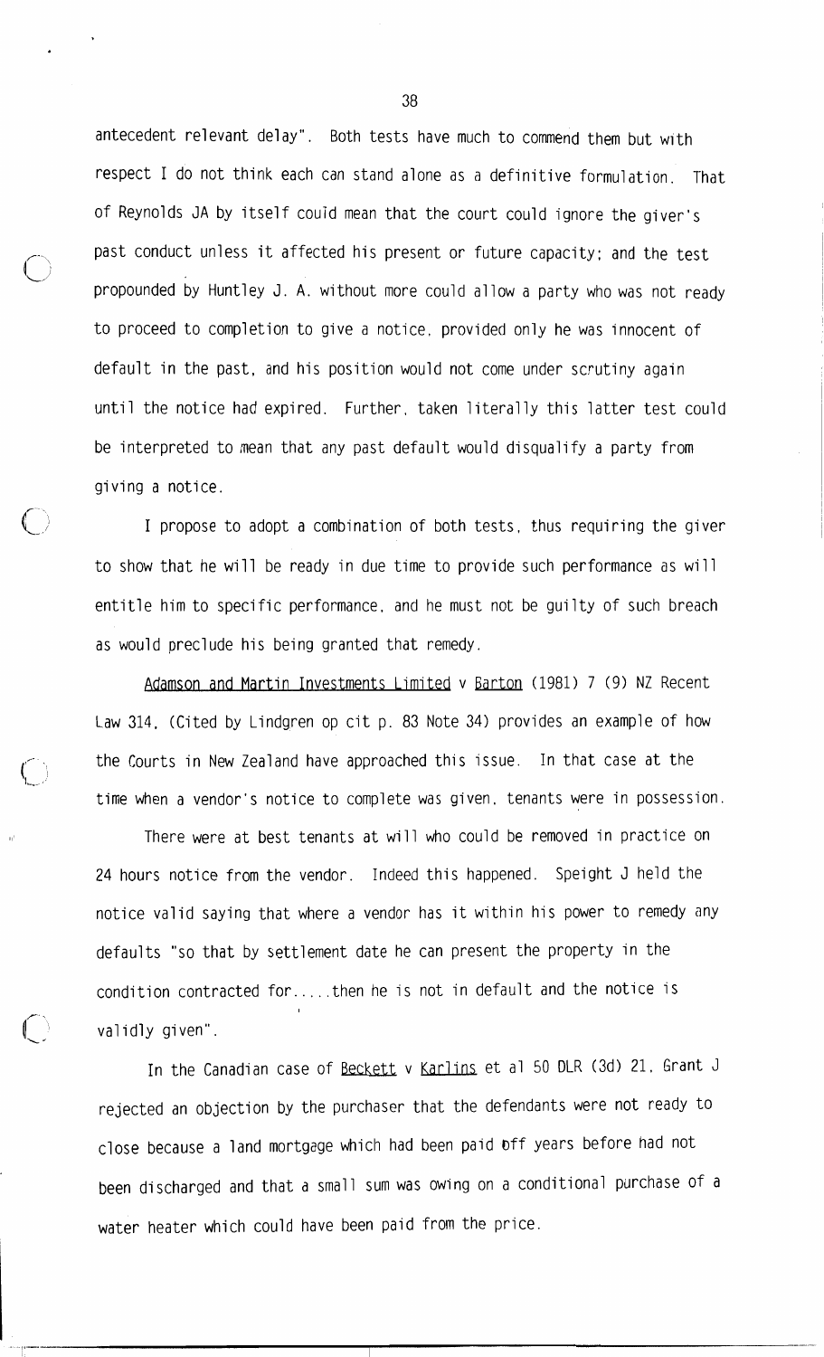antecedent relevant delay". Both tests have much to commend them but with respect I do not think each can stand alone as a definitive formulation. That of Reynolds JA by itself could mean that the court could ignore the giver's past conduct unless it affected his present or future capacity; and the test propounded by Huntley J. A. without more could allow a party who was not ready to proceed to completion to give a notice, provided only he was innocent of default in the past, and his position would not come under scrutiny again until the notice had expired. Further, taken literally this latter test could be interpreted to mean that any past default would disqualify a party from giving a notice.

I propose to adopt a combination of both tests, thus requiring the giver to show that he will be ready in due time to provide such performance as will entitle him to specific performance, and he must not be guilty of such breach as would preclude his being granted that remedy.

Adamson and Martin Investments Limited v Barton (1981) 7 (9) NZ Recent Law 314, (Cited by Lindgren op cit p. 83 Note 34) provides an example of how the Courts in New Zealand have approached this issue. In that case at the time when a vendor's notice to complete was given, tenants were in possession.

There were at best tenants at will who could be removed in practice on 24 hours notice from the vendor. Indeed this happened. Speight J held the notice valid saying that where a vendor has it within his power to remedy any defaults "so that by settlement date he can present the property in the condition contracted for.....then he is not in default and the notice is validly given".

In the Canadian case of Beckett v Karlins et al 50 DLR (3d) 21, Grant J rejected an objection by the purchaser that the defendants were not ready to close because a land mortgage which had been paid off years before had not been discharged and that a small sum was owing on a conditional purchase of a water heater which could have been paid from the price.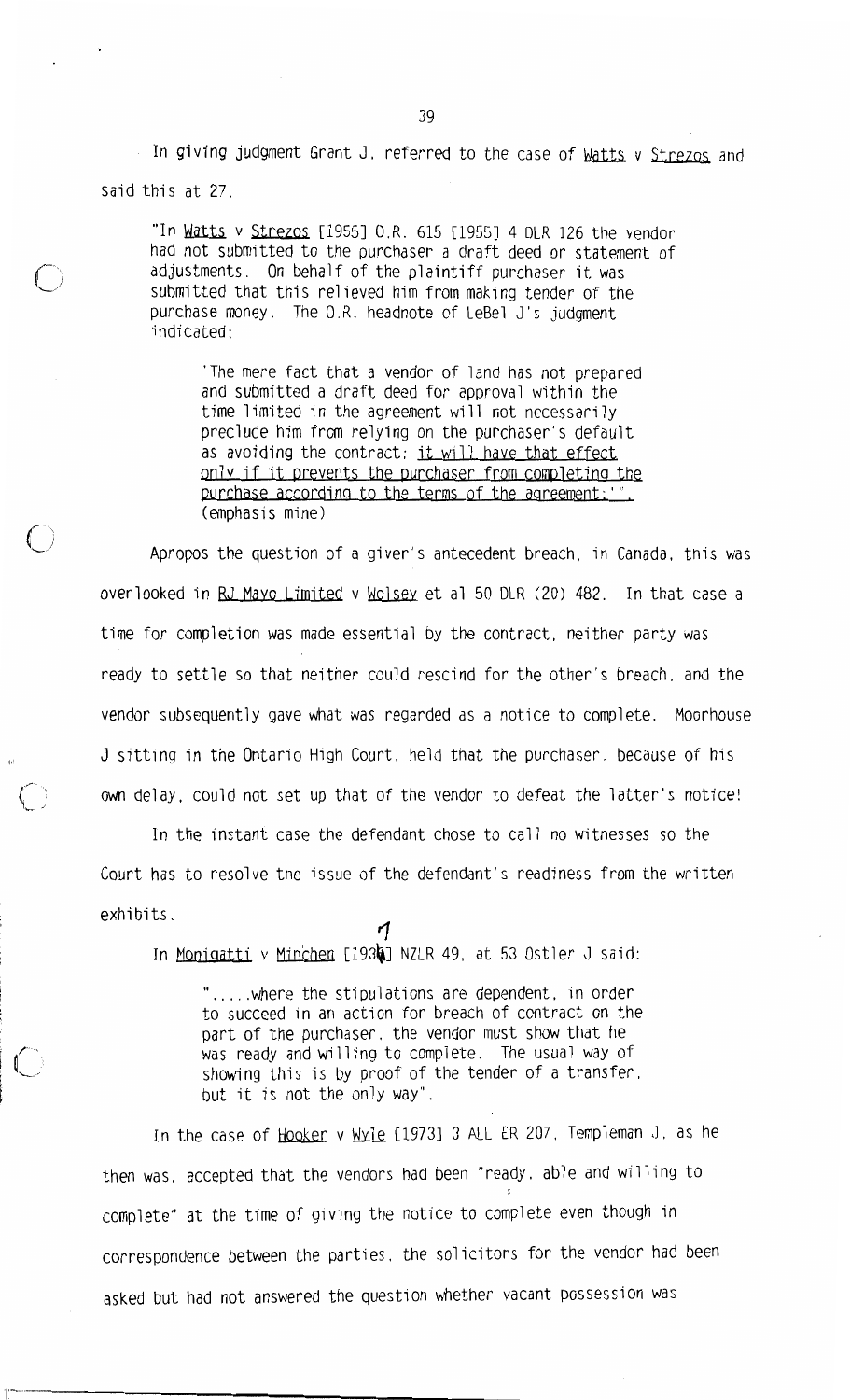In giving judgment Grant J. referred to the case of Watts v Strezos and said this at 27.

> "In Watts v Strezos [1955] O.R. 615 [1955] 4 DLR 126 the vendor had not submitted to the purchaser a draft deed or statement of adjustments. On behalf of the plaintiff purchaser it was submitted that this relieved him from making tender of the purchase money. The O.R. headnote of LeBel J's judgment indicated:
>
> > 'The mere fact that a vendor of land has not prepared and submitted a draft deed for approval within the time limited in the agreement will not necessarily preclude him from relying on the purchaser's default as avoiding the contract; it will have that effect only if it prevents the purchaser from completing the purchase according to the terms of the agreement:'".
>
> (emphasis mine)

Apropos the question of a giver's antecedent breach, in Canada, this was overlooked in RJ Mayo Limited v Wolsey et al 50 DLR (2D) 482. In that case a time for completion was made essential by the contract, neither party was ready to settle so that neither could rescind for the other's breach, and the vendor subsequently gave what was regarded as a notice to complete. Moorhouse J sitting in the Ontario High Court, held that the purchaser, because of his own delay, could not set up that of the vendor to defeat the latter's notice!

In the instant case the defendant chose to call no witnesses so the Court has to resolve the issue of the defendant's readiness from the written exhibits.

In Monigatti v Minchen [1931] NZLR 49, at 53 Ostler J said:

> ".....where the stipulations are dependent, in order to succeed in an action for breach of contract on the part of the purchaser, the vendor must show that he was ready and willing to complete. The usual way of showing this is by proof of the tender of a transfer, but it is not the only way".

In the case of Hooker v Wyle [1973] 3 ALL ER 207, Templeman J, as he then was, accepted that the vendors had been "ready, able and willing to complete" at the time of giving the notice to complete even though in correspondence between the parties, the solicitors for the vendor had been asked but had not answered the question whether vacant possession was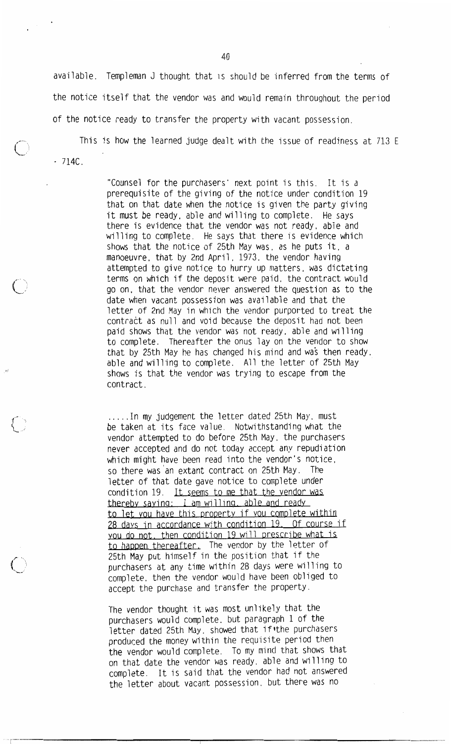available. Templeman J thought that is should be inferred from the terms of the notice itself that the vendor was and would remain throughout the period of the notice ready to transfer the property with vacant possession.

This is how the learned judge dealt with the issue of readiness at 713 E - 714C.

> "Counsel for the purchasers' next point is this. It is a prerequisite of the giving of the notice under condition 19 that on that date when the notice is given the party giving it must be ready, able and willing to complete. He says there is evidence that the vendor was not ready, able and willing to complete. He says that there is evidence which shows that the notice of 25th May was, as he puts it, a manoeuvre, that by 2nd April, 1973, the vendor having attempted to give notice to hurry up matters, was dictating terms on which if the deposit were paid, the contract would go on, that the vendor never answered the question as to the date when vacant possession was available and that the letter of 2nd May in which the vendor purported to treat the contract as null and void because the deposit had not been paid shows that the vendor was not ready, able and willing to complete. Thereafter the onus lay on the vendor to show that by 25th May he has changed his mind and was then ready, able and willing to complete. All the letter of 25th May shows is that the vendor was trying to escape from the contract.
>
> .....In my judgement the letter dated 25th May, must be taken at its face value. Notwithstanding what the vendor attempted to do before 25th May, the purchasers never accepted and do not today accept any repudiation which might have been read into the vendor's notice, so there was an extant contract on 25th May. The letter of that date gave notice to complete under condition 19. <u>It seems to me that the vendor was thereby saying: I am willing, able and ready to let you have this property if you complete within 28 days in accordance with condition 19. Of course if you do not, then condition 19 will prescribe what is to happen thereafter.</u> The vendor by the letter of 25th May put himself in the position that if the purchasers at any time within 28 days were willing to complete, then the vendor would have been obliged to accept the purchase and transfer the property.
>
> The vendor thought it was most unlikely that the purchasers would complete, but paragraph 1 of the letter dated 25th May, showed that if the purchasers produced the money within the requisite period then the vendor would complete. To my mind that shows that on that date the vendor was ready, able and willing to complete. It is said that the vendor had not answered the letter about vacant possession, but there was no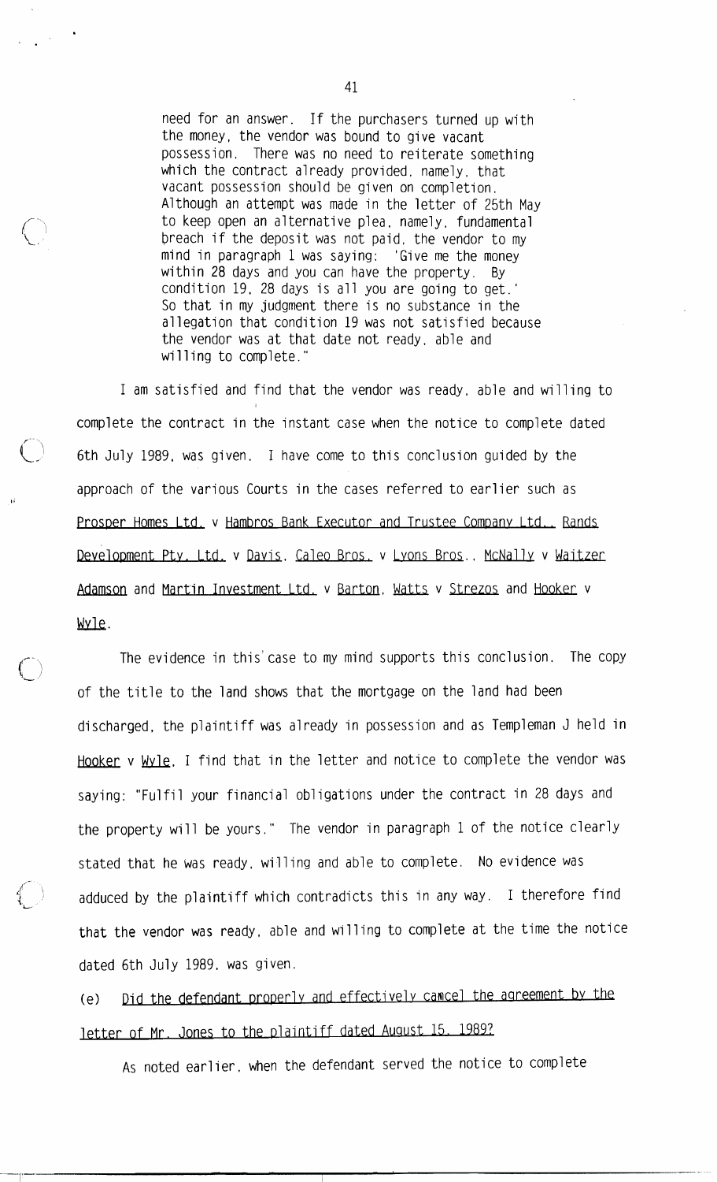> need for an answer. If the purchasers turned up with the money, the vendor was bound to give vacant possession. There was no need to reiterate something which the contract already provided, namely, that vacant possession should be given on completion. Although an attempt was made in the letter of 25th May to keep open an alternative plea, namely, fundamental breach if the deposit was not paid, the vendor to my mind in paragraph 1 was saying: 'Give me the money within 28 days and you can have the property. By condition 19, 28 days is all you are going to get.' So that in my judgment there is no substance in the allegation that condition 19 was not satisfied because the vendor was at that date not ready, able and willing to complete."

I am satisfied and find that the vendor was ready, able and willing to complete the contract in the instant case when the notice to complete dated 6th July 1989, was given. I have come to this conclusion guided by the approach of the various Courts in the cases referred to earlier such as Prosper Homes Ltd. v Hambros Bank Executor and Trustee Company Ltd., Rands Development Pty. Ltd. v Davis, Caleo Bros. v Lyons Bros., McNally v Waitzer Adamson and Martin Investment Ltd. v Barton, Watts v Strezos and Hooker v Wyle.

The evidence in this case to my mind supports this conclusion. The copy of the title to the land shows that the mortgage on the land had been discharged, the plaintiff was already in possession and as Templeman J held in Hooker v Wyle, I find that in the letter and notice to complete the vendor was saying: "Fulfil your financial obligations under the contract in 28 days and the property will be yours." The vendor in paragraph 1 of the notice clearly stated that he was ready, willing and able to complete. No evidence was adduced by the plaintiff which contradicts this in any way. I therefore find that the vendor was ready, able and willing to complete at the time the notice dated 6th July 1989, was given.

(e) Did the defendant properly and effectively cancel the agreement by the letter of Mr. Jones to the plaintiff dated August 15, 1989?

As noted earlier, when the defendant served the notice to complete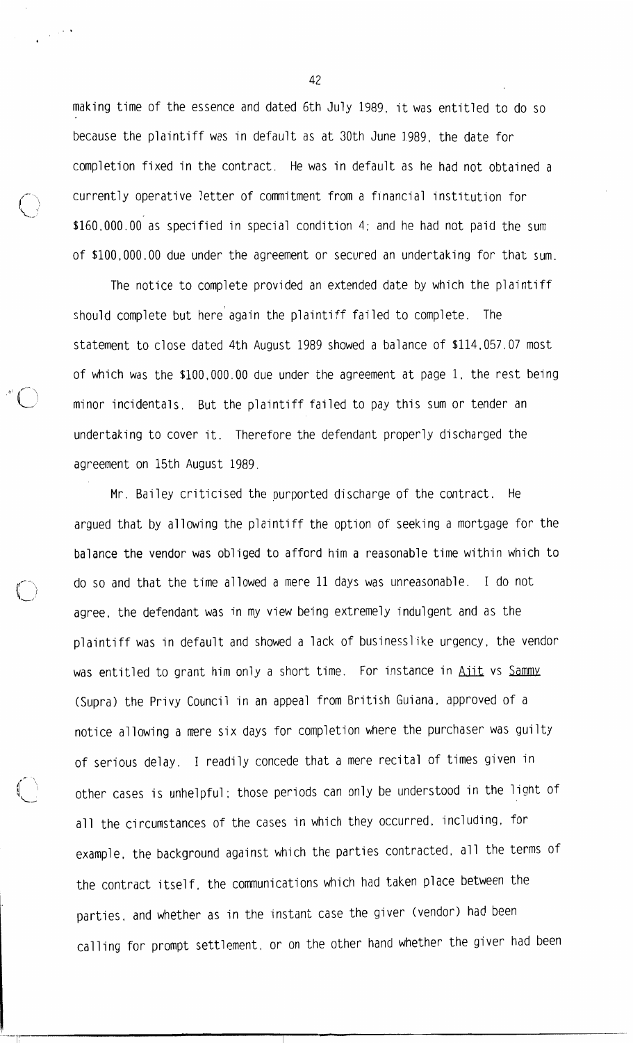making time of the essence and dated 6th July 1989, it was entitled to do so because the plaintiff was in default as at 30th June 1989, the date for completion fixed in the contract. He was in default as he had not obtained a currently operative letter of commitment from a financial institution for $160,000.00 as specified in special condition 4; and he had not paid the sum of $100,000.00 due under the agreement or secured an undertaking for that sum.

The notice to complete provided an extended date by which the plaintiff should complete but here again the plaintiff failed to complete. The statement to close dated 4th August 1989 showed a balance of $114,057.07 most of which was the $100,000.00 due under the agreement at page 1, the rest being minor incidentals. But the plaintiff failed to pay this sum or tender an undertaking to cover it. Therefore the defendant properly discharged the agreement on 15th August 1989.

Mr. Bailey criticised the purported discharge of the contract. He argued that by allowing the plaintiff the option of seeking a mortgage for the balance the vendor was obliged to afford him a reasonable time within which to do so and that the time allowed a mere 11 days was unreasonable. I do not agree, the defendant was in my view being extremely indulgent and as the plaintiff was in default and showed a lack of businesslike urgency, the vendor was entitled to grant him only a short time. For instance in Ajit vs Sammy (Supra) the Privy Council in an appeal from British Guiana, approved of a notice allowing a mere six days for completion where the purchaser was guilty of serious delay. I readily concede that a mere recital of times given in other cases is unhelpful; those periods can only be understood in the light of all the circumstances of the cases in which they occurred, including, for example, the background against which the parties contracted, all the terms of the contract itself, the communications which had taken place between the parties, and whether as in the instant case the giver (vendor) had been calling for prompt settlement, or on the other hand whether the giver had been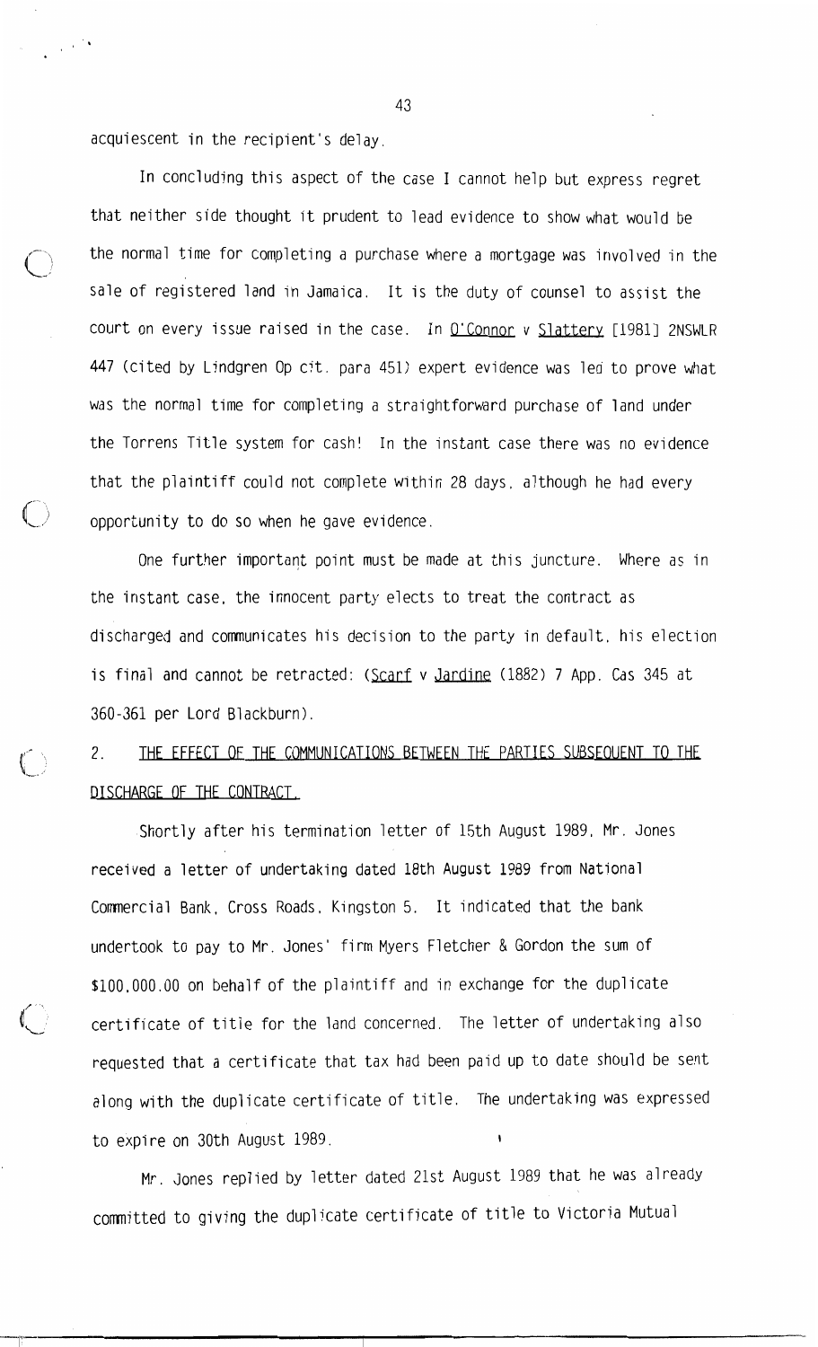acquiescent in the recipient's delay.

In concluding this aspect of the case I cannot help but express regret that neither side thought it prudent to lead evidence to show what would be the normal time for completing a purchase where a mortgage was involved in the sale of registered land in Jamaica. It is the duty of counsel to assist the court on every issue raised in the case. In O'Connor v Slattery [1981] 2NSWLR 447 (cited by Lindgren Op cit. para 451) expert evidence was led to prove what was the normal time for completing a straightforward purchase of land under the Torrens Title system for cash! In the instant case there was no evidence that the plaintiff could not complete within 28 days, although he had every opportunity to do so when he gave evidence.

One further important point must be made at this juncture. Where as in the instant case, the innocent party elects to treat the contract as discharged and communicates his decision to the party in default, his election is final and cannot be retracted: (Scarf v Jardine (1882) 7 App. Cas 345 at 360-361 per Lord Blackburn).

2. THE EFFECT OF THE COMMUNICATIONS BETWEEN THE PARTIES SUBSEQUENT TO THE DISCHARGE OF THE CONTRACT.

Shortly after his termination letter of 15th August 1989, Mr. Jones received a letter of undertaking dated 18th August 1989 from National Commercial Bank, Cross Roads, Kingston 5. It indicated that the bank undertook to pay to Mr. Jones' firm Myers Fletcher & Gordon the sum of $100,000.00 on behalf of the plaintiff and in exchange for the duplicate certificate of title for the land concerned. The letter of undertaking also requested that a certificate that tax had been paid up to date should be sent along with the duplicate certificate of title. The undertaking was expressed to expire on 30th August 1989.

Mr. Jones replied by letter dated 21st August 1989 that he was already committed to giving the duplicate certificate of title to Victoria Mutual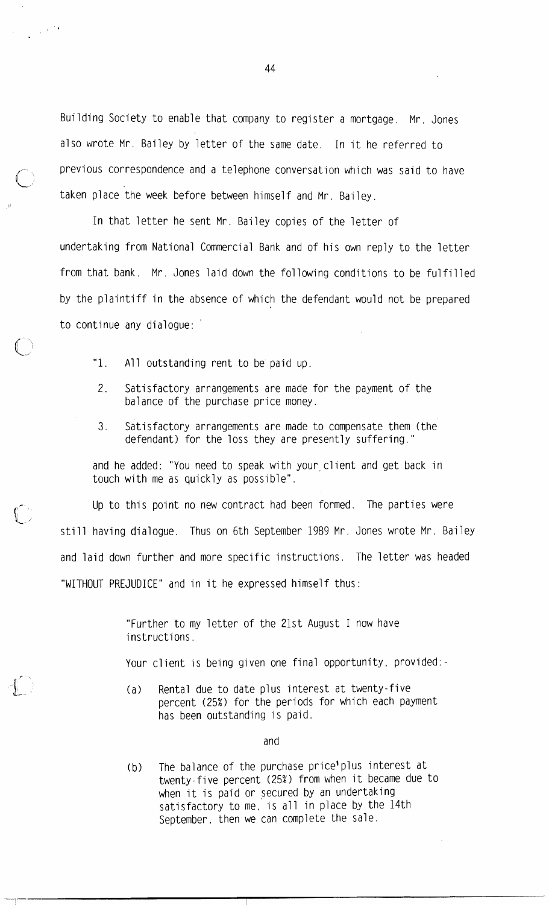Building Society to enable that company to register a mortgage. Mr. Jones also wrote Mr. Bailey by letter of the same date. In it he referred to previous correspondence and a telephone conversation which was said to have taken place the week before between himself and Mr. Bailey.

In that letter he sent Mr. Bailey copies of the letter of undertaking from National Commercial Bank and of his own reply to the letter from that bank. Mr. Jones laid down the following conditions to be fulfilled by the plaintiff in the absence of which the defendant would not be prepared to continue any dialogue:

> "1. All outstanding rent to be paid up.
>
> 2. Satisfactory arrangements are made for the payment of the balance of the purchase price money.
>
> 3. Satisfactory arrangements are made to compensate them (the defendant) for the loss they are presently suffering."

and he added: "You need to speak with your client and get back in touch with me as quickly as possible".

Up to this point no new contract had been formed. The parties were still having dialogue. Thus on 6th September 1989 Mr. Jones wrote Mr. Bailey and laid down further and more specific instructions. The letter was headed "WITHOUT PREJUDICE" and in it he expressed himself thus:

> "Further to my letter of the 21st August I now have instructions.
>
> Your client is being given one final opportunity, provided:-
>
> (a) Rental due to date plus interest at twenty-five percent (25%) for the periods for which each payment has been outstanding is paid.
>
> and
>
> (b) The balance of the purchase price plus interest at twenty-five percent (25%) from when it became due to when it is paid or secured by an undertaking satisfactory to me, is all in place by the 14th September, then we can complete the sale.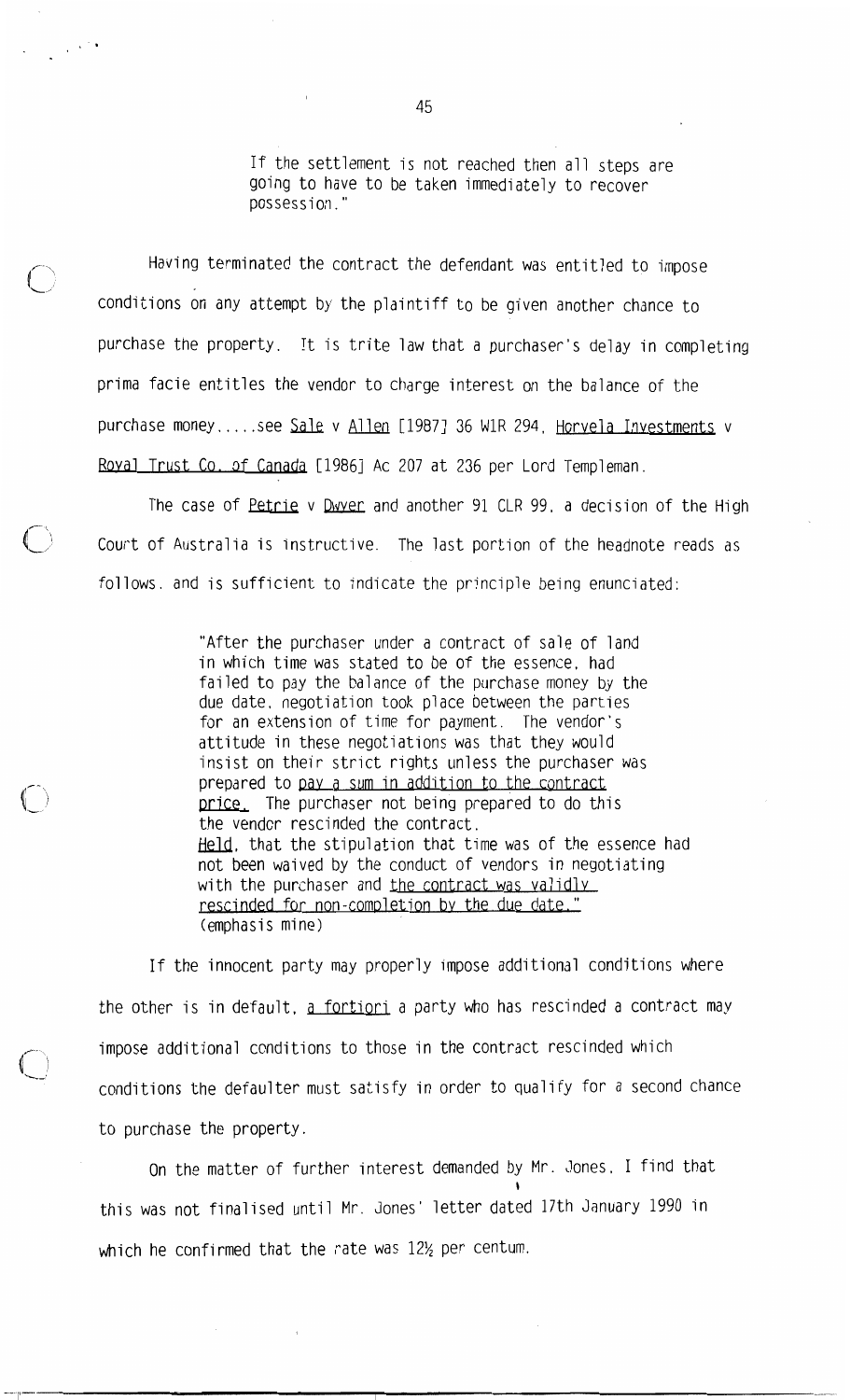If the settlement is not reached then all steps are going to have to be taken immediately to recover possession."

Having terminated the contract the defendant was entitled to impose conditions on any attempt by the plaintiff to be given another chance to purchase the property. It is trite law that a purchaser's delay in completing prima facie entitles the vendor to charge interest on the balance of the purchase money.....see Sale v Allen [1987] 36 WIR 294, Horvela Investments v Royal Trust Co. of Canada [1986] Ac 207 at 236 per Lord Templeman.

The case of Petrie v Dwyer and another 91 CLR 99, a decision of the High Court of Australia is instructive. The last portion of the headnote reads as follows, and is sufficient to indicate the principle being enunciated:

> "After the purchaser under a contract of sale of land in which time was stated to be of the essence, had failed to pay the balance of the purchase money by the due date, negotiation took place between the parties for an extension of time for payment. The vendor's attitude in these negotiations was that they would insist on their strict rights unless the purchaser was prepared to pay a sum in addition to the contract price. The purchaser not being prepared to do this the vendor rescinded the contract.
> Held, that the stipulation that time was of the essence had not been waived by the conduct of vendors in negotiating with the purchaser and the contract was validly rescinded for non-completion by the due date."
> (emphasis mine)

If the innocent party may properly impose additional conditions where the other is in default, a fortiori a party who has rescinded a contract may impose additional conditions to those in the contract rescinded which conditions the defaulter must satisfy in order to qualify for a second chance to purchase the property.

On the matter of further interest demanded by Mr. Jones, I find that this was not finalised until Mr. Jones' letter dated 17th January 1990 in which he confirmed that the rate was 12½ per centum.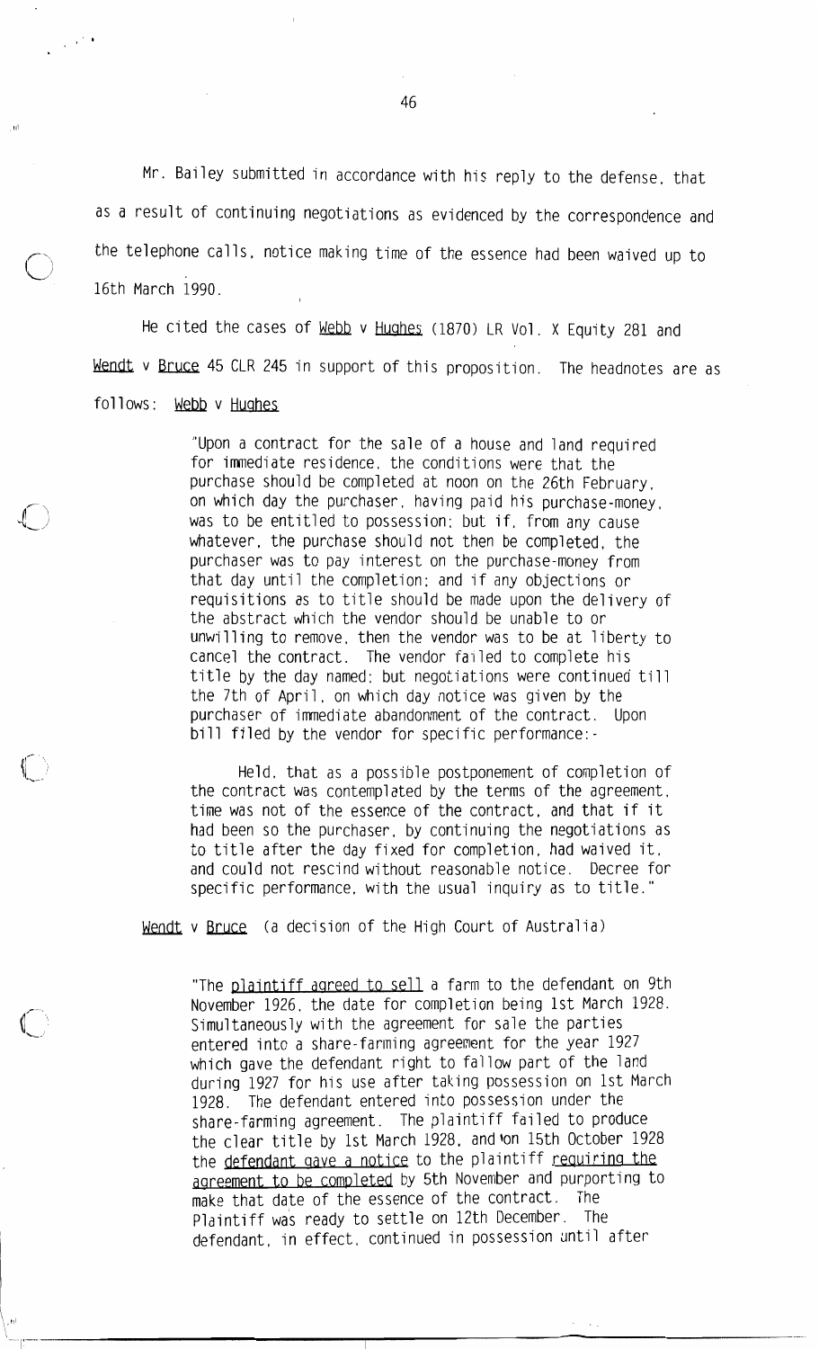Mr. Bailey submitted in accordance with his reply to the defense, that as a result of continuing negotiations as evidenced by the correspondence and the telephone calls, notice making time of the essence had been waived up to 16th March 1990.

He cited the cases of Webb v Hughes (1870) LR Vol. X Equity 281 and Wendt v Bruce 45 CLR 245 in support of this proposition. The headnotes are as follows: Webb v Hughes

> "Upon a contract for the sale of a house and land required for immediate residence, the conditions were that the purchase should be completed at noon on the 26th February, on which day the purchaser, having paid his purchase-money, was to be entitled to possession; but if, from any cause whatever, the purchase should not then be completed, the purchaser was to pay interest on the purchase-money from that day until the completion; and if any objections or requisitions as to title should be made upon the delivery of the abstract which the vendor should be unable to or unwilling to remove, then the vendor was to be at liberty to cancel the contract. The vendor failed to complete his title by the day named; but negotiations were continued till the 7th of April, on which day notice was given by the purchaser of immediate abandonment of the contract. Upon bill filed by the vendor for specific performance:-
>
> Held, that as a possible postponement of completion of the contract was contemplated by the terms of the agreement, time was not of the essence of the contract, and that if it had been so the purchaser, by continuing the negotiations as to title after the day fixed for completion, had waived it, and could not rescind without reasonable notice. Decree for specific performance, with the usual inquiry as to title."

Wendt v Bruce (a decision of the High Court of Australia)

> "The plaintiff agreed to sell a farm to the defendant on 9th November 1926, the date for completion being 1st March 1928. Simultaneously with the agreement for sale the parties entered into a share-farming agreement for the year 1927 which gave the defendant right to fallow part of the land during 1927 for his use after taking possession on 1st March 1928. The defendant entered into possession under the share-farming agreement. The plaintiff failed to produce the clear title by 1st March 1928, and on 15th October 1928 the defendant gave a notice to the plaintiff requiring the agreement to be completed by 5th November and purporting to make that date of the essence of the contract. The Plaintiff was ready to settle on 12th December. The defendant, in effect, continued in possession until after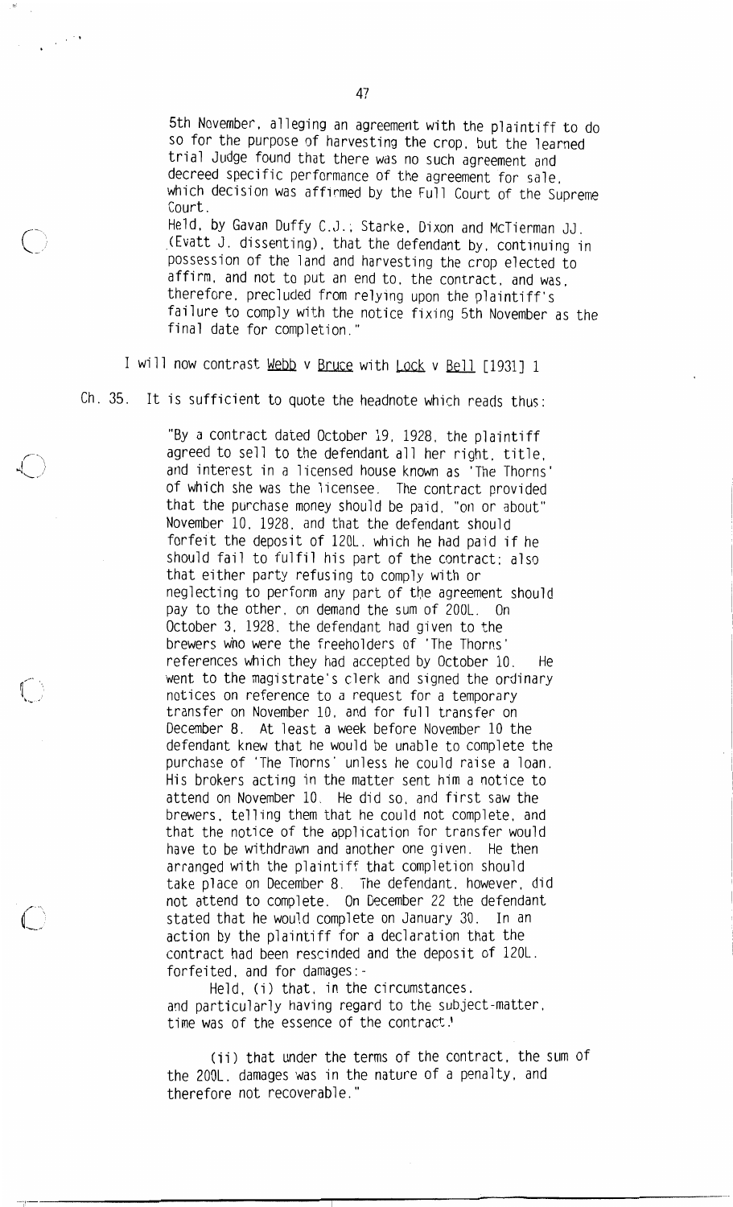5th November, alleging an agreement with the plaintiff to do so for the purpose of harvesting the crop, but the learned trial Judge found that there was no such agreement and decreed specific performance of the agreement for sale, which decision was affirmed by the Full Court of the Supreme Court.

Held, by Gavan Duffy C.J., Starke, Dixon and McTiernan JJ. (Evatt J. dissenting), that the defendant by, continuing in possession of the land and harvesting the crop elected to affirm, and not to put an end to, the contract, and was, therefore, precluded from relying upon the plaintiff's failure to comply with the notice fixing 5th November as the final date for completion."

I will now contrast Webb v Bruce with Lock v Bell [1931] 1 Ch. 35. It is sufficient to quote the headnote which reads thus:

> "By a contract dated October 19, 1928, the plaintiff agreed to sell to the defendant all her right, title, and interest in a licensed house known as 'The Thorns' of which she was the licensee. The contract provided that the purchase money should be paid, "on or about" November 10, 1928, and that the defendant should forfeit the deposit of 120L. which he had paid if he should fail to fulfil his part of the contract; also that either party refusing to comply with or neglecting to perform any part of the agreement should pay to the other, on demand the sum of 200L. On October 3, 1928, the defendant had given to the brewers who were the freeholders of 'The Thorns' references which they had accepted by October 10. He went to the magistrate's clerk and signed the ordinary notices on reference to a request for a temporary transfer on November 10, and for full transfer on December 8. At least a week before November 10 the defendant knew that he would be unable to complete the purchase of 'The Thorns' unless he could raise a loan. His brokers acting in the matter sent him a notice to attend on November 10. He did so, and first saw the brewers, telling them that he could not complete, and that the notice of the application for transfer would have to be withdrawn and another one given. He then arranged with the plaintiff that completion should take place on December 8. The defendant, however, did not attend to complete. On December 22 the defendant stated that he would complete on January 30. In an action by the plaintiff for a declaration that the contract had been rescinded and the deposit of 120L. forfeited, and for damages:-
>
> Held, (i) that, in the circumstances, and particularly having regard to the subject-matter, time was of the essence of the contract.
>
> (ii) that under the terms of the contract, the sum of the 200L. damages was in the nature of a penalty, and therefore not recoverable."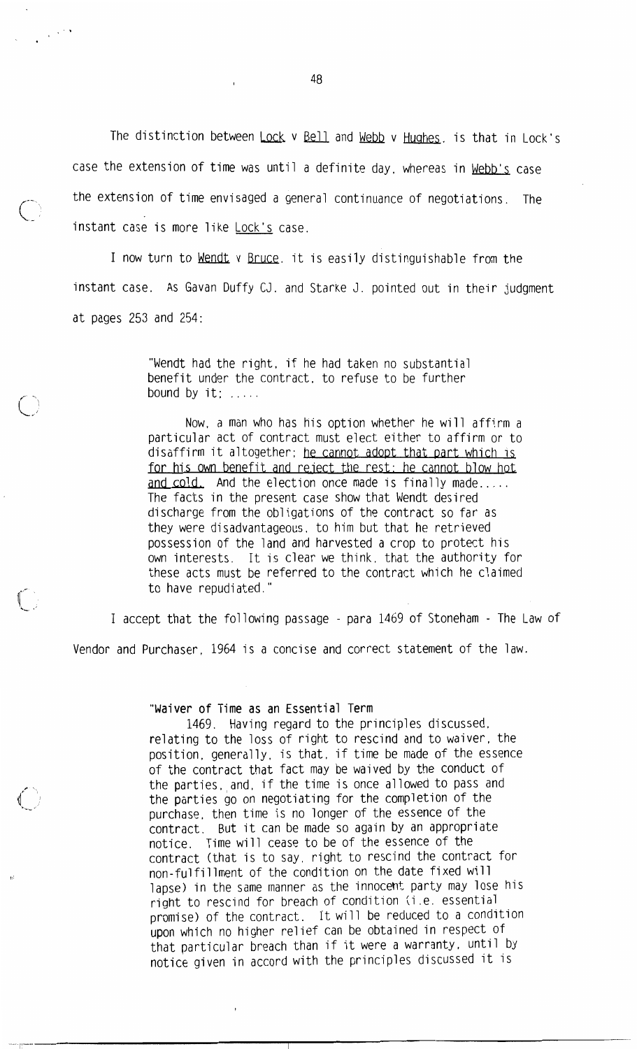The distinction between Lock v Bell and Webb v Hughes. is that in Lock's case the extension of time was until a definite day, whereas in Webb's case the extension of time envisaged a general continuance of negotiations. The instant case is more like Lock's case.

I now turn to Wendt v Bruce. it is easily distinguishable from the instant case. As Gavan Duffy CJ. and Starke J. pointed out in their judgment at pages 253 and 254:

> "Wendt had the right, if he had taken no substantial benefit under the contract, to refuse to be further bound by it; .....
>
> Now, a man who has his option whether he will affirm a particular act of contract must elect either to affirm or to disaffirm it altogether; he cannot adopt that part which is for his own benefit and reject the rest; he cannot blow hot and cold. And the election once made is finally made..... The facts in the present case show that Wendt desired discharge from the obligations of the contract so far as they were disadvantageous, to him but that he retrieved possession of the land and harvested a crop to protect his own interests. It is clear we think, that the authority for these acts must be referred to the contract which he claimed to have repudiated."

I accept that the following passage - para 1469 of Stoneham - The Law of Vendor and Purchaser, 1964 is a concise and correct statement of the law.

> "**Waiver of Time as an Essential Term**
>
> 1469. Having regard to the principles discussed, relating to the loss of right to rescind and to waiver, the position, generally, is that, if time be made of the essence of the contract that fact may be waived by the conduct of the parties, and, if the time is once allowed to pass and the parties go on negotiating for the completion of the purchase, then time is no longer of the essence of the contract. But it can be made so again by an appropriate notice. Time will cease to be of the essence of the contract (that is to say, right to rescind the contract for non-fulfillment of the condition on the date fixed will lapse) in the same manner as the innocent party may lose his right to rescind for breach of condition (i.e. essential promise) of the contract. It will be reduced to a condition upon which no higher relief can be obtained in respect of that particular breach than if it were a warranty, until by notice given in accord with the principles discussed it is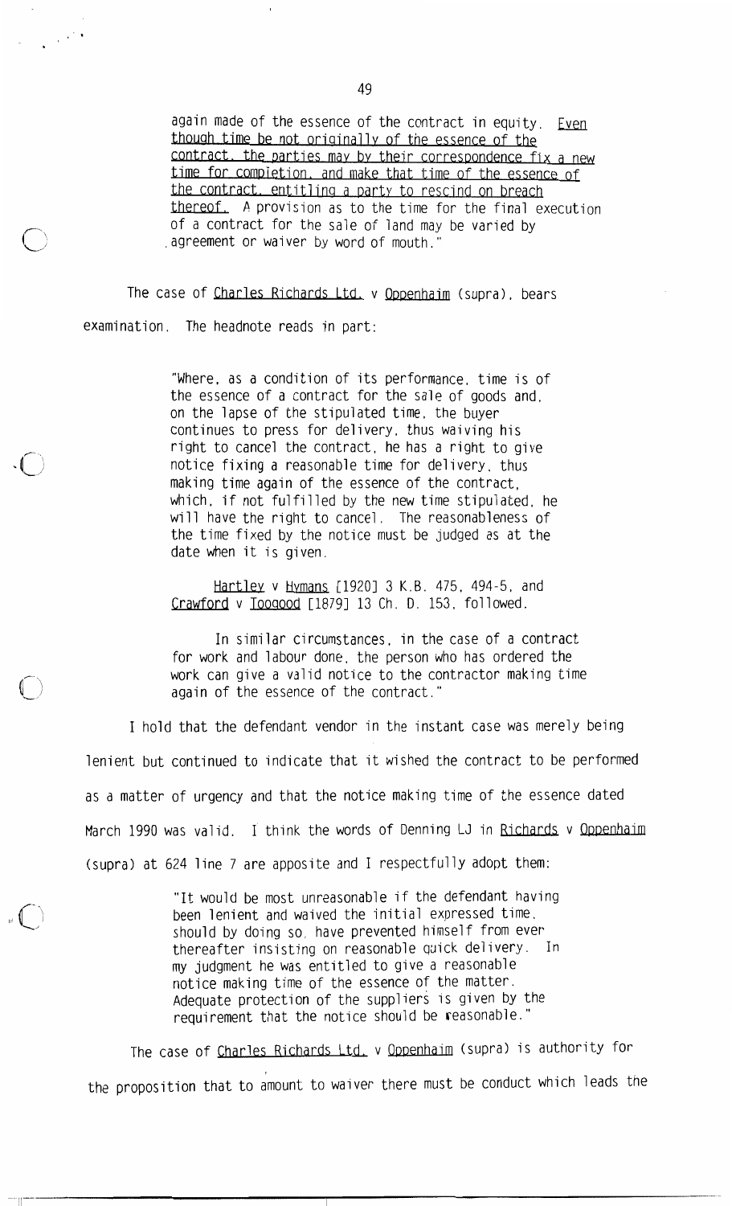again made of the essence of the contract in equity. Even though time be not originally of the essence of the contract, the parties may by their correspondence fix a new time for completion, and make that time of the essence of the contract, entitling a party to rescind on breach thereof. A provision as to the time for the final execution of a contract for the sale of land may be varied by agreement or waiver by word of mouth."

The case of Charles Richards Ltd. v Oppenhaim (supra), bears examination. The headnote reads in part:

> "Where, as a condition of its performance, time is of the essence of a contract for the sale of goods and, on the lapse of the stipulated time, the buyer continues to press for delivery, thus waiving his right to cancel the contract, he has a right to give notice fixing a reasonable time for delivery, thus making time again of the essence of the contract, which, if not fulfilled by the new time stipulated, he will have the right to cancel. The reasonableness of the time fixed by the notice must be judged as at the date when it is given.
>
> Hartley v Hymans [1920] 3 K.B. 475, 494-5, and Crawford v Toogood [1879] 13 Ch. D. 153, followed.
>
> In similar circumstances, in the case of a contract for work and labour done, the person who has ordered the work can give a valid notice to the contractor making time again of the essence of the contract."

I hold that the defendant vendor in the instant case was merely being lenient but continued to indicate that it wished the contract to be performed as a matter of urgency and that the notice making time of the essence dated March 1990 was valid. I think the words of Denning LJ in Richards v Oppenhaim (supra) at 624 line 7 are apposite and I respectfully adopt them:

> "It would be most unreasonable if the defendant having been lenient and waived the initial expressed time, should by doing so, have prevented himself from ever thereafter insisting on reasonable quick delivery. In my judgment he was entitled to give a reasonable notice making time of the essence of the matter. Adequate protection of the suppliers is given by the requirement that the notice should be reasonable."

The case of Charles Richards Ltd. v Oppenhaim (supra) is authority for the proposition that to amount to waiver there must be conduct which leads the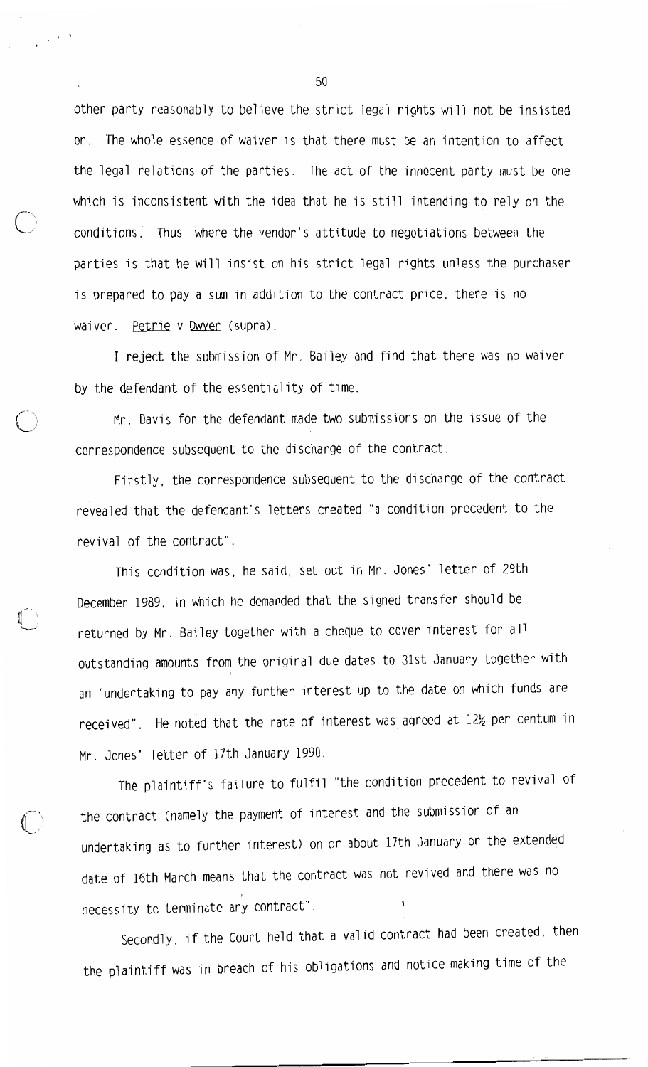other party reasonably to believe the strict legal rights will not be insisted on. The whole essence of waiver is that there must be an intention to affect the legal relations of the parties. The act of the innocent party must be one which is inconsistent with the idea that he is still intending to rely on the conditions. Thus, where the vendor's attitude to negotiations between the parties is that he will insist on his strict legal rights unless the purchaser is prepared to pay a sum in addition to the contract price, there is no waiver. Petrie v Dwyer (supra).

I reject the submission of Mr. Bailey and find that there was no waiver by the defendant of the essentiality of time.

Mr. Davis for the defendant made two submissions on the issue of the correspondence subsequent to the discharge of the contract.

Firstly, the correspondence subsequent to the discharge of the contract revealed that the defendant's letters created "a condition precedent to the revival of the contract".

This condition was, he said, set out in Mr. Jones' letter of 29th December 1989, in which he demanded that the signed transfer should be returned by Mr. Bailey together with a cheque to cover interest for all outstanding amounts from the original due dates to 31st January together with an "undertaking to pay any further interest up to the date on which funds are received". He noted that the rate of interest was agreed at 12½ per centum in Mr. Jones' letter of 17th January 1990.

The plaintiff's failure to fulfil "the condition precedent to revival of the contract (namely the payment of interest and the submission of an undertaking as to further interest) on or about 17th January or the extended date of 16th March means that the contract was not revived and there was no necessity to terminate any contract".

Secondly, if the Court held that a valid contract had been created, then the plaintiff was in breach of his obligations and notice making time of the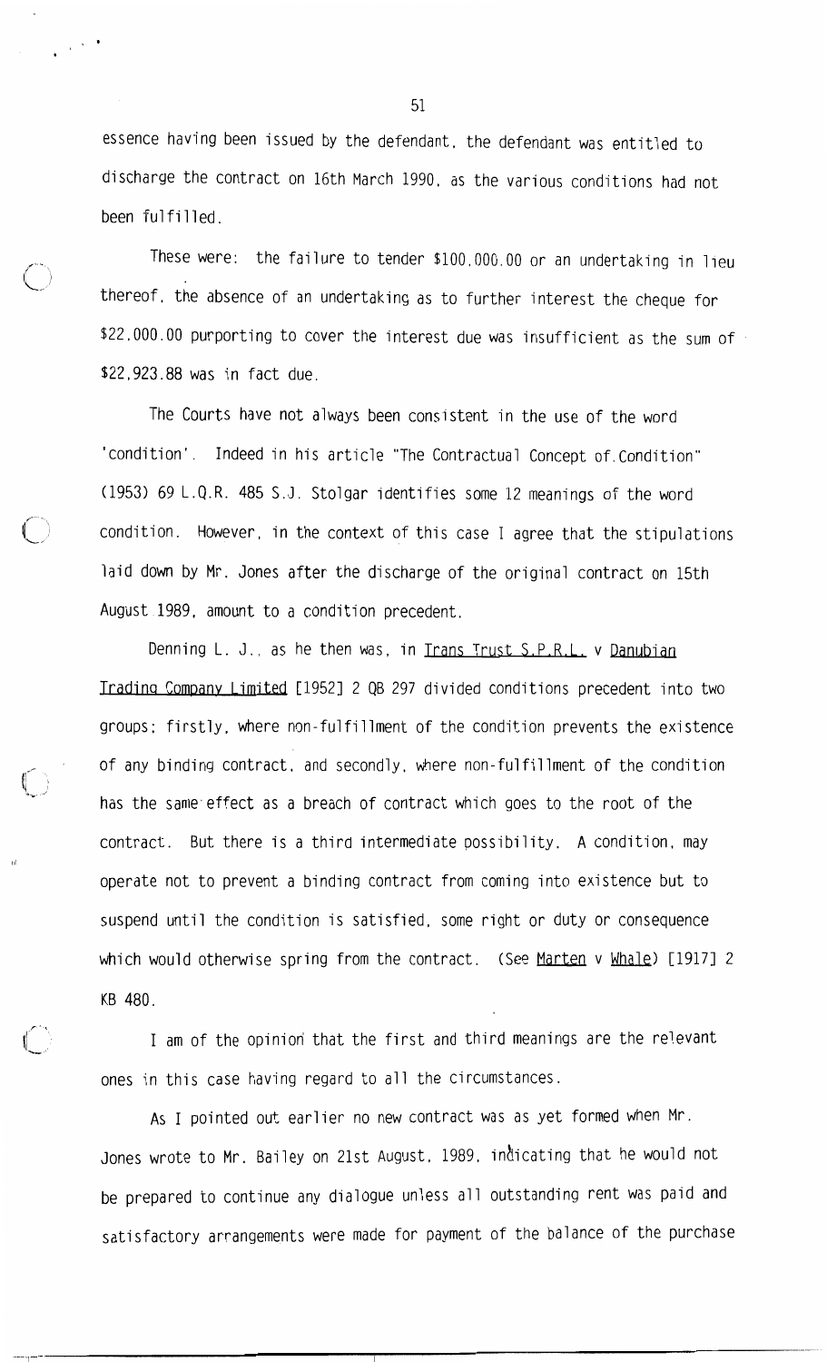essence having been issued by the defendant, the defendant was entitled to discharge the contract on 16th March 1990, as the various conditions had not been fulfilled.

These were: the failure to tender $100,000.00 or an undertaking in lieu thereof, the absence of an undertaking as to further interest the cheque for $22,000.00 purporting to cover the interest due was insufficient as the sum of $22,923.88 was in fact due.

The Courts have not always been consistent in the use of the word 'condition'. Indeed in his article "The Contractual Concept of Condition" (1953) 69 L.Q.R. 485 S.J. Stolgar identifies some 12 meanings of the word condition. However, in the context of this case I agree that the stipulations laid down by Mr. Jones after the discharge of the original contract on 15th August 1989, amount to a condition precedent.

Denning L. J., as he then was, in Trans Trust S.P.R.L. v Danubian Trading Company Limited [1952] 2 QB 297 divided conditions precedent into two groups; firstly, where non-fulfillment of the condition prevents the existence of any binding contract, and secondly, where non-fulfillment of the condition has the same effect as a breach of contract which goes to the root of the contract. But there is a third intermediate possibility. A condition, may operate not to prevent a binding contract from coming into existence but to suspend until the condition is satisfied, some right or duty or consequence which would otherwise spring from the contract. (See Marten v Whale) [1917] 2 KB 480.

I am of the opinion that the first and third meanings are the relevant ones in this case having regard to all the circumstances.

As I pointed out earlier no new contract was as yet formed when Mr. Jones wrote to Mr. Bailey on 21st August, 1989, indicating that he would not be prepared to continue any dialogue unless all outstanding rent was paid and satisfactory arrangements were made for payment of the balance of the purchase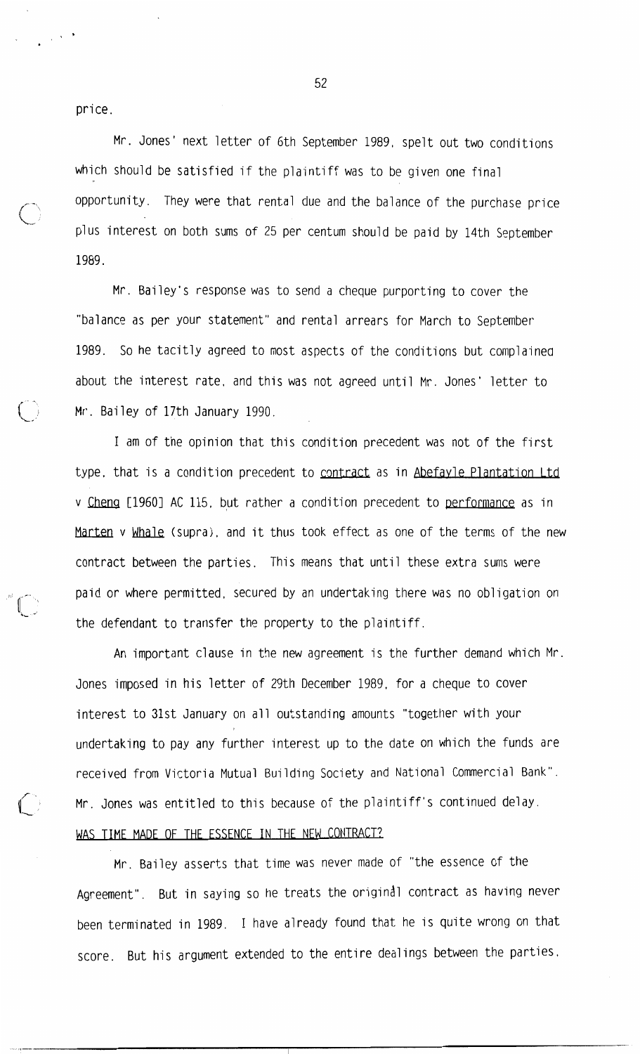price.

Mr. Jones' next letter of 6th September 1989, spelt out two conditions which should be satisfied if the plaintiff was to be given one final opportunity. They were that rental due and the balance of the purchase price plus interest on both sums of 25 per centum should be paid by 14th September 1989.

Mr. Bailey's response was to send a cheque purporting to cover the "balance as per your statement" and rental arrears for March to September 1989. So he tacitly agreed to most aspects of the conditions but complained about the interest rate, and this was not agreed until Mr. Jones' letter to Mr. Bailey of 17th January 1990.

I am of the opinion that this condition precedent was not of the first type, that is a condition precedent to <u>contract</u> as in <u>Abefayle Plantation Ltd</u> v <u>Cheng</u> [1960] AC 115, but rather a condition precedent to <u>performance</u> as in <u>Marten</u> v <u>Whale</u> (supra), and it thus took effect as one of the terms of the new contract between the parties. This means that until these extra sums were paid or where permitted, secured by an undertaking there was no obligation on the defendant to transfer the property to the plaintiff.

An important clause in the new agreement is the further demand which Mr. Jones imposed in his letter of 29th December 1989, for a cheque to cover interest to 31st January on all outstanding amounts "together with your undertaking to pay any further interest up to the date on which the funds are received from Victoria Mutual Building Society and National Commercial Bank". Mr. Jones was entitled to this because of the plaintiff's continued delay.

<u>WAS TIME MADE OF THE ESSENCE IN THE NEW CONTRACT?</u>

Mr. Bailey asserts that time was never made of "the essence of the Agreement". But in saying so he treats the original contract as having never been terminated in 1989. I have already found that he is quite wrong on that score. But his argument extended to the entire dealings between the parties.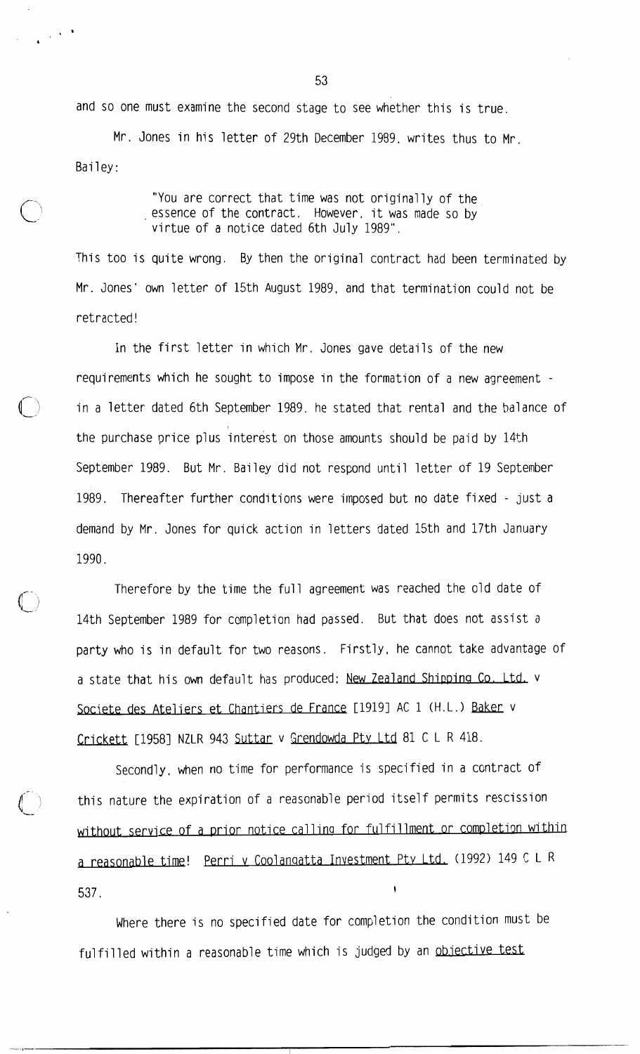and so one must examine the second stage to see whether this is true.

Mr. Jones in his letter of 29th December 1989, writes thus to Mr. Bailey:

> "You are correct that time was not originally of the essence of the contract. However, it was made so by virtue of a notice dated 6th July 1989".

This too is quite wrong. By then the original contract had been terminated by Mr. Jones' own letter of 15th August 1989, and that termination could not be retracted!

In the first letter in which Mr. Jones gave details of the new requirements which he sought to impose in the formation of a new agreement - in a letter dated 6th September 1989, he stated that rental and the balance of the purchase price plus interest on those amounts should be paid by 14th September 1989. But Mr. Bailey did not respond until letter of 19 September 1989. Thereafter further conditions were imposed but no date fixed - just a demand by Mr. Jones for quick action in letters dated 15th and 17th January 1990.

Therefore by the time the full agreement was reached the old date of 14th September 1989 for completion had passed. But that does not assist a party who is in default for two reasons. Firstly, he cannot take advantage of a state that his own default has produced; <u>New Zealand Shipping Co. Ltd.</u> v <u>Societe des Ateliers et Chantiers de France</u> [1919] AC 1 (H.L.) <u>Baker</u> v <u>Crickett</u> [1958] NZLR 943 <u>Suttar</u> v <u>Grendowda Pty Ltd</u> 81 C L R 418.

Secondly, when no time for performance is specified in a contract of this nature the expiration of a reasonable period itself permits rescission <u>without service of a prior notice calling for fulfillment or completion within a reasonable time</u>! <u>Perri v Coolangatta Investment Pty Ltd.</u> (1992) 149 C L R 537.

Where there is no specified date for completion the condition must be fulfilled within a reasonable time which is judged by an <u>objective test</u>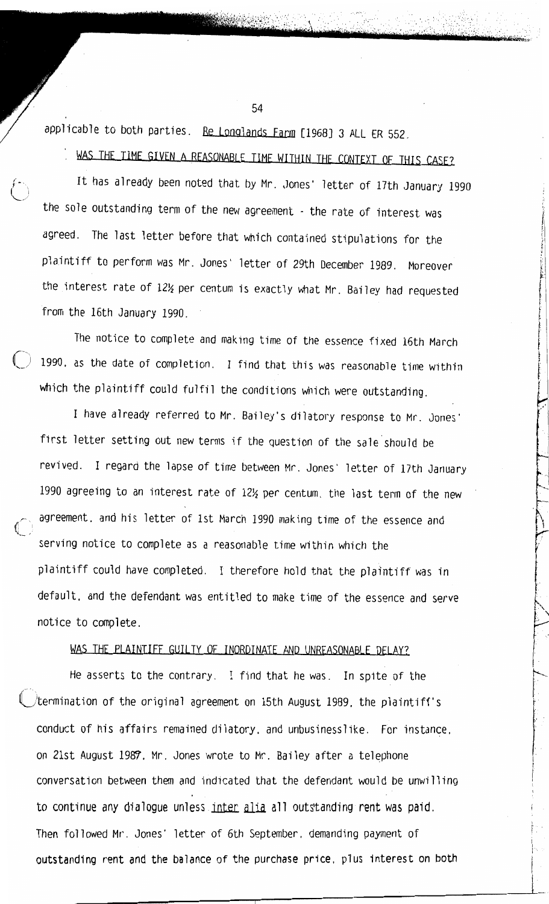applicable to both parties. Re Longlands Farm [1968] 3 ALL ER 552.

WAS THE TIME GIVEN A REASONABLE TIME WITHIN THE CONTEXT OF THIS CASE?

It has already been noted that by Mr. Jones' letter of 17th January 1990 the sole outstanding term of the new agreement - the rate of interest was agreed. The last letter before that which contained stipulations for the plaintiff to perform was Mr. Jones' letter of 29th December 1989. Moreover the interest rate of 12½ per centum is exactly what Mr. Bailey had requested from the 16th January 1990.

The notice to complete and making time of the essence fixed 16th March 1990, as the date of completion. I find that this was reasonable time within which the plaintiff could fulfil the conditions which were outstanding.

I have already referred to Mr. Bailey's dilatory response to Mr. Jones' first letter setting out new terms if the question of the sale should be revived. I regard the lapse of time between Mr. Jones' letter of 17th January 1990 agreeing to an interest rate of 12½ per centum, the last term of the new agreement, and his letter of 1st March 1990 making time of the essence and serving notice to complete as a reasonable time within which the plaintiff could have completed. I therefore hold that the plaintiff was in default, and the defendant was entitled to make time of the essence and serve notice to complete.

WAS THE PLAINTIFF GUILTY OF INORDINATE AND UNREASONABLE DELAY?

He asserts to the contrary. I find that he was. In spite of the termination of the original agreement on 15th August 1989, the plaintiff's conduct of his affairs remained dilatory, and unbusinesslike. For instance, on 21st August 1987, Mr. Jones wrote to Mr. Bailey after a telephone conversation between them and indicated that the defendant would be unwilling to continue any dialogue unless inter alia all outstanding rent was paid. Then followed Mr. Jones' letter of 6th September, demanding payment of outstanding rent and the balance of the purchase price, plus interest on both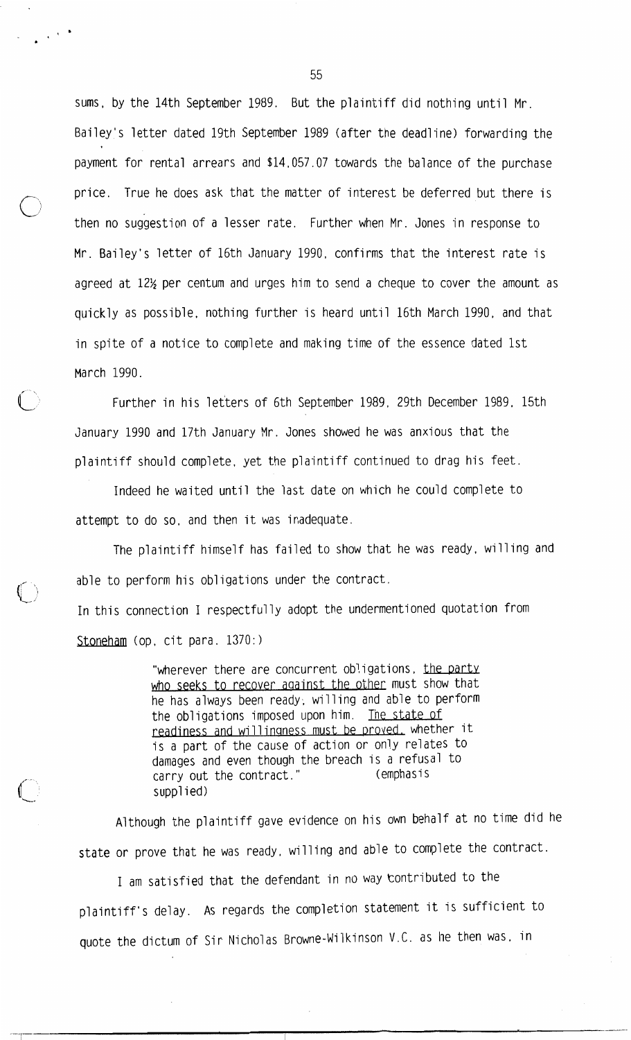sums, by the 14th September 1989. But the plaintiff did nothing until Mr. Bailey's letter dated 19th September 1989 (after the deadline) forwarding the payment for rental arrears and $14,057.07 towards the balance of the purchase price. True he does ask that the matter of interest be deferred but there is then no suggestion of a lesser rate. Further when Mr. Jones in response to Mr. Bailey's letter of 16th January 1990, confirms that the interest rate is agreed at 12½ per centum and urges him to send a cheque to cover the amount as quickly as possible, nothing further is heard until 16th March 1990, and that in spite of a notice to complete and making time of the essence dated 1st March 1990.

Further in his letters of 6th September 1989, 29th December 1989, 15th January 1990 and 17th January Mr. Jones showed he was anxious that the plaintiff should complete, yet the plaintiff continued to drag his feet.

Indeed he waited until the last date on which he could complete to attempt to do so, and then it was inadequate.

The plaintiff himself has failed to show that he was ready, willing and able to perform his obligations under the contract.

In this connection I respectfully adopt the undermentioned quotation from Stoneham (op. cit para. 1370:)

> "wherever there are concurrent obligations, the party who seeks to recover against the other must show that he has always been ready, willing and able to perform the obligations imposed upon him. The state of readiness and willingness must be proved, whether it is a part of the cause of action or only relates to damages and even though the breach is a refusal to carry out the contract." (emphasis supplied)

Although the plaintiff gave evidence on his own behalf at no time did he state or prove that he was ready, willing and able to complete the contract.

I am satisfied that the defendant in no way contributed to the plaintiff's delay. As regards the completion statement it is sufficient to quote the dictum of Sir Nicholas Browne-Wilkinson V.C. as he then was, in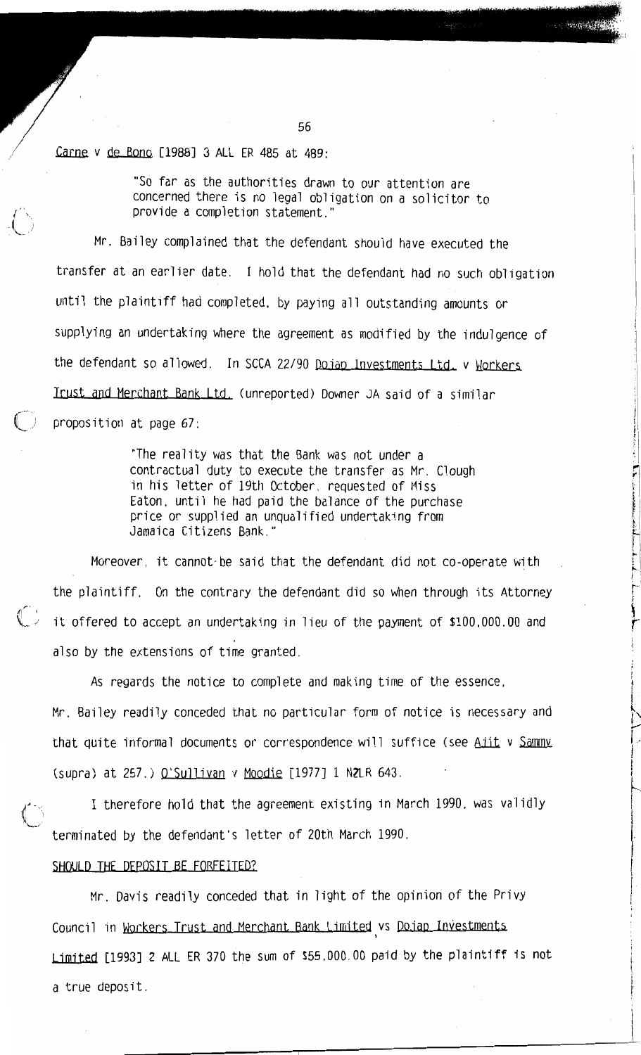Carne v de Bono [1988] 3 ALL ER 485 at 489:

> "So far as the authorities drawn to our attention are concerned there is no legal obligation on a solicitor to provide a completion statement."

Mr. Bailey complained that the defendant should have executed the transfer at an earlier date. I hold that the defendant had no such obligation until the plaintiff had completed, by paying all outstanding amounts or supplying an undertaking where the agreement as modified by the indulgence of the defendant so allowed. In SCCA 22/90 Dojap Investments Ltd. v Workers Trust and Merchant Bank Ltd. (unreported) Downer JA said of a similar proposition at page 67:

> "The reality was that the Bank was not under a contractual duty to execute the transfer as Mr. Clough in his letter of 19th October, requested of Miss Eaton, until he had paid the balance of the purchase price or supplied an unqualified undertaking from Jamaica Citizens Bank."

Moreover, it cannot be said that the defendant did not co-operate with the plaintiff. On the contrary the defendant did so when through its Attorney it offered to accept an undertaking in lieu of the payment of $100,000.00 and also by the extensions of time granted.

As regards the notice to complete and making time of the essence, Mr. Bailey readily conceded that no particular form of notice is necessary and that quite informal documents or correspondence will suffice (see Ajit v Sammy (supra) at 257.) O'Sullivan v Moodie [1977] 1 NZLR 643.

I therefore hold that the agreement existing in March 1990, was validly terminated by the defendant's letter of 20th March 1990.

## SHOULD THE DEPOSIT BE FORFEITED?

Mr. Davis readily conceded that in light of the opinion of the Privy Council in Workers Trust and Merchant Bank Limited vs Dojap Investments Limited [1993] 2 ALL ER 370 the sum of $55,000.00 paid by the plaintiff is not a true deposit.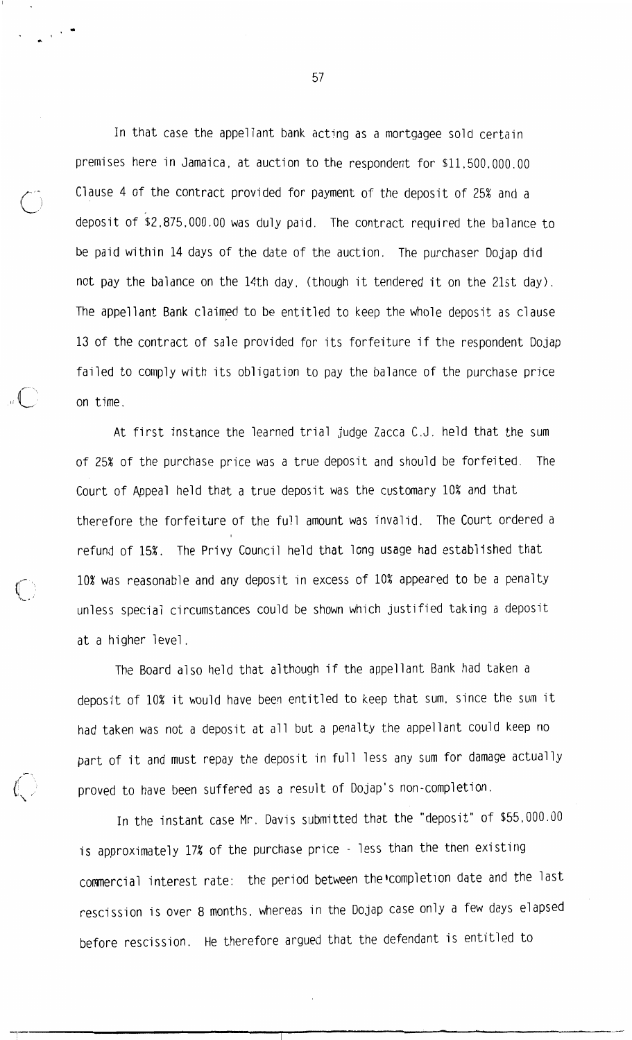In that case the appellant bank acting as a mortgagee sold certain premises here in Jamaica, at auction to the respondent for $11,500,000.00 Clause 4 of the contract provided for payment of the deposit of 25% and a deposit of $2,875,000.00 was duly paid. The contract required the balance to be paid within 14 days of the date of the auction. The purchaser Dojap did not pay the balance on the 14th day, (though it tendered it on the 21st day). The appellant Bank claimed to be entitled to keep the whole deposit as clause 13 of the contract of sale provided for its forfeiture if the respondent Dojap failed to comply with its obligation to pay the balance of the purchase price on time.

At first instance the learned trial judge Zacca C.J. held that the sum of 25% of the purchase price was a true deposit and should be forfeited. The Court of Appeal held that a true deposit was the customary 10% and that therefore the forfeiture of the full amount was invalid. The Court ordered a refund of 15%. The Privy Council held that long usage had established that 10% was reasonable and any deposit in excess of 10% appeared to be a penalty unless special circumstances could be shown which justified taking a deposit at a higher level.

The Board also held that although if the appellant Bank had taken a deposit of 10% it would have been entitled to keep that sum, since the sum it had taken was not a deposit at all but a penalty the appellant could keep no part of it and must repay the deposit in full less any sum for damage actually proved to have been suffered as a result of Dojap's non-completion.

In the instant case Mr. Davis submitted that the "deposit" of $55,000.00 is approximately 17% of the purchase price - less than the then existing commercial interest rate: the period between the completion date and the last rescission is over 8 months, whereas in the Dojap case only a few days elapsed before rescission. He therefore argued that the defendant is entitled to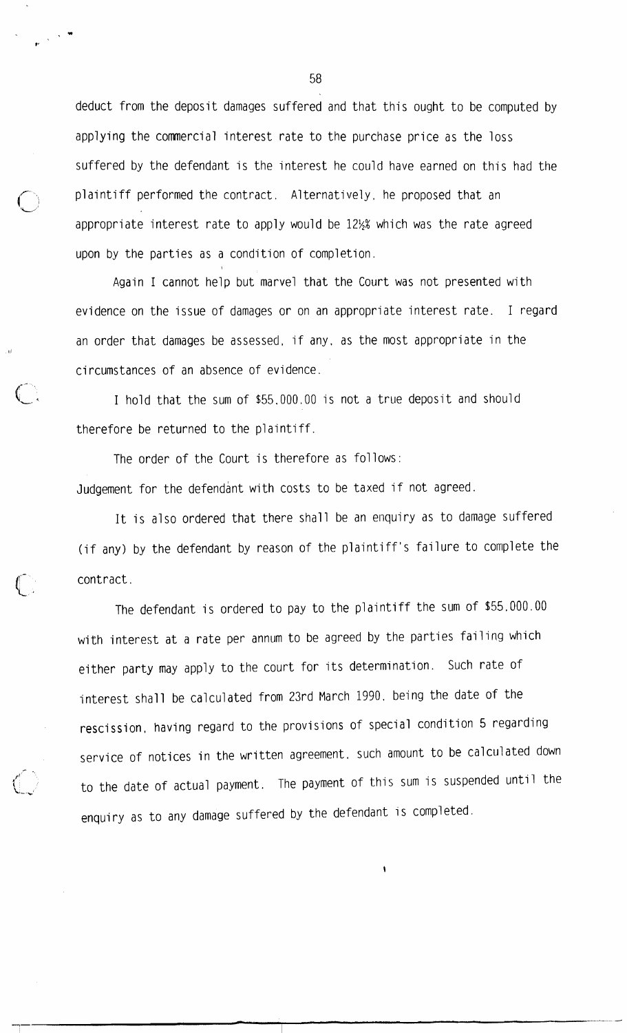deduct from the deposit damages suffered and that this ought to be computed by applying the commercial interest rate to the purchase price as the loss suffered by the defendant is the interest he could have earned on this had the plaintiff performed the contract. Alternatively, he proposed that an appropriate interest rate to apply would be 12½% which was the rate agreed upon by the parties as a condition of completion.

Again I cannot help but marvel that the Court was not presented with evidence on the issue of damages or on an appropriate interest rate. I regard an order that damages be assessed, if any, as the most appropriate in the circumstances of an absence of evidence.

I hold that the sum of $55,000.00 is not a true deposit and should therefore be returned to the plaintiff.

The order of the Court is therefore as follows:

Judgement for the defendant with costs to be taxed if not agreed.

It is also ordered that there shall be an enquiry as to damage suffered (if any) by the defendant by reason of the plaintiff's failure to complete the contract.

The defendant is ordered to pay to the plaintiff the sum of $55,000.00 with interest at a rate per annum to be agreed by the parties failing which either party may apply to the court for its determination. Such rate of interest shall be calculated from 23rd March 1990, being the date of the rescission, having regard to the provisions of special condition 5 regarding service of notices in the written agreement, such amount to be calculated down to the date of actual payment. The payment of this sum is suspended until the enquiry as to any damage suffered by the defendant is completed.